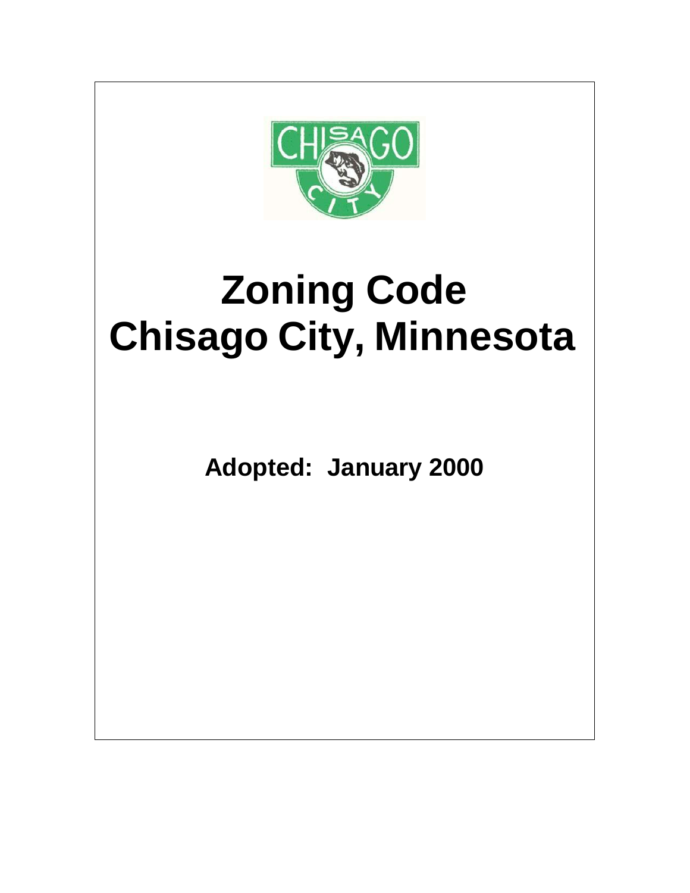# Zoning Code
# Chisago City, Minnesota

**Adopted: January 2000**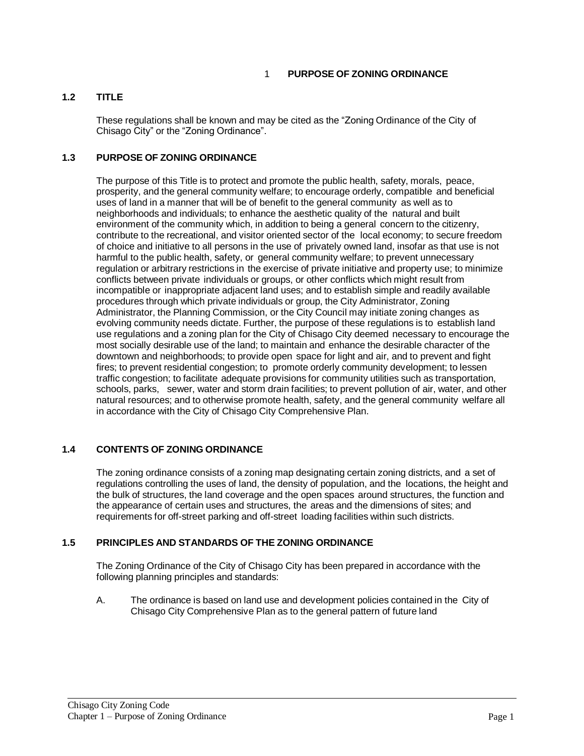# 1 PURPOSE OF ZONING ORDINANCE

## 1.2 TITLE

These regulations shall be known and may be cited as the "Zoning Ordinance of the City of Chisago City" or the "Zoning Ordinance".

## 1.3 PURPOSE OF ZONING ORDINANCE

The purpose of this Title is to protect and promote the public health, safety, morals, peace, prosperity, and the general community welfare; to encourage orderly, compatible and beneficial uses of land in a manner that will be of benefit to the general community as well as to neighborhoods and individuals; to enhance the aesthetic quality of the natural and built environment of the community which, in addition to being a general concern to the citizenry, contribute to the recreational, and visitor oriented sector of the local economy; to secure freedom of choice and initiative to all persons in the use of privately owned land, insofar as that use is not harmful to the public health, safety, or general community welfare; to prevent unnecessary regulation or arbitrary restrictions in the exercise of private initiative and property use; to minimize conflicts between private individuals or groups, or other conflicts which might result from incompatible or inappropriate adjacent land uses; and to establish simple and readily available procedures through which private individuals or group, the City Administrator, Zoning Administrator, the Planning Commission, or the City Council may initiate zoning changes as evolving community needs dictate. Further, the purpose of these regulations is to establish land use regulations and a zoning plan for the City of Chisago City deemed necessary to encourage the most socially desirable use of the land; to maintain and enhance the desirable character of the downtown and neighborhoods; to provide open space for light and air, and to prevent and fight fires; to prevent residential congestion; to promote orderly community development; to lessen traffic congestion; to facilitate adequate provisions for community utilities such as transportation, schools, parks, sewer, water and storm drain facilities; to prevent pollution of air, water, and other natural resources; and to otherwise promote health, safety, and the general community welfare all in accordance with the City of Chisago City Comprehensive Plan.

## 1.4 CONTENTS OF ZONING ORDINANCE

The zoning ordinance consists of a zoning map designating certain zoning districts, and a set of regulations controlling the uses of land, the density of population, and the locations, the height and the bulk of structures, the land coverage and the open spaces around structures, the function and the appearance of certain uses and structures, the areas and the dimensions of sites; and requirements for off-street parking and off-street loading facilities within such districts.

## 1.5 PRINCIPLES AND STANDARDS OF THE ZONING ORDINANCE

The Zoning Ordinance of the City of Chisago City has been prepared in accordance with the following planning principles and standards:

A. The ordinance is based on land use and development policies contained in the City of Chisago City Comprehensive Plan as to the general pattern of future land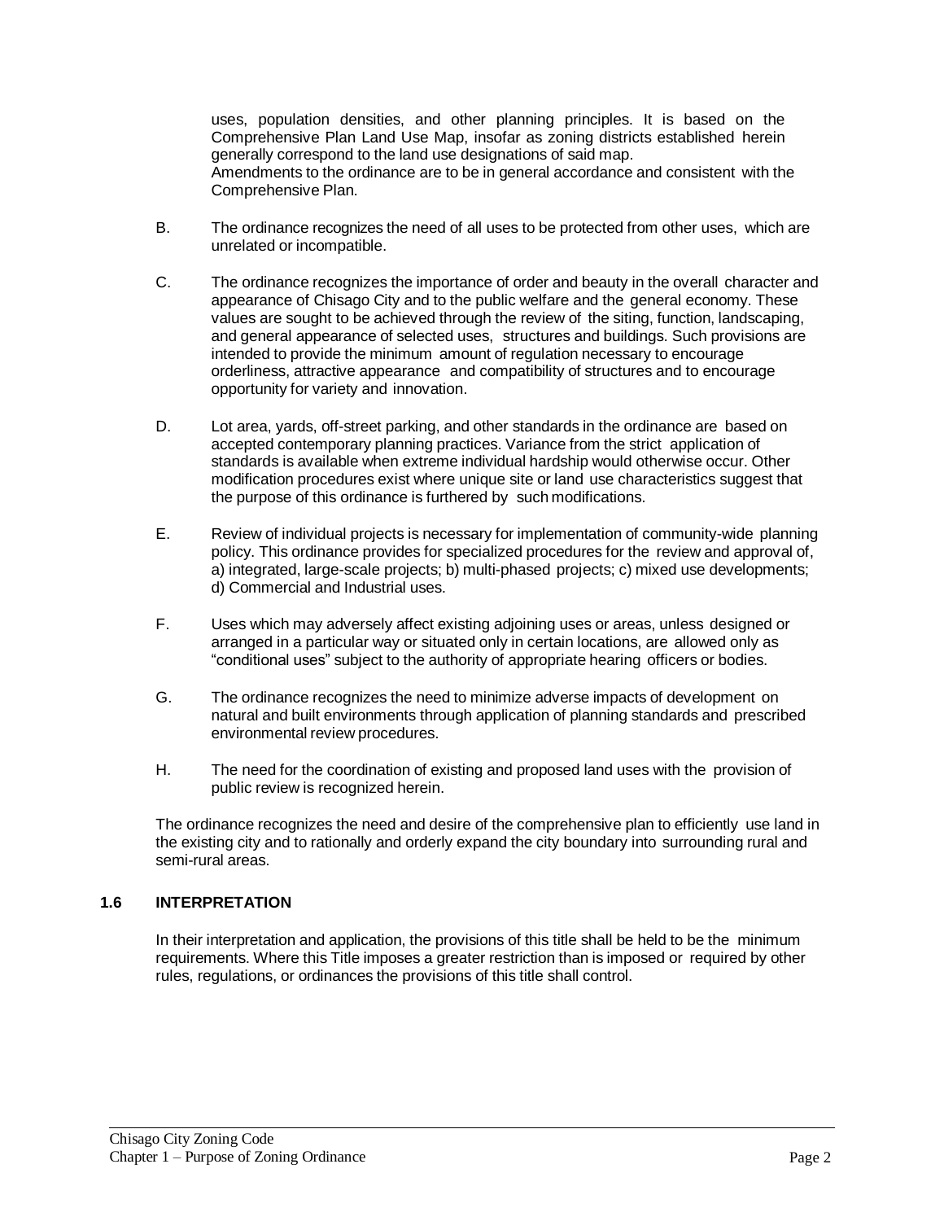uses, population densities, and other planning principles. It is based on the Comprehensive Plan Land Use Map, insofar as zoning districts established herein generally correspond to the land use designations of said map. Amendments to the ordinance are to be in general accordance and consistent with the Comprehensive Plan.

B. The ordinance recognizes the need of all uses to be protected from other uses, which are unrelated or incompatible.

C. The ordinance recognizes the importance of order and beauty in the overall character and appearance of Chisago City and to the public welfare and the general economy. These values are sought to be achieved through the review of the siting, function, landscaping, and general appearance of selected uses, structures and buildings. Such provisions are intended to provide the minimum amount of regulation necessary to encourage orderliness, attractive appearance and compatibility of structures and to encourage opportunity for variety and innovation.

D. Lot area, yards, off-street parking, and other standards in the ordinance are based on accepted contemporary planning practices. Variance from the strict application of standards is available when extreme individual hardship would otherwise occur. Other modification procedures exist where unique site or land use characteristics suggest that the purpose of this ordinance is furthered by such modifications.

E. Review of individual projects is necessary for implementation of community-wide planning policy. This ordinance provides for specialized procedures for the review and approval of, a) integrated, large-scale projects; b) multi-phased projects; c) mixed use developments; d) Commercial and Industrial uses.

F. Uses which may adversely affect existing adjoining uses or areas, unless designed or arranged in a particular way or situated only in certain locations, are allowed only as "conditional uses" subject to the authority of appropriate hearing officers or bodies.

G. The ordinance recognizes the need to minimize adverse impacts of development on natural and built environments through application of planning standards and prescribed environmental review procedures.

H. The need for the coordination of existing and proposed land uses with the provision of public review is recognized herein.

The ordinance recognizes the need and desire of the comprehensive plan to efficiently use land in the existing city and to rationally and orderly expand the city boundary into surrounding rural and semi-rural areas.

### 1.6 INTERPRETATION

In their interpretation and application, the provisions of this title shall be held to be the minimum requirements. Where this Title imposes a greater restriction than is imposed or required by other rules, regulations, or ordinances the provisions of this title shall control.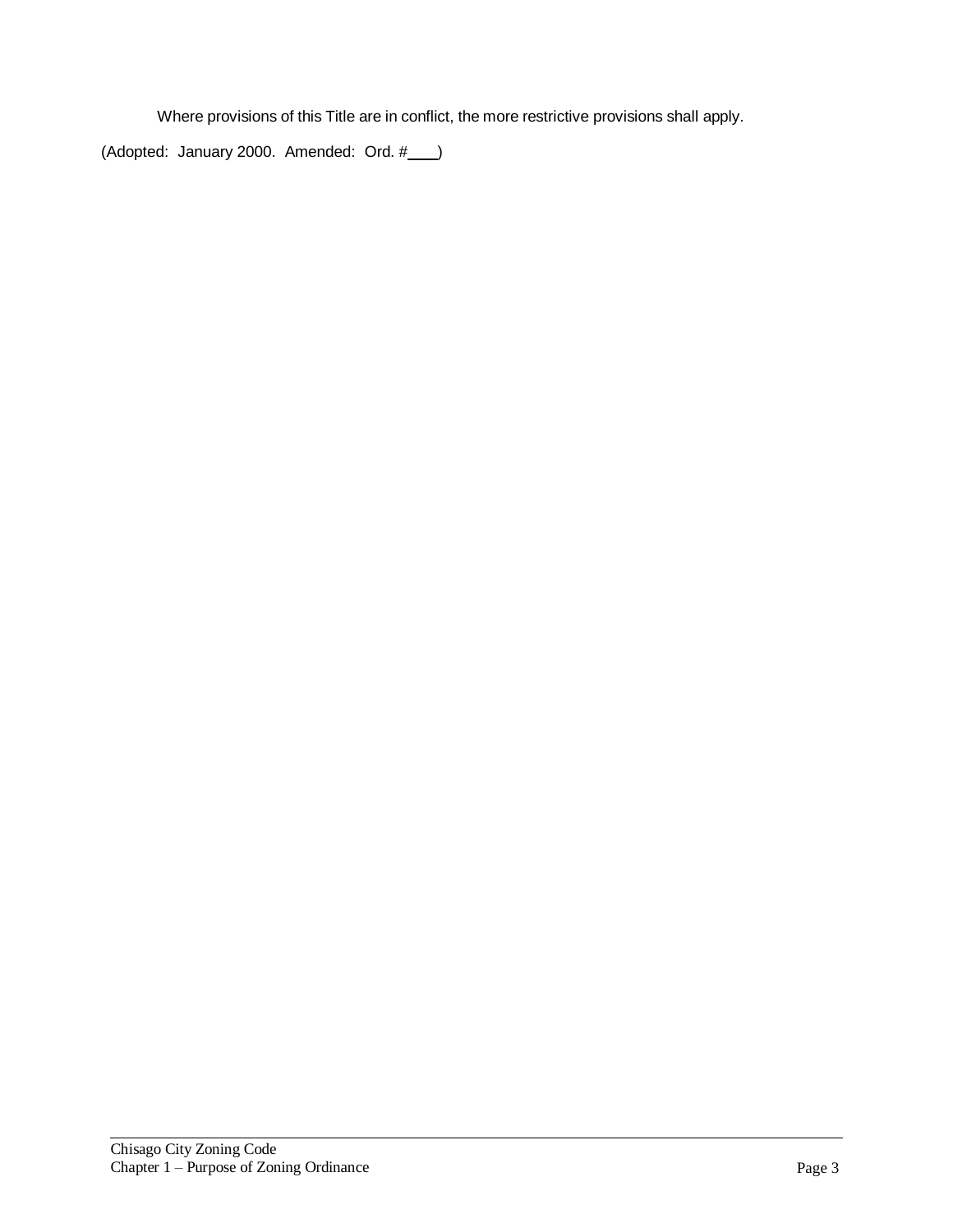Where provisions of this Title are in conflict, the more restrictive provisions shall apply.

(Adopted: January 2000. Amended: Ord. #____)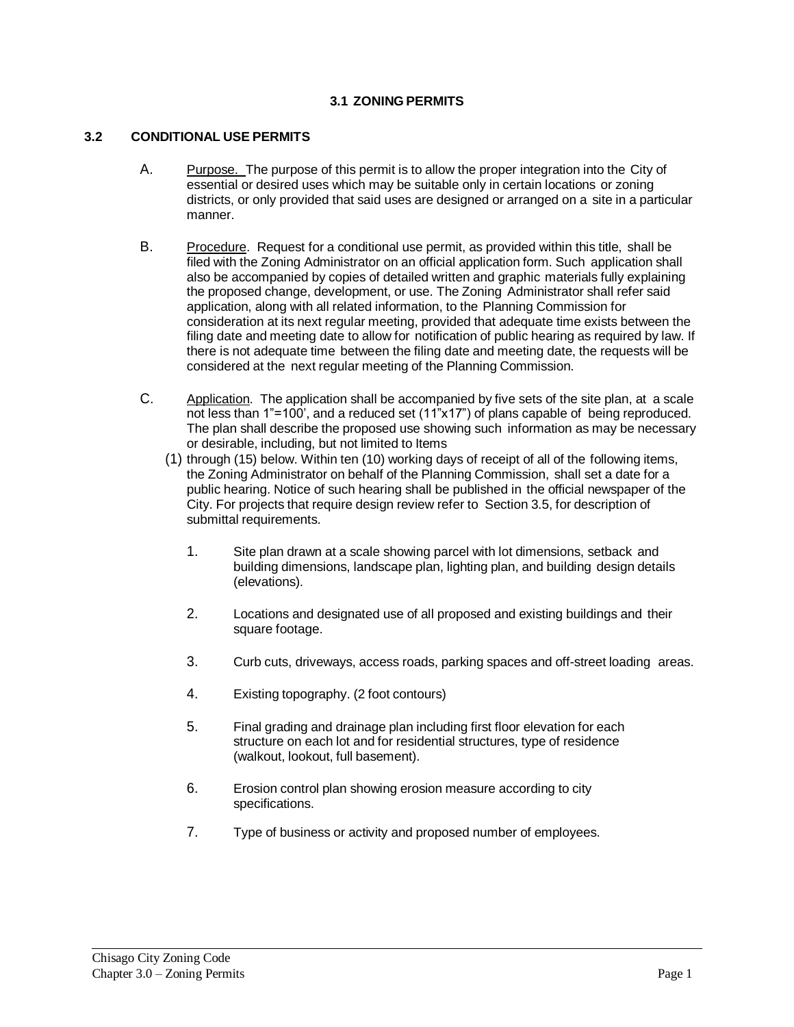## 3.1 ZONING PERMITS

## 3.2 CONDITIONAL USE PERMITS

A. Purpose. The purpose of this permit is to allow the proper integration into the City of essential or desired uses which may be suitable only in certain locations or zoning districts, or only provided that said uses are designed or arranged on a site in a particular manner.

B. Procedure. Request for a conditional use permit, as provided within this title, shall be filed with the Zoning Administrator on an official application form. Such application shall also be accompanied by copies of detailed written and graphic materials fully explaining the proposed change, development, or use. The Zoning Administrator shall refer said application, along with all related information, to the Planning Commission for consideration at its next regular meeting, provided that adequate time exists between the filing date and meeting date to allow for notification of public hearing as required by law. If there is not adequate time between the filing date and meeting date, the requests will be considered at the next regular meeting of the Planning Commission.

C. Application. The application shall be accompanied by five sets of the site plan, at a scale not less than 1"=100', and a reduced set (11"x17") of plans capable of being reproduced. The plan shall describe the proposed use showing such information as may be necessary or desirable, including, but not limited to Items (1) through (15) below. Within ten (10) working days of receipt of all of the following items, the Zoning Administrator on behalf of the Planning Commission, shall set a date for a public hearing. Notice of such hearing shall be published in the official newspaper of the City. For projects that require design review refer to Section 3.5, for description of submittal requirements.

1. Site plan drawn at a scale showing parcel with lot dimensions, setback and building dimensions, landscape plan, lighting plan, and building design details (elevations).

2. Locations and designated use of all proposed and existing buildings and their square footage.

3. Curb cuts, driveways, access roads, parking spaces and off-street loading areas.

4. Existing topography. (2 foot contours)

5. Final grading and drainage plan including first floor elevation for each structure on each lot and for residential structures, type of residence (walkout, lookout, full basement).

6. Erosion control plan showing erosion measure according to city specifications.

7. Type of business or activity and proposed number of employees.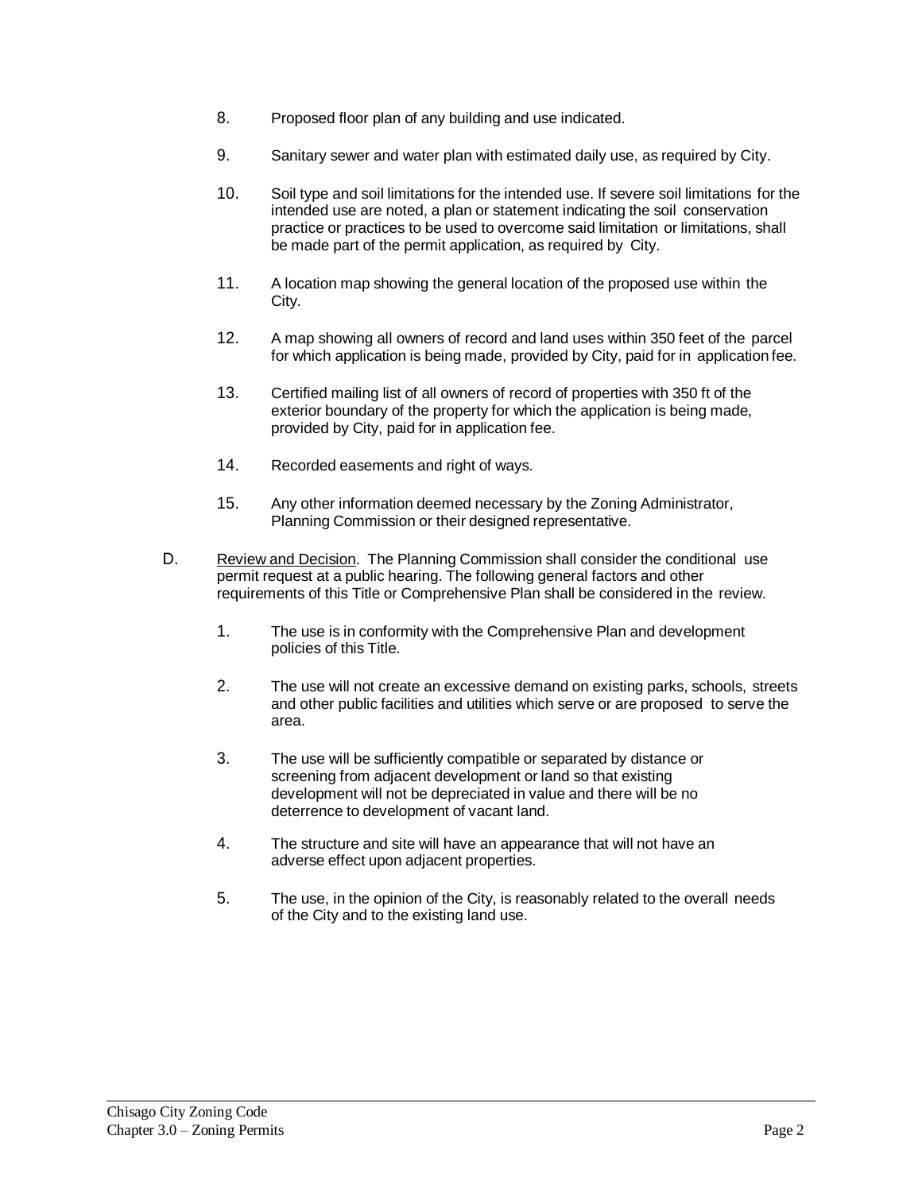8. Proposed floor plan of any building and use indicated.

9. Sanitary sewer and water plan with estimated daily use, as required by City.

10. Soil type and soil limitations for the intended use. If severe soil limitations for the intended use are noted, a plan or statement indicating the soil conservation practice or practices to be used to overcome said limitation or limitations, shall be made part of the permit application, as required by City.

11. A location map showing the general location of the proposed use within the City.

12. A map showing all owners of record and land uses within 350 feet of the parcel for which application is being made, provided by City, paid for in application fee.

13. Certified mailing list of all owners of record of properties with 350 ft of the exterior boundary of the property for which the application is being made, provided by City, paid for in application fee.

14. Recorded easements and right of ways.

15. Any other information deemed necessary by the Zoning Administrator, Planning Commission or their designed representative.

D. Review and Decision. The Planning Commission shall consider the conditional use permit request at a public hearing. The following general factors and other requirements of this Title or Comprehensive Plan shall be considered in the review.

1. The use is in conformity with the Comprehensive Plan and development policies of this Title.

2. The use will not create an excessive demand on existing parks, schools, streets and other public facilities and utilities which serve or are proposed to serve the area.

3. The use will be sufficiently compatible or separated by distance or screening from adjacent development or land so that existing development will not be depreciated in value and there will be no deterrence to development of vacant land.

4. The structure and site will have an appearance that will not have an adverse effect upon adjacent properties.

5. The use, in the opinion of the City, is reasonably related to the overall needs of the City and to the existing land use.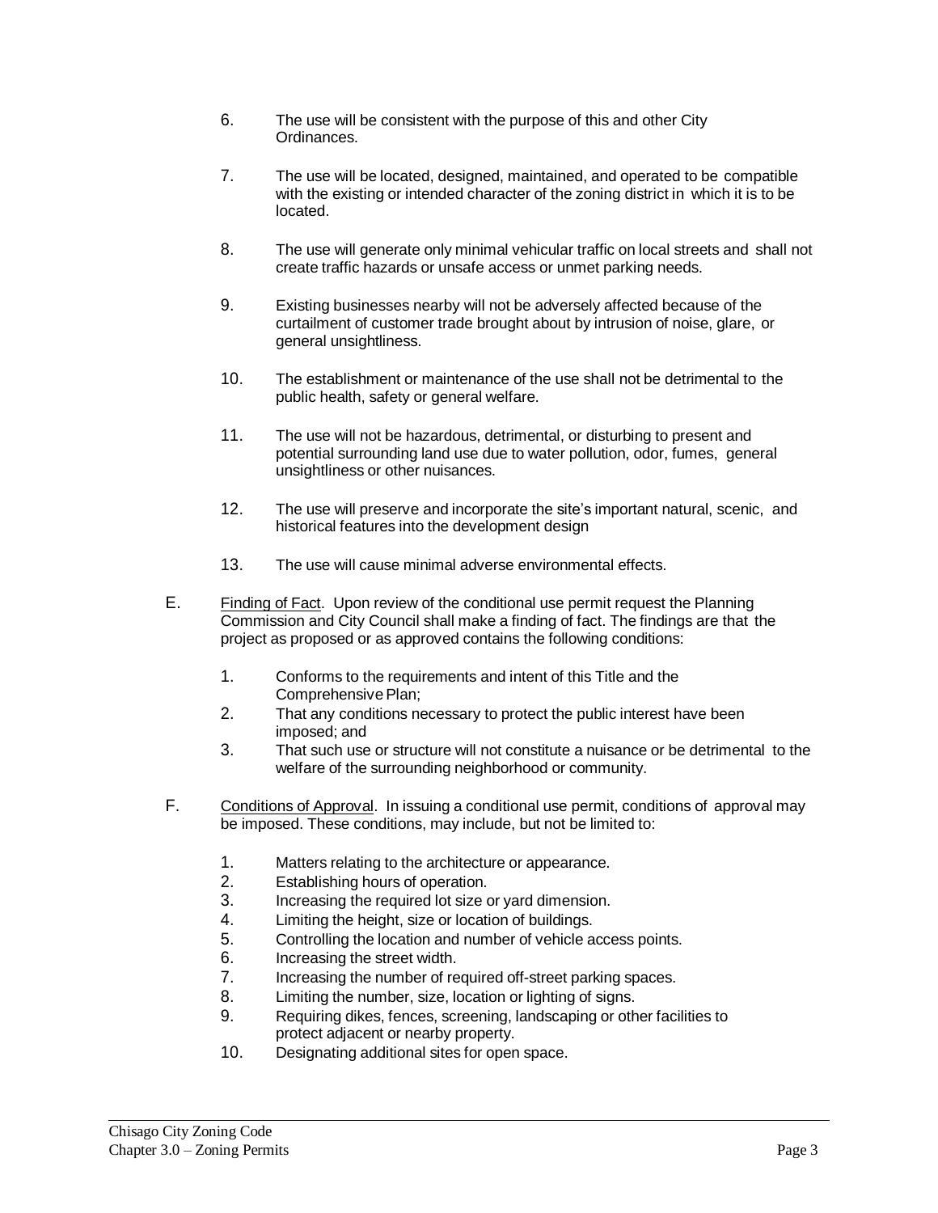6. The use will be consistent with the purpose of this and other City Ordinances.

7. The use will be located, designed, maintained, and operated to be compatible with the existing or intended character of the zoning district in which it is to be located.

8. The use will generate only minimal vehicular traffic on local streets and shall not create traffic hazards or unsafe access or unmet parking needs.

9. Existing businesses nearby will not be adversely affected because of the curtailment of customer trade brought about by intrusion of noise, glare, or general unsightliness.

10. The establishment or maintenance of the use shall not be detrimental to the public health, safety or general welfare.

11. The use will not be hazardous, detrimental, or disturbing to present and potential surrounding land use due to water pollution, odor, fumes, general unsightliness or other nuisances.

12. The use will preserve and incorporate the site's important natural, scenic, and historical features into the development design

13. The use will cause minimal adverse environmental effects.

E. Finding of Fact. Upon review of the conditional use permit request the Planning Commission and City Council shall make a finding of fact. The findings are that the project as proposed or as approved contains the following conditions:

1. Conforms to the requirements and intent of this Title and the Comprehensive Plan;
2. That any conditions necessary to protect the public interest have been imposed; and
3. That such use or structure will not constitute a nuisance or be detrimental to the welfare of the surrounding neighborhood or community.

F. Conditions of Approval. In issuing a conditional use permit, conditions of approval may be imposed. These conditions, may include, but not be limited to:

1. Matters relating to the architecture or appearance.
2. Establishing hours of operation.
3. Increasing the required lot size or yard dimension.
4. Limiting the height, size or location of buildings.
5. Controlling the location and number of vehicle access points.
6. Increasing the street width.
7. Increasing the number of required off-street parking spaces.
8. Limiting the number, size, location or lighting of signs.
9. Requiring dikes, fences, screening, landscaping or other facilities to protect adjacent or nearby property.
10. Designating additional sites for open space.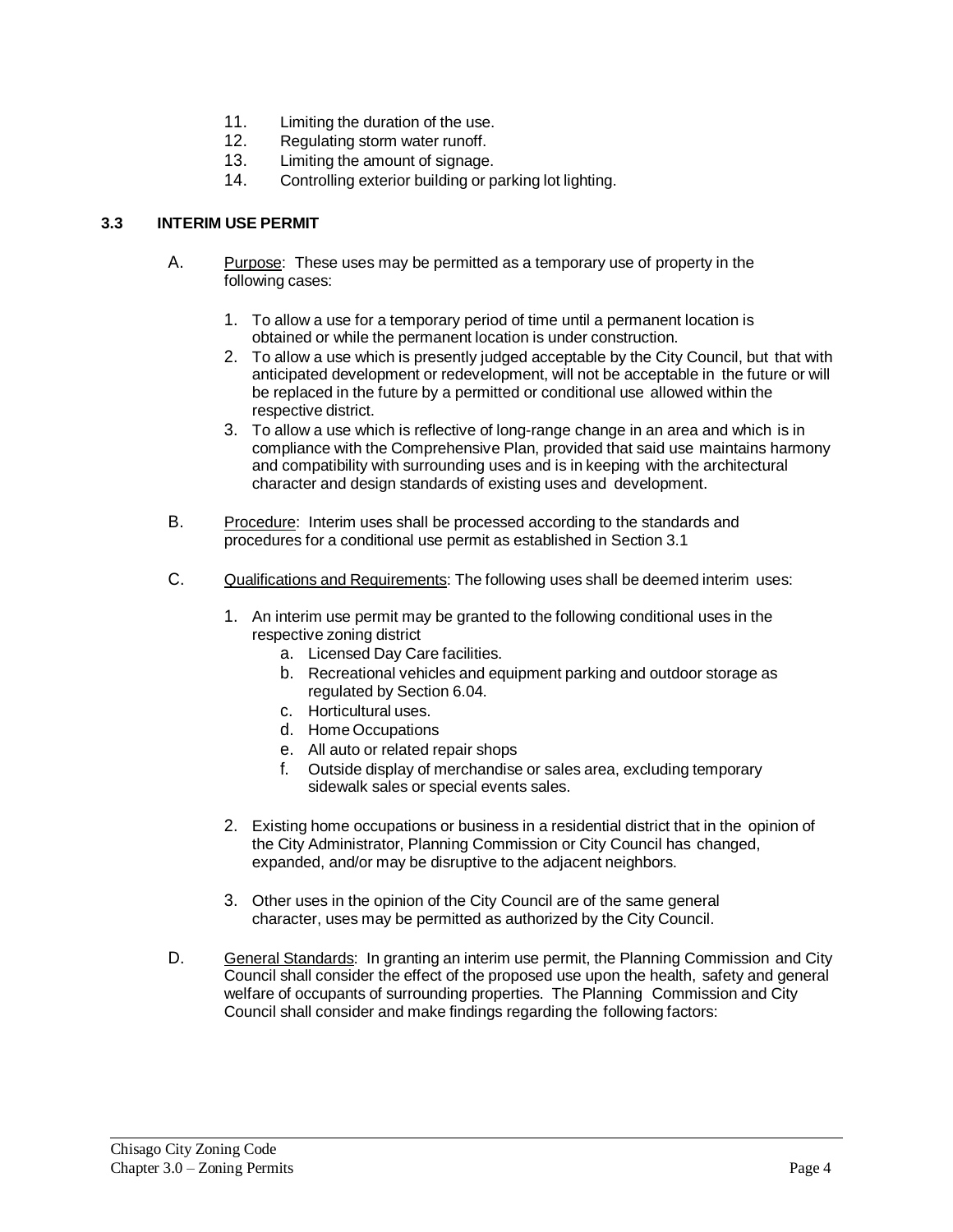11. Limiting the duration of the use.
12. Regulating storm water runoff.
13. Limiting the amount of signage.
14. Controlling exterior building or parking lot lighting.

### 3.3 INTERIM USE PERMIT

A. Purpose: These uses may be permitted as a temporary use of property in the following cases:

   1. To allow a use for a temporary period of time until a permanent location is obtained or while the permanent location is under construction.
   2. To allow a use which is presently judged acceptable by the City Council, but that with anticipated development or redevelopment, will not be acceptable in the future or will be replaced in the future by a permitted or conditional use allowed within the respective district.
   3. To allow a use which is reflective of long-range change in an area and which is in compliance with the Comprehensive Plan, provided that said use maintains harmony and compatibility with surrounding uses and is in keeping with the architectural character and design standards of existing uses and development.

B. Procedure: Interim uses shall be processed according to the standards and procedures for a conditional use permit as established in Section 3.1

C. Qualifications and Requirements: The following uses shall be deemed interim uses:

   1. An interim use permit may be granted to the following conditional uses in the respective zoning district
      a. Licensed Day Care facilities.
      b. Recreational vehicles and equipment parking and outdoor storage as regulated by Section 6.04.
      c. Horticultural uses.
      d. Home Occupations
      e. All auto or related repair shops
      f. Outside display of merchandise or sales area, excluding temporary sidewalk sales or special events sales.

   2. Existing home occupations or business in a residential district that in the opinion of the City Administrator, Planning Commission or City Council has changed, expanded, and/or may be disruptive to the adjacent neighbors.

   3. Other uses in the opinion of the City Council are of the same general character, uses may be permitted as authorized by the City Council.

D. General Standards: In granting an interim use permit, the Planning Commission and City Council shall consider the effect of the proposed use upon the health, safety and general welfare of occupants of surrounding properties. The Planning Commission and City Council shall consider and make findings regarding the following factors: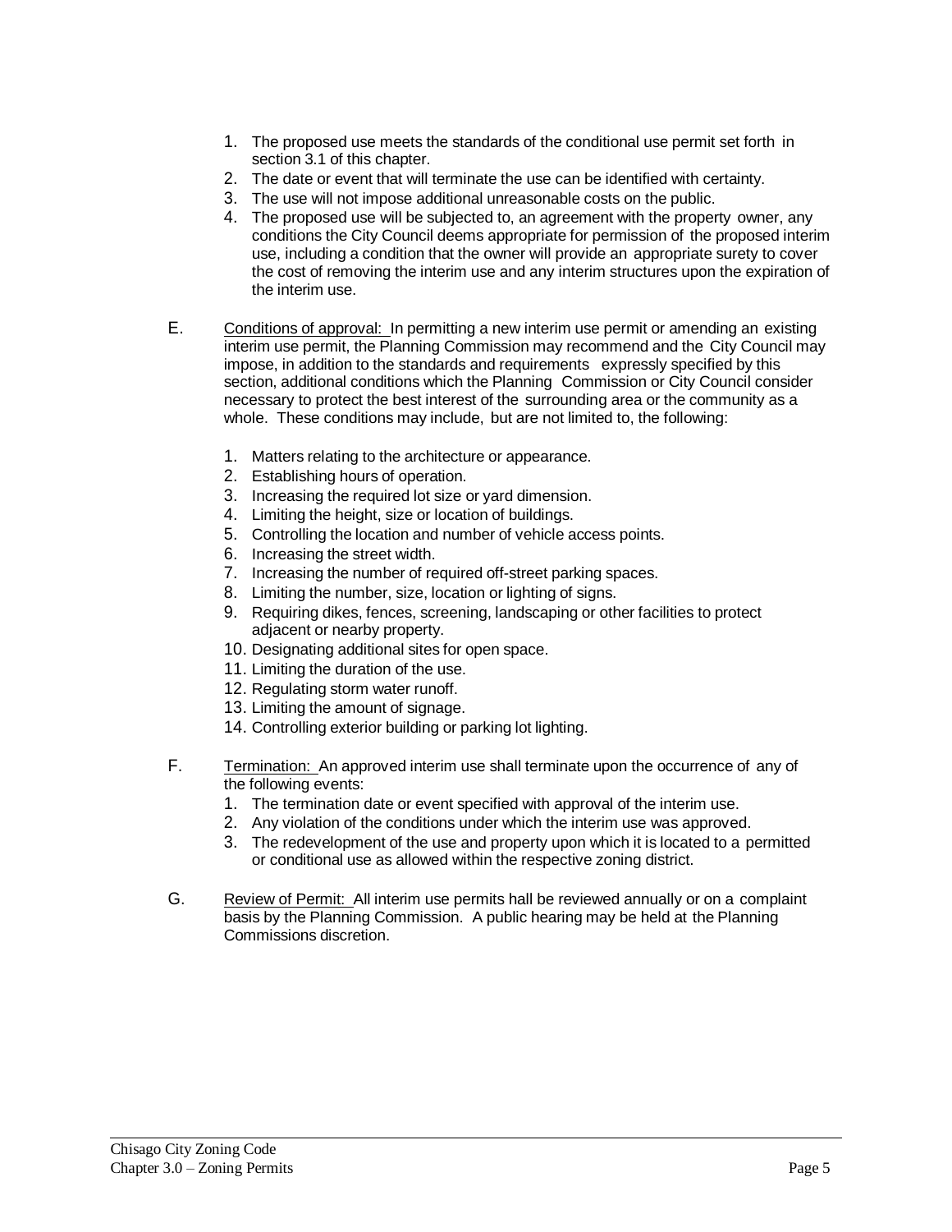1. The proposed use meets the standards of the conditional use permit set forth in section 3.1 of this chapter.
2. The date or event that will terminate the use can be identified with certainty.
3. The use will not impose additional unreasonable costs on the public.
4. The proposed use will be subjected to, an agreement with the property owner, any conditions the City Council deems appropriate for permission of the proposed interim use, including a condition that the owner will provide an appropriate surety to cover the cost of removing the interim use and any interim structures upon the expiration of the interim use.

E. Conditions of approval: In permitting a new interim use permit or amending an existing interim use permit, the Planning Commission may recommend and the City Council may impose, in addition to the standards and requirements expressly specified by this section, additional conditions which the Planning Commission or City Council consider necessary to protect the best interest of the surrounding area or the community as a whole. These conditions may include, but are not limited to, the following:

1. Matters relating to the architecture or appearance.
2. Establishing hours of operation.
3. Increasing the required lot size or yard dimension.
4. Limiting the height, size or location of buildings.
5. Controlling the location and number of vehicle access points.
6. Increasing the street width.
7. Increasing the number of required off-street parking spaces.
8. Limiting the number, size, location or lighting of signs.
9. Requiring dikes, fences, screening, landscaping or other facilities to protect adjacent or nearby property.
10. Designating additional sites for open space.
11. Limiting the duration of the use.
12. Regulating storm water runoff.
13. Limiting the amount of signage.
14. Controlling exterior building or parking lot lighting.

F. Termination: An approved interim use shall terminate upon the occurrence of any of the following events:

1. The termination date or event specified with approval of the interim use.
2. Any violation of the conditions under which the interim use was approved.
3. The redevelopment of the use and property upon which it is located to a permitted or conditional use as allowed within the respective zoning district.

G. Review of Permit: All interim use permits hall be reviewed annually or on a complaint basis by the Planning Commission. A public hearing may be held at the Planning Commissions discretion.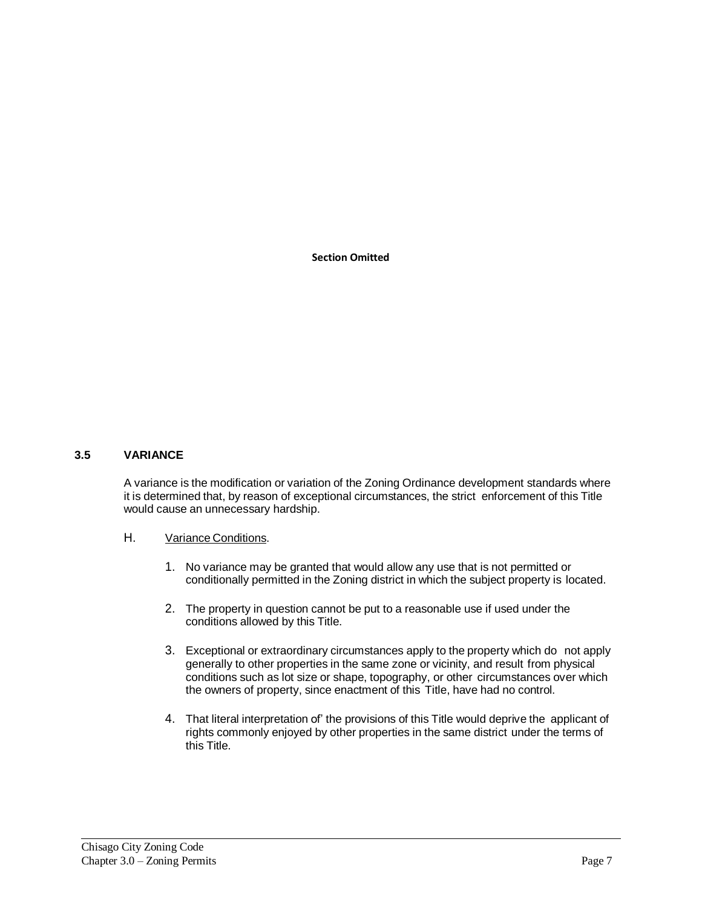**Section Omitted**

### 3.5 VARIANCE

A variance is the modification or variation of the Zoning Ordinance development standards where it is determined that, by reason of exceptional circumstances, the strict enforcement of this Title would cause an unnecessary hardship.

H. Variance Conditions.

1. No variance may be granted that would allow any use that is not permitted or conditionally permitted in the Zoning district in which the subject property is located.

2. The property in question cannot be put to a reasonable use if used under the conditions allowed by this Title.

3. Exceptional or extraordinary circumstances apply to the property which do not apply generally to other properties in the same zone or vicinity, and result from physical conditions such as lot size or shape, topography, or other circumstances over which the owners of property, since enactment of this Title, have had no control.

4. That literal interpretation of' the provisions of this Title would deprive the applicant of rights commonly enjoyed by other properties in the same district under the terms of this Title.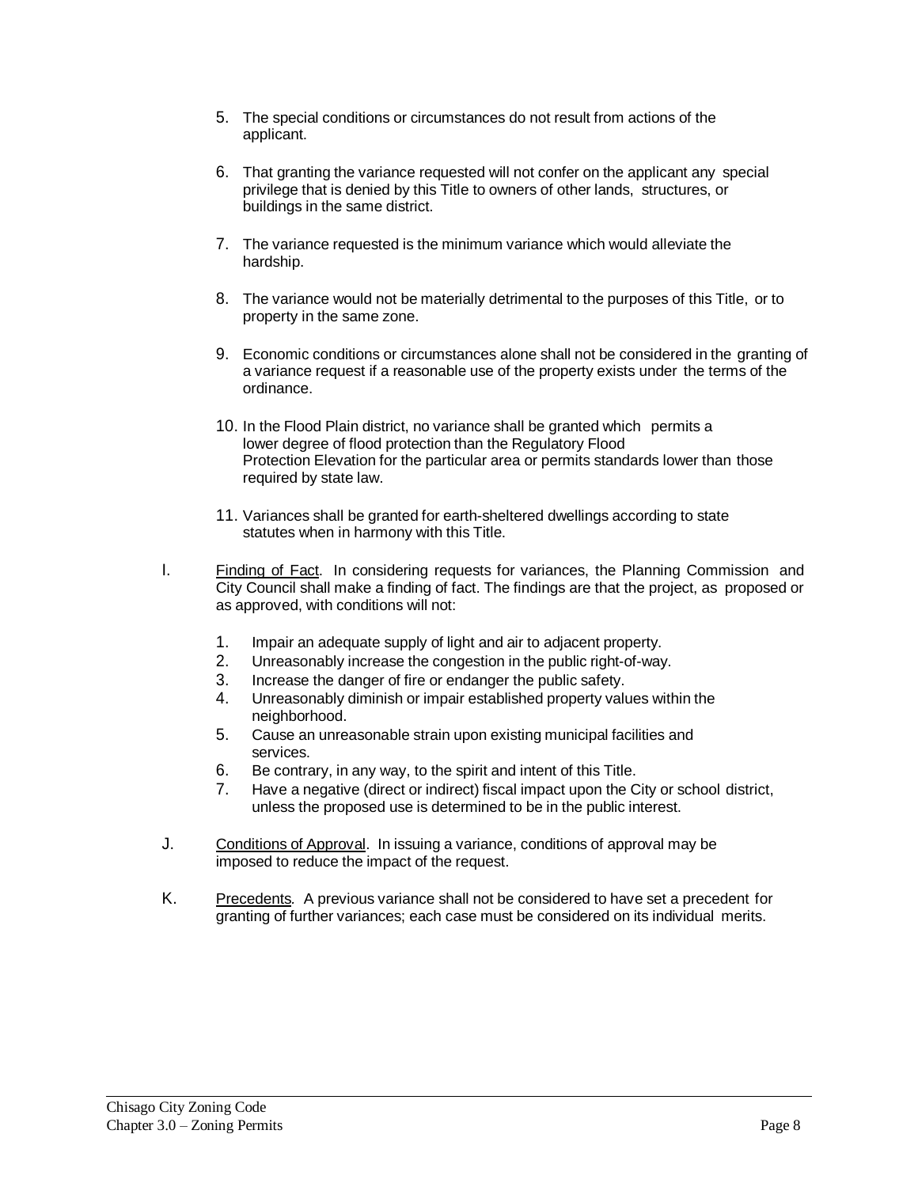5. The special conditions or circumstances do not result from actions of the applicant.

6. That granting the variance requested will not confer on the applicant any special privilege that is denied by this Title to owners of other lands, structures, or buildings in the same district.

7. The variance requested is the minimum variance which would alleviate the hardship.

8. The variance would not be materially detrimental to the purposes of this Title, or to property in the same zone.

9. Economic conditions or circumstances alone shall not be considered in the granting of a variance request if a reasonable use of the property exists under the terms of the ordinance.

10. In the Flood Plain district, no variance shall be granted which permits a lower degree of flood protection than the Regulatory Flood Protection Elevation for the particular area or permits standards lower than those required by state law.

11. Variances shall be granted for earth-sheltered dwellings according to state statutes when in harmony with this Title.

I. Finding of Fact. In considering requests for variances, the Planning Commission and City Council shall make a finding of fact. The findings are that the project, as proposed or as approved, with conditions will not:

   1. Impair an adequate supply of light and air to adjacent property.
   2. Unreasonably increase the congestion in the public right-of-way.
   3. Increase the danger of fire or endanger the public safety.
   4. Unreasonably diminish or impair established property values within the neighborhood.
   5. Cause an unreasonable strain upon existing municipal facilities and services.
   6. Be contrary, in any way, to the spirit and intent of this Title.
   7. Have a negative (direct or indirect) fiscal impact upon the City or school district, unless the proposed use is determined to be in the public interest.

J. Conditions of Approval. In issuing a variance, conditions of approval may be imposed to reduce the impact of the request.

K. Precedents. A previous variance shall not be considered to have set a precedent for granting of further variances; each case must be considered on its individual merits.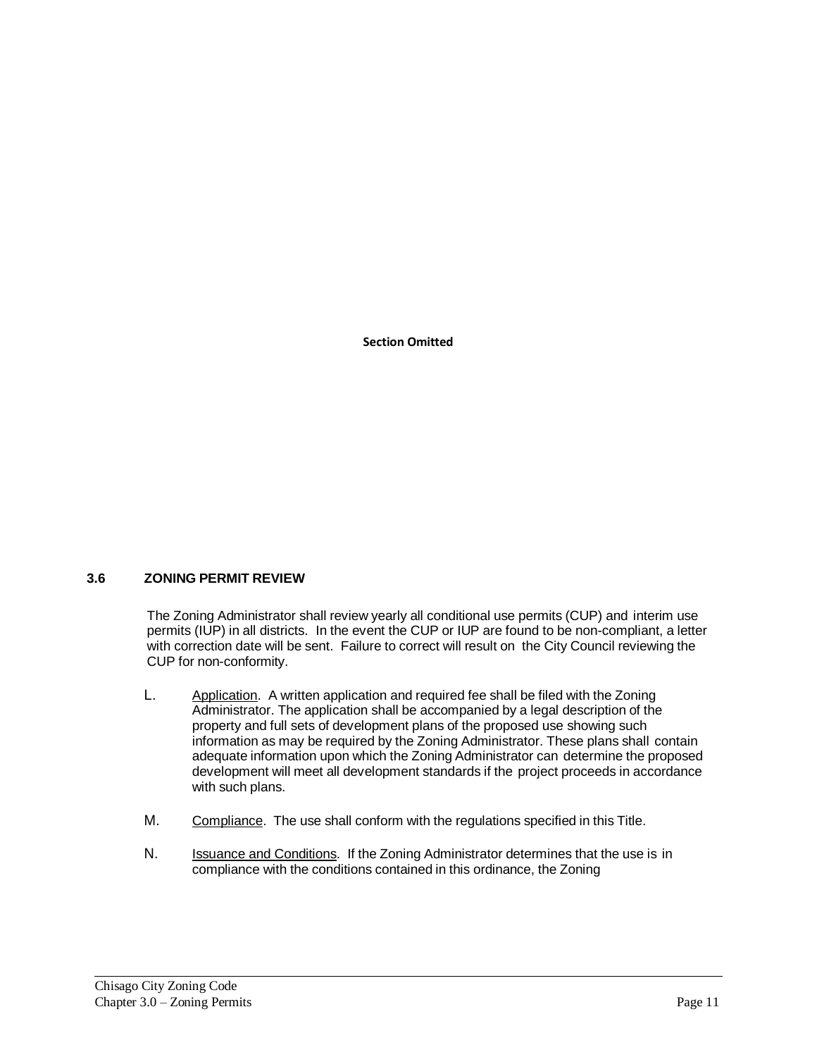**Section Omitted**

### 3.6 ZONING PERMIT REVIEW

The Zoning Administrator shall review yearly all conditional use permits (CUP) and interim use permits (IUP) in all districts. In the event the CUP or IUP are found to be non-compliant, a letter with correction date will be sent. Failure to correct will result on the City Council reviewing the CUP for non-conformity.

L. Application. A written application and required fee shall be filed with the Zoning Administrator. The application shall be accompanied by a legal description of the property and full sets of development plans of the proposed use showing such information as may be required by the Zoning Administrator. These plans shall contain adequate information upon which the Zoning Administrator can determine the proposed development will meet all development standards if the project proceeds in accordance with such plans.

M. Compliance. The use shall conform with the regulations specified in this Title.

N. Issuance and Conditions. If the Zoning Administrator determines that the use is in compliance with the conditions contained in this ordinance, the Zoning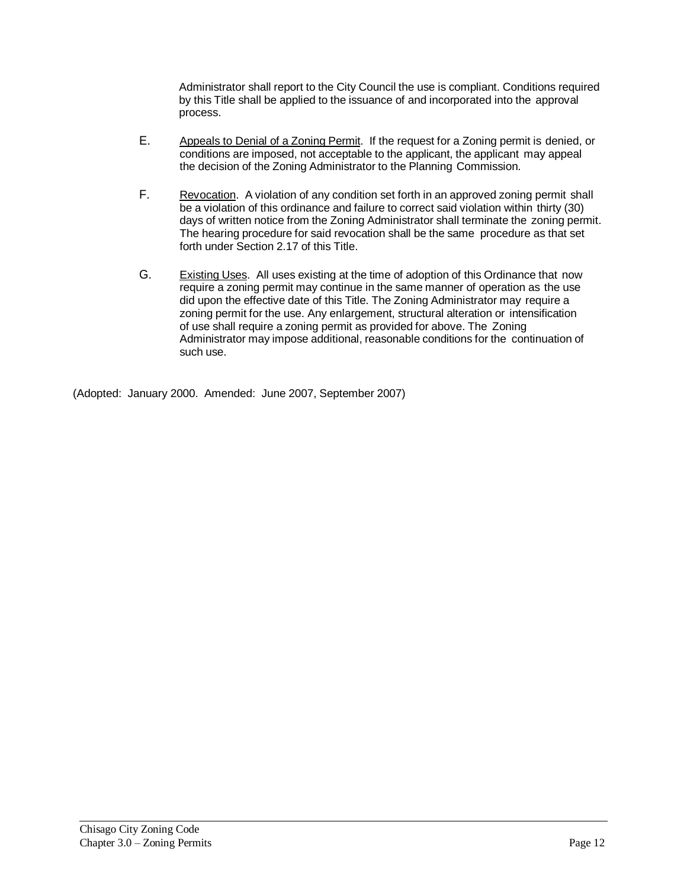Administrator shall report to the City Council the use is compliant. Conditions required by this Title shall be applied to the issuance of and incorporated into the approval process.

E. Appeals to Denial of a Zoning Permit. If the request for a Zoning permit is denied, or conditions are imposed, not acceptable to the applicant, the applicant may appeal the decision of the Zoning Administrator to the Planning Commission.

F. Revocation. A violation of any condition set forth in an approved zoning permit shall be a violation of this ordinance and failure to correct said violation within thirty (30) days of written notice from the Zoning Administrator shall terminate the zoning permit. The hearing procedure for said revocation shall be the same procedure as that set forth under Section 2.17 of this Title.

G. Existing Uses. All uses existing at the time of adoption of this Ordinance that now require a zoning permit may continue in the same manner of operation as the use did upon the effective date of this Title. The Zoning Administrator may require a zoning permit for the use. Any enlargement, structural alteration or intensification of use shall require a zoning permit as provided for above. The Zoning Administrator may impose additional, reasonable conditions for the continuation of such use.

(Adopted: January 2000. Amended: June 2007, September 2007)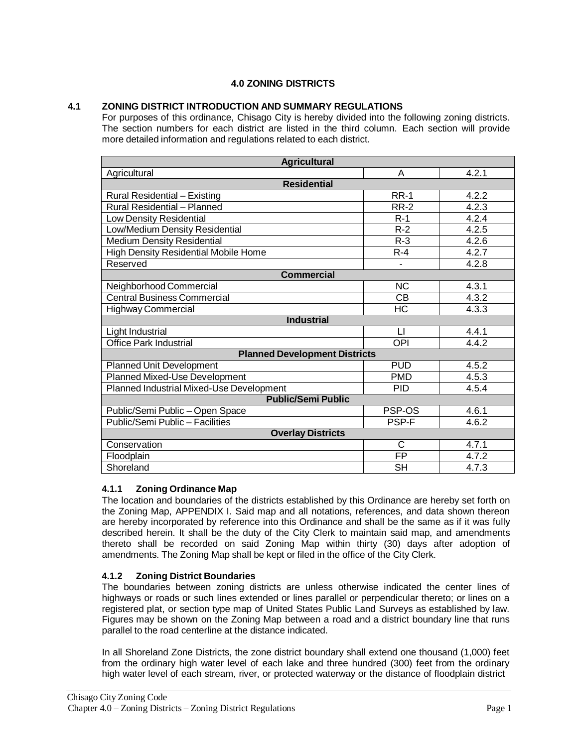# 4.0 ZONING DISTRICTS

## 4.1 ZONING DISTRICT INTRODUCTION AND SUMMARY REGULATIONS

For purposes of this ordinance, Chisago City is hereby divided into the following zoning districts. The section numbers for each district are listed in the third column. Each section will provide more detailed information and regulations related to each district.

| **Agricultural** | | |
|---|---|---|
| Agricultural | A | 4.2.1 |
| **Residential** | | |
| Rural Residential – Existing | RR-1 | 4.2.2 |
| Rural Residential – Planned | RR-2 | 4.2.3 |
| Low Density Residential | R-1 | 4.2.4 |
| Low/Medium Density Residential | R-2 | 4.2.5 |
| Medium Density Residential | R-3 | 4.2.6 |
| High Density Residential Mobile Home | R-4 | 4.2.7 |
| Reserved | - | 4.2.8 |
| **Commercial** | | |
| Neighborhood Commercial | NC | 4.3.1 |
| Central Business Commercial | CB | 4.3.2 |
| Highway Commercial | HC | 4.3.3 |
| **Industrial** | | |
| Light Industrial | LI | 4.4.1 |
| Office Park Industrial | OPI | 4.4.2 |
| **Planned Development Districts** | | |
| Planned Unit Development | PUD | 4.5.2 |
| Planned Mixed-Use Development | PMD | 4.5.3 |
| Planned Industrial Mixed-Use Development | PID | 4.5.4 |
| **Public/Semi Public** | | |
| Public/Semi Public – Open Space | PSP-OS | 4.6.1 |
| Public/Semi Public – Facilities | PSP-F | 4.6.2 |
| **Overlay Districts** | | |
| Conservation | C | 4.7.1 |
| Floodplain | FP | 4.7.2 |
| Shoreland | SH | 4.7.3 |

### 4.1.1 Zoning Ordinance Map

The location and boundaries of the districts established by this Ordinance are hereby set forth on the Zoning Map, APPENDIX I. Said map and all notations, references, and data shown thereon are hereby incorporated by reference into this Ordinance and shall be the same as if it was fully described herein. It shall be the duty of the City Clerk to maintain said map, and amendments thereto shall be recorded on said Zoning Map within thirty (30) days after adoption of amendments. The Zoning Map shall be kept or filed in the office of the City Clerk.

### 4.1.2 Zoning District Boundaries

The boundaries between zoning districts are unless otherwise indicated the center lines of highways or roads or such lines extended or lines parallel or perpendicular thereto; or lines on a registered plat, or section type map of United States Public Land Surveys as established by law. Figures may be shown on the Zoning Map between a road and a district boundary line that runs parallel to the road centerline at the distance indicated.

In all Shoreland Zone Districts, the zone district boundary shall extend one thousand (1,000) feet from the ordinary high water level of each lake and three hundred (300) feet from the ordinary high water level of each stream, river, or protected waterway or the distance of floodplain district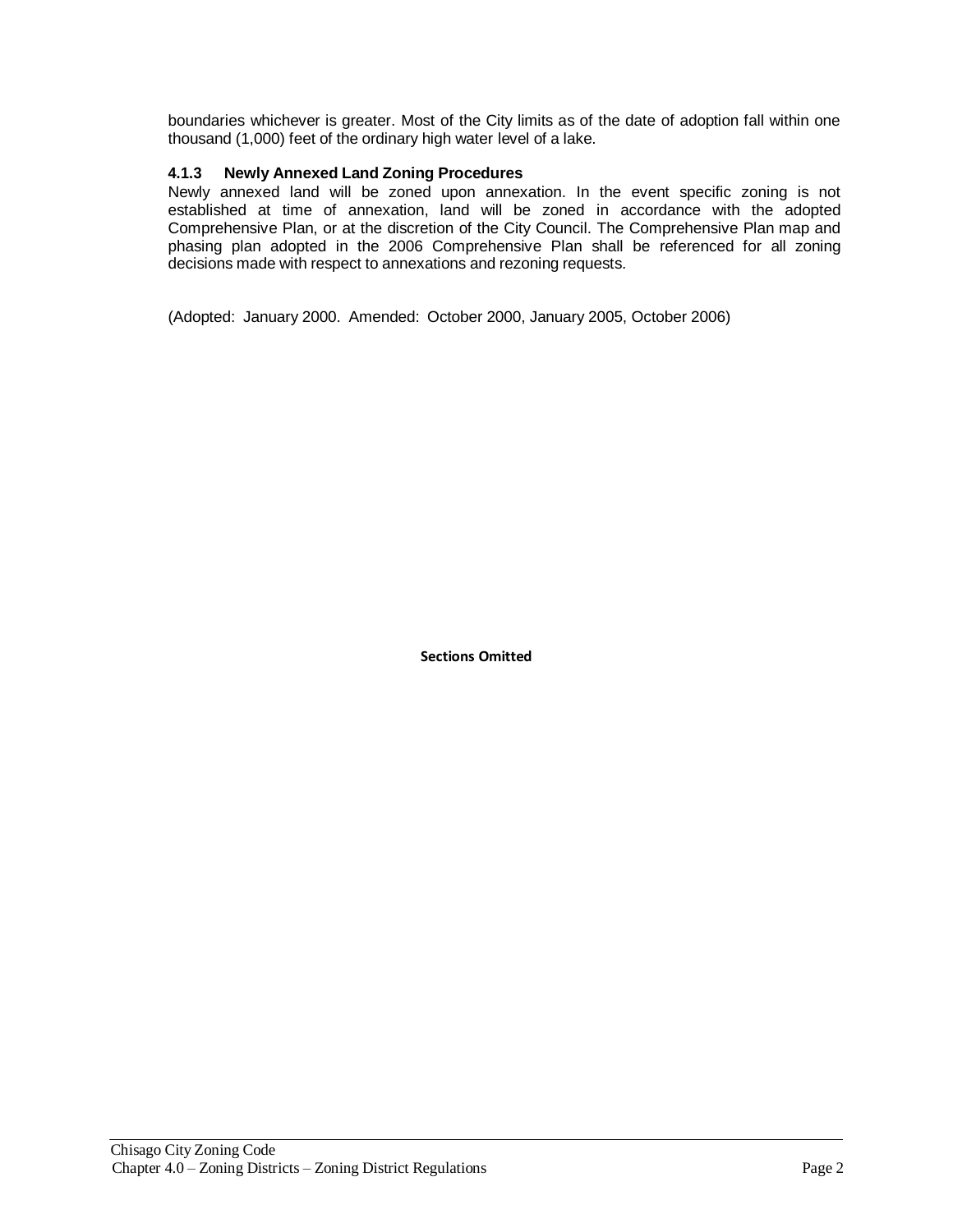boundaries whichever is greater. Most of the City limits as of the date of adoption fall within one thousand (1,000) feet of the ordinary high water level of a lake.

### 4.1.3 Newly Annexed Land Zoning Procedures

Newly annexed land will be zoned upon annexation. In the event specific zoning is not established at time of annexation, land will be zoned in accordance with the adopted Comprehensive Plan, or at the discretion of the City Council. The Comprehensive Plan map and phasing plan adopted in the 2006 Comprehensive Plan shall be referenced for all zoning decisions made with respect to annexations and rezoning requests.

(Adopted: January 2000. Amended: October 2000, January 2005, October 2006)

**Sections Omitted**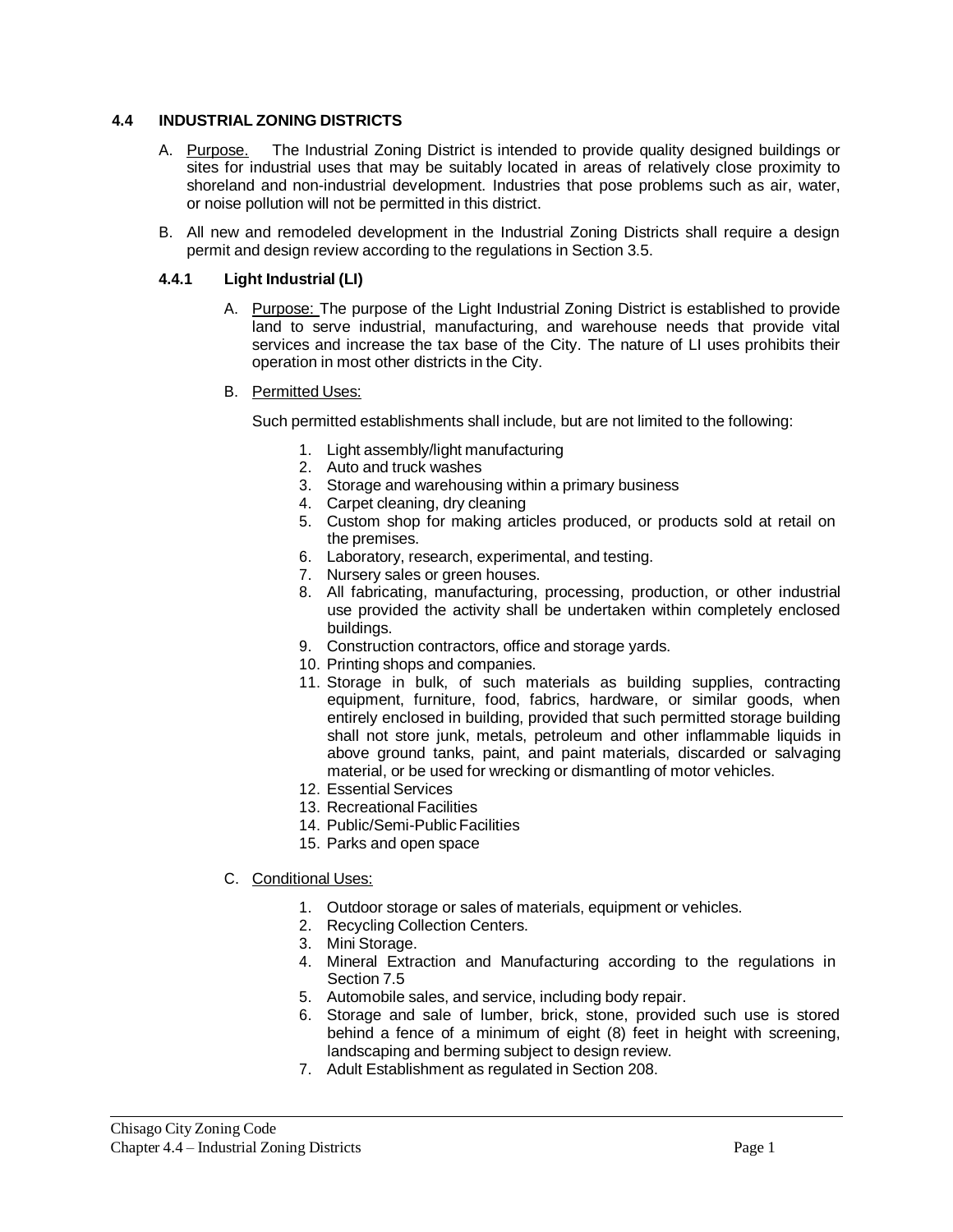## 4.4 INDUSTRIAL ZONING DISTRICTS

A. Purpose. The Industrial Zoning District is intended to provide quality designed buildings or sites for industrial uses that may be suitably located in areas of relatively close proximity to shoreland and non-industrial development. Industries that pose problems such as air, water, or noise pollution will not be permitted in this district.

B. All new and remodeled development in the Industrial Zoning Districts shall require a design permit and design review according to the regulations in Section 3.5.

### 4.4.1 Light Industrial (LI)

A. Purpose: The purpose of the Light Industrial Zoning District is established to provide land to serve industrial, manufacturing, and warehouse needs that provide vital services and increase the tax base of the City. The nature of LI uses prohibits their operation in most other districts in the City.

B. Permitted Uses:

Such permitted establishments shall include, but are not limited to the following:

1. Light assembly/light manufacturing
2. Auto and truck washes
3. Storage and warehousing within a primary business
4. Carpet cleaning, dry cleaning
5. Custom shop for making articles produced, or products sold at retail on the premises.
6. Laboratory, research, experimental, and testing.
7. Nursery sales or green houses.
8. All fabricating, manufacturing, processing, production, or other industrial use provided the activity shall be undertaken within completely enclosed buildings.
9. Construction contractors, office and storage yards.
10. Printing shops and companies.
11. Storage in bulk, of such materials as building supplies, contracting equipment, furniture, food, fabrics, hardware, or similar goods, when entirely enclosed in building, provided that such permitted storage building shall not store junk, metals, petroleum and other inflammable liquids in above ground tanks, paint, and paint materials, discarded or salvaging material, or be used for wrecking or dismantling of motor vehicles.
12. Essential Services
13. Recreational Facilities
14. Public/Semi-Public Facilities
15. Parks and open space

C. Conditional Uses:

1. Outdoor storage or sales of materials, equipment or vehicles.
2. Recycling Collection Centers.
3. Mini Storage.
4. Mineral Extraction and Manufacturing according to the regulations in Section 7.5
5. Automobile sales, and service, including body repair.
6. Storage and sale of lumber, brick, stone, provided such use is stored behind a fence of a minimum of eight (8) feet in height with screening, landscaping and berming subject to design review.
7. Adult Establishment as regulated in Section 208.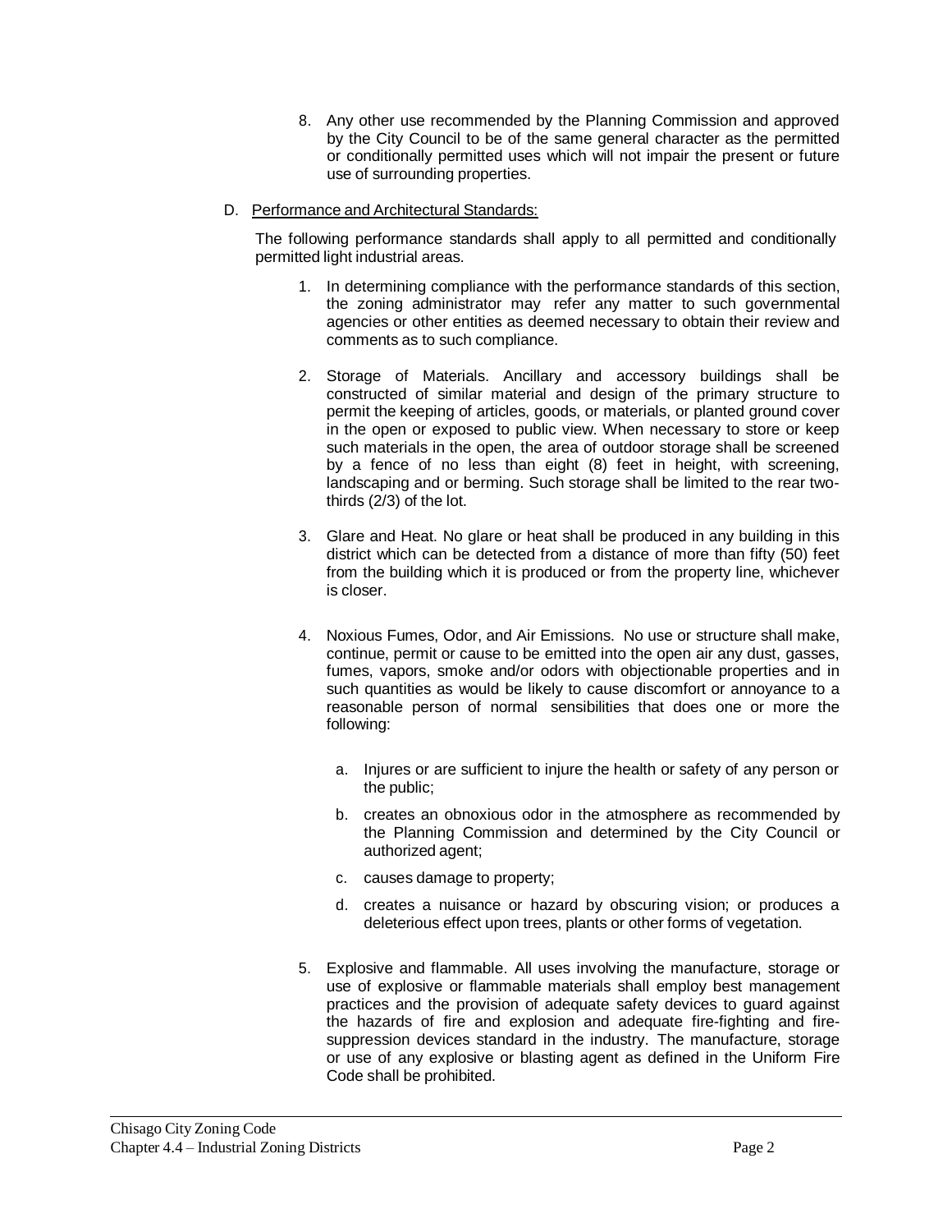8. Any other use recommended by the Planning Commission and approved by the City Council to be of the same general character as the permitted or conditionally permitted uses which will not impair the present or future use of surrounding properties.

D. Performance and Architectural Standards:

The following performance standards shall apply to all permitted and conditionally permitted light industrial areas.

1. In determining compliance with the performance standards of this section, the zoning administrator may refer any matter to such governmental agencies or other entities as deemed necessary to obtain their review and comments as to such compliance.

2. Storage of Materials. Ancillary and accessory buildings shall be constructed of similar material and design of the primary structure to permit the keeping of articles, goods, or materials, or planted ground cover in the open or exposed to public view. When necessary to store or keep such materials in the open, the area of outdoor storage shall be screened by a fence of no less than eight (8) feet in height, with screening, landscaping and or berming. Such storage shall be limited to the rear two-thirds (2/3) of the lot.

3. Glare and Heat. No glare or heat shall be produced in any building in this district which can be detected from a distance of more than fifty (50) feet from the building which it is produced or from the property line, whichever is closer.

4. Noxious Fumes, Odor, and Air Emissions. No use or structure shall make, continue, permit or cause to be emitted into the open air any dust, gasses, fumes, vapors, smoke and/or odors with objectionable properties and in such quantities as would be likely to cause discomfort or annoyance to a reasonable person of normal sensibilities that does one or more the following:

   a. Injures or are sufficient to injure the health or safety of any person or the public;

   b. creates an obnoxious odor in the atmosphere as recommended by the Planning Commission and determined by the City Council or authorized agent;

   c. causes damage to property;

   d. creates a nuisance or hazard by obscuring vision; or produces a deleterious effect upon trees, plants or other forms of vegetation.

5. Explosive and flammable. All uses involving the manufacture, storage or use of explosive or flammable materials shall employ best management practices and the provision of adequate safety devices to guard against the hazards of fire and explosion and adequate fire-fighting and fire-suppression devices standard in the industry. The manufacture, storage or use of any explosive or blasting agent as defined in the Uniform Fire Code shall be prohibited.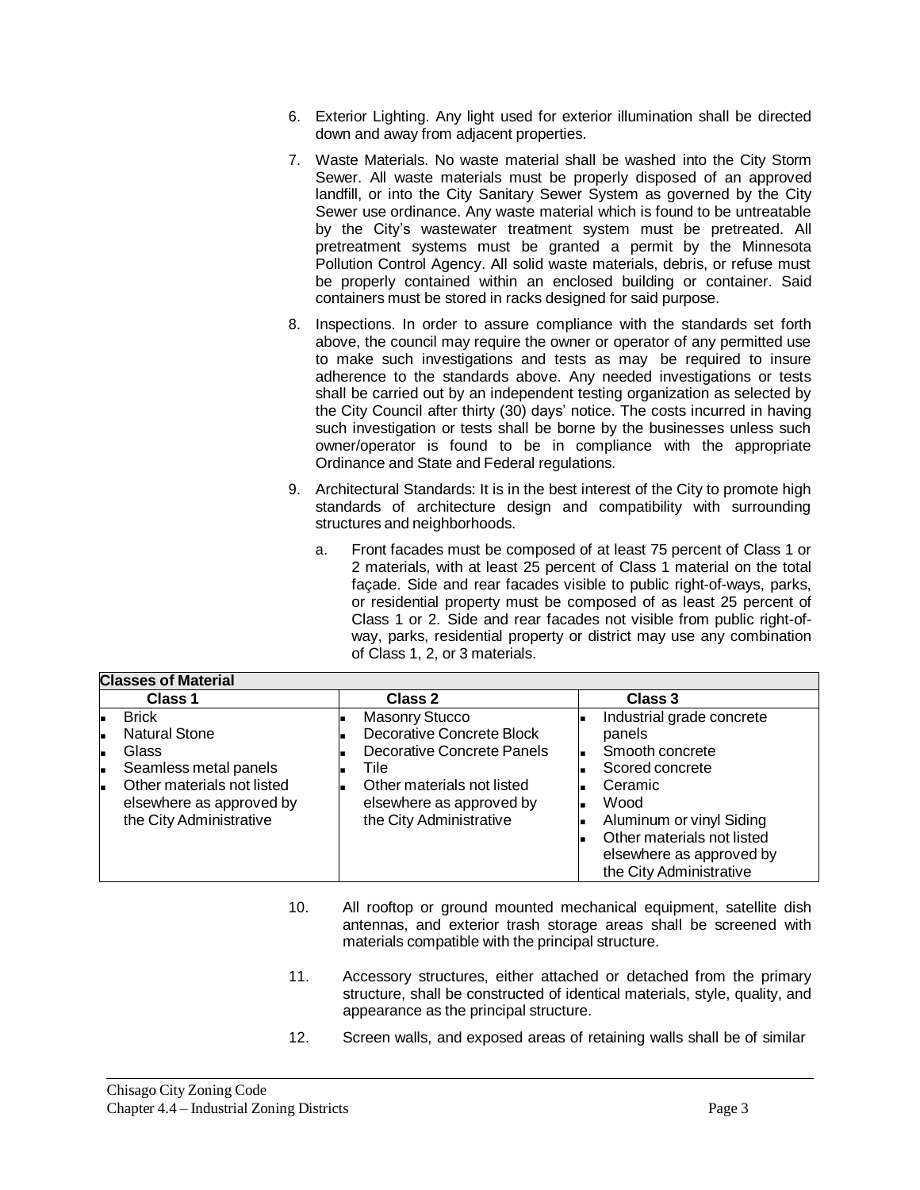6. Exterior Lighting. Any light used for exterior illumination shall be directed down and away from adjacent properties.

7. Waste Materials. No waste material shall be washed into the City Storm Sewer. All waste materials must be properly disposed of an approved landfill, or into the City Sanitary Sewer System as governed by the City Sewer use ordinance. Any waste material which is found to be untreatable by the City's wastewater treatment system must be pretreated. All pretreatment systems must be granted a permit by the Minnesota Pollution Control Agency. All solid waste materials, debris, or refuse must be properly contained within an enclosed building or container. Said containers must be stored in racks designed for said purpose.

8. Inspections. In order to assure compliance with the standards set forth above, the council may require the owner or operator of any permitted use to make such investigations and tests as may be required to insure adherence to the standards above. Any needed investigations or tests shall be carried out by an independent testing organization as selected by the City Council after thirty (30) days' notice. The costs incurred in having such investigation or tests shall be borne by the businesses unless such owner/operator is found to be in compliance with the appropriate Ordinance and State and Federal regulations.

9. Architectural Standards: It is in the best interest of the City to promote high standards of architecture design and compatibility with surrounding structures and neighborhoods.

   a. Front facades must be composed of at least 75 percent of Class 1 or 2 materials, with at least 25 percent of Class 1 material on the total façade. Side and rear facades visible to public right-of-ways, parks, or residential property must be composed of as least 25 percent of Class 1 or 2. Side and rear facades not visible from public right-of-way, parks, residential property or district may use any combination of Class 1, 2, or 3 materials.

**Classes of Material**

| Class 1 | Class 2 | Class 3 |
|---|---|---|
| ▪ Brick<br>▪ Natural Stone<br>▪ Glass<br>▪ Seamless metal panels<br>▪ Other materials not listed elsewhere as approved by the City Administrative | ▪ Masonry Stucco<br>▪ Decorative Concrete Block<br>▪ Decorative Concrete Panels<br>▪ Tile<br>▪ Other materials not listed elsewhere as approved by the City Administrative | ▪ Industrial grade concrete panels<br>▪ Smooth concrete<br>▪ Scored concrete<br>▪ Ceramic<br>▪ Wood<br>▪ Aluminum or vinyl Siding<br>▪ Other materials not listed elsewhere as approved by the City Administrative |

10. All rooftop or ground mounted mechanical equipment, satellite dish antennas, and exterior trash storage areas shall be screened with materials compatible with the principal structure.

11. Accessory structures, either attached or detached from the primary structure, shall be constructed of identical materials, style, quality, and appearance as the principal structure.

12. Screen walls, and exposed areas of retaining walls shall be of similar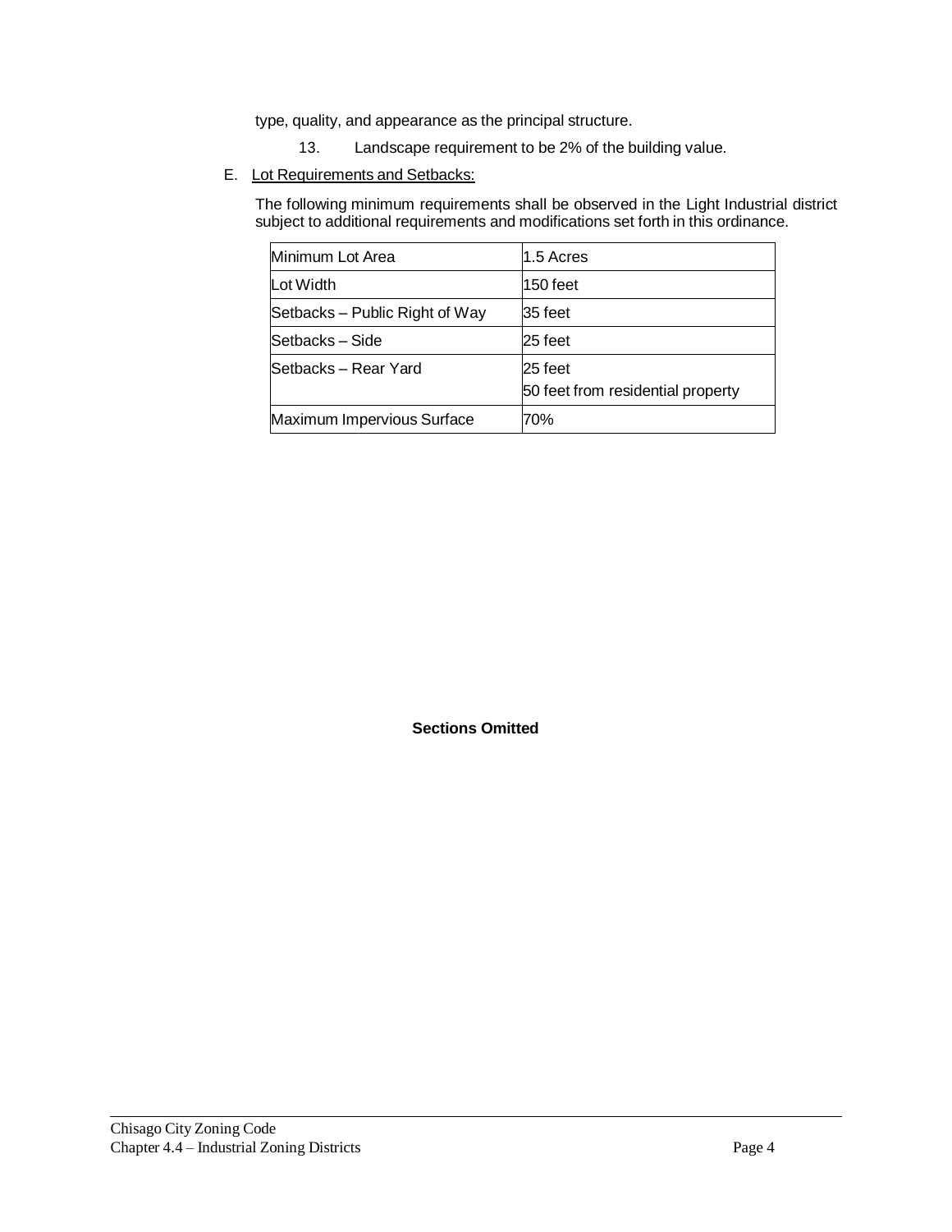type, quality, and appearance as the principal structure.

13. Landscape requirement to be 2% of the building value.

E. Lot Requirements and Setbacks:

The following minimum requirements shall be observed in the Light Industrial district subject to additional requirements and modifications set forth in this ordinance.

| Minimum Lot Area | 1.5 Acres |
|---|---|
| Lot Width | 150 feet |
| Setbacks – Public Right of Way | 35 feet |
| Setbacks – Side | 25 feet |
| Setbacks – Rear Yard | 25 feet<br>50 feet from residential property |
| Maximum Impervious Surface | 70% |

**Sections Omitted**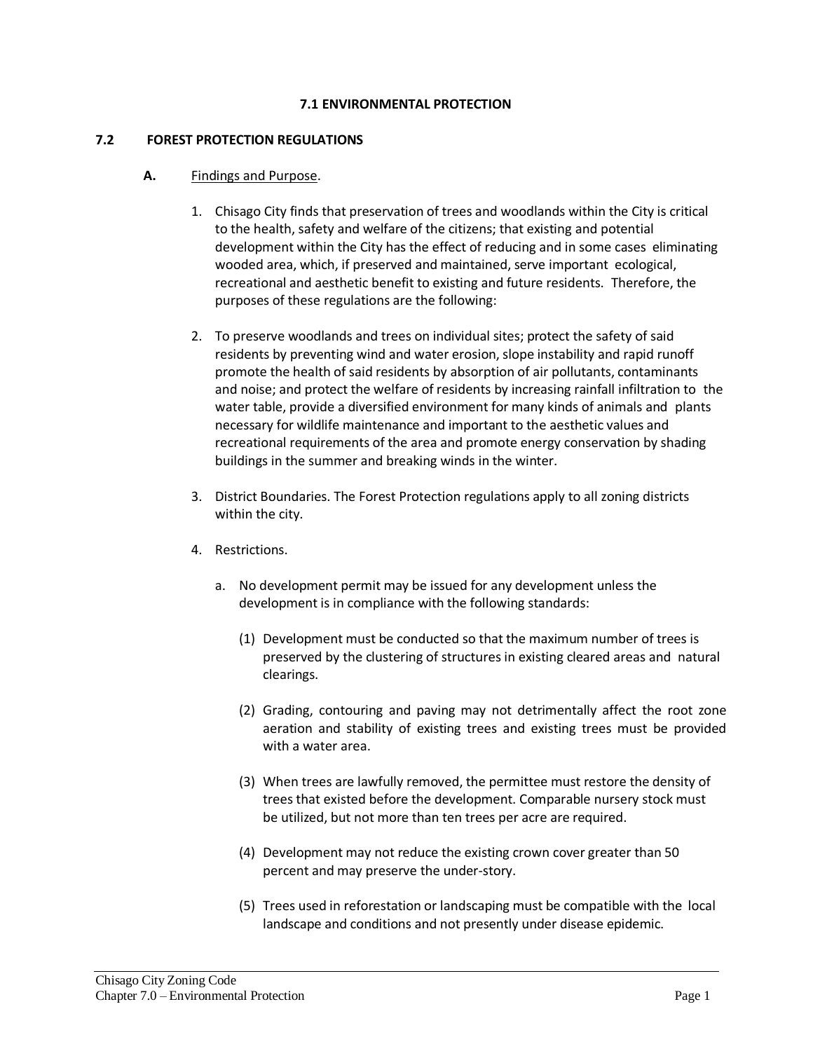# 7.1 ENVIRONMENTAL PROTECTION

## 7.2 FOREST PROTECTION REGULATIONS

**A.** Findings and Purpose.

1. Chisago City finds that preservation of trees and woodlands within the City is critical to the health, safety and welfare of the citizens; that existing and potential development within the City has the effect of reducing and in some cases eliminating wooded area, which, if preserved and maintained, serve important ecological, recreational and aesthetic benefit to existing and future residents. Therefore, the purposes of these regulations are the following:

2. To preserve woodlands and trees on individual sites; protect the safety of said residents by preventing wind and water erosion, slope instability and rapid runoff promote the health of said residents by absorption of air pollutants, contaminants and noise; and protect the welfare of residents by increasing rainfall infiltration to the water table, provide a diversified environment for many kinds of animals and plants necessary for wildlife maintenance and important to the aesthetic values and recreational requirements of the area and promote energy conservation by shading buildings in the summer and breaking winds in the winter.

3. District Boundaries. The Forest Protection regulations apply to all zoning districts within the city.

4. Restrictions.

   a. No development permit may be issued for any development unless the development is in compliance with the following standards:

      (1) Development must be conducted so that the maximum number of trees is preserved by the clustering of structures in existing cleared areas and natural clearings.

      (2) Grading, contouring and paving may not detrimentally affect the root zone aeration and stability of existing trees and existing trees must be provided with a water area.

      (3) When trees are lawfully removed, the permittee must restore the density of trees that existed before the development. Comparable nursery stock must be utilized, but not more than ten trees per acre are required.

      (4) Development may not reduce the existing crown cover greater than 50 percent and may preserve the under-story.

      (5) Trees used in reforestation or landscaping must be compatible with the local landscape and conditions and not presently under disease epidemic.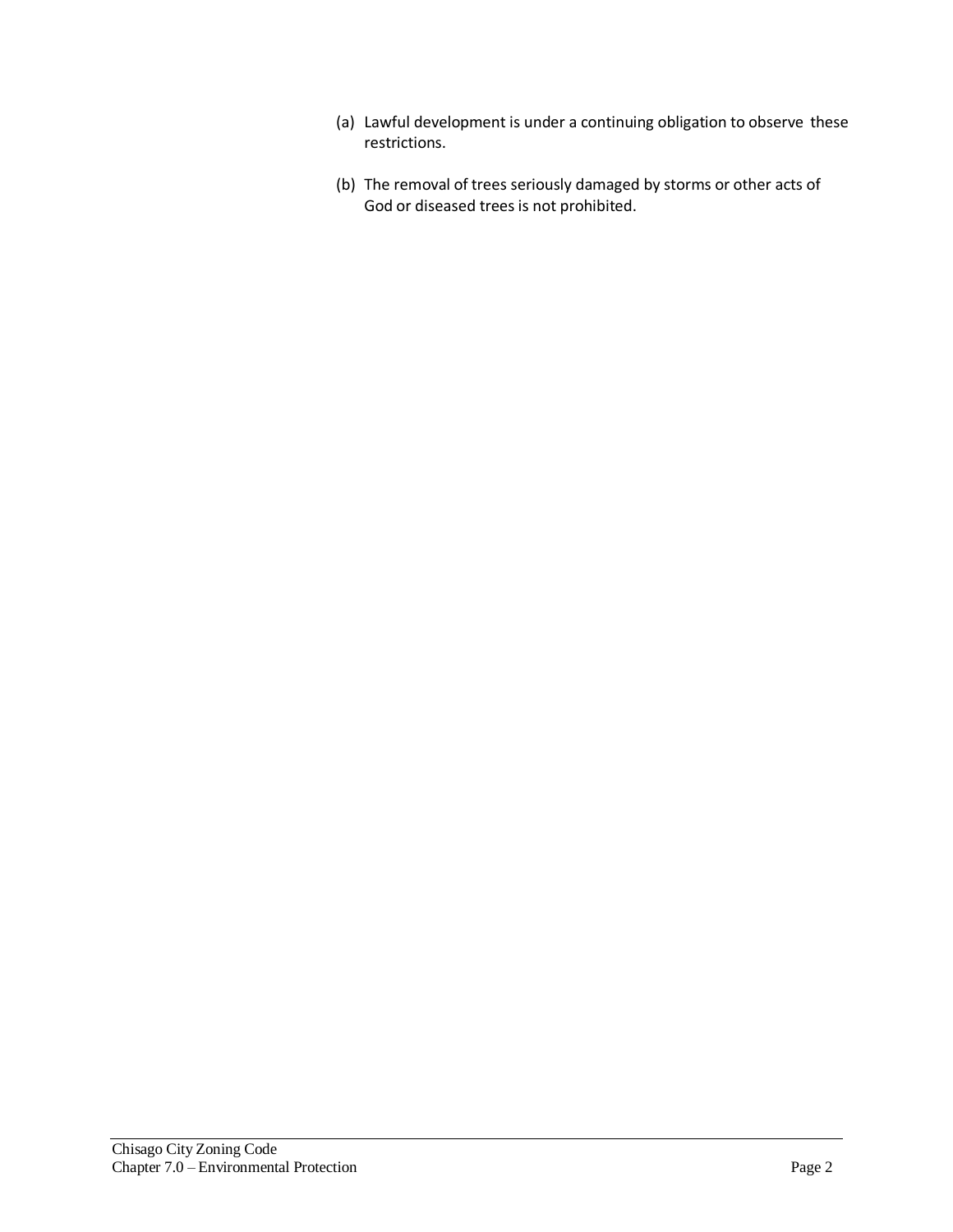(a) Lawful development is under a continuing obligation to observe these restrictions.

(b) The removal of trees seriously damaged by storms or other acts of God or diseased trees is not prohibited.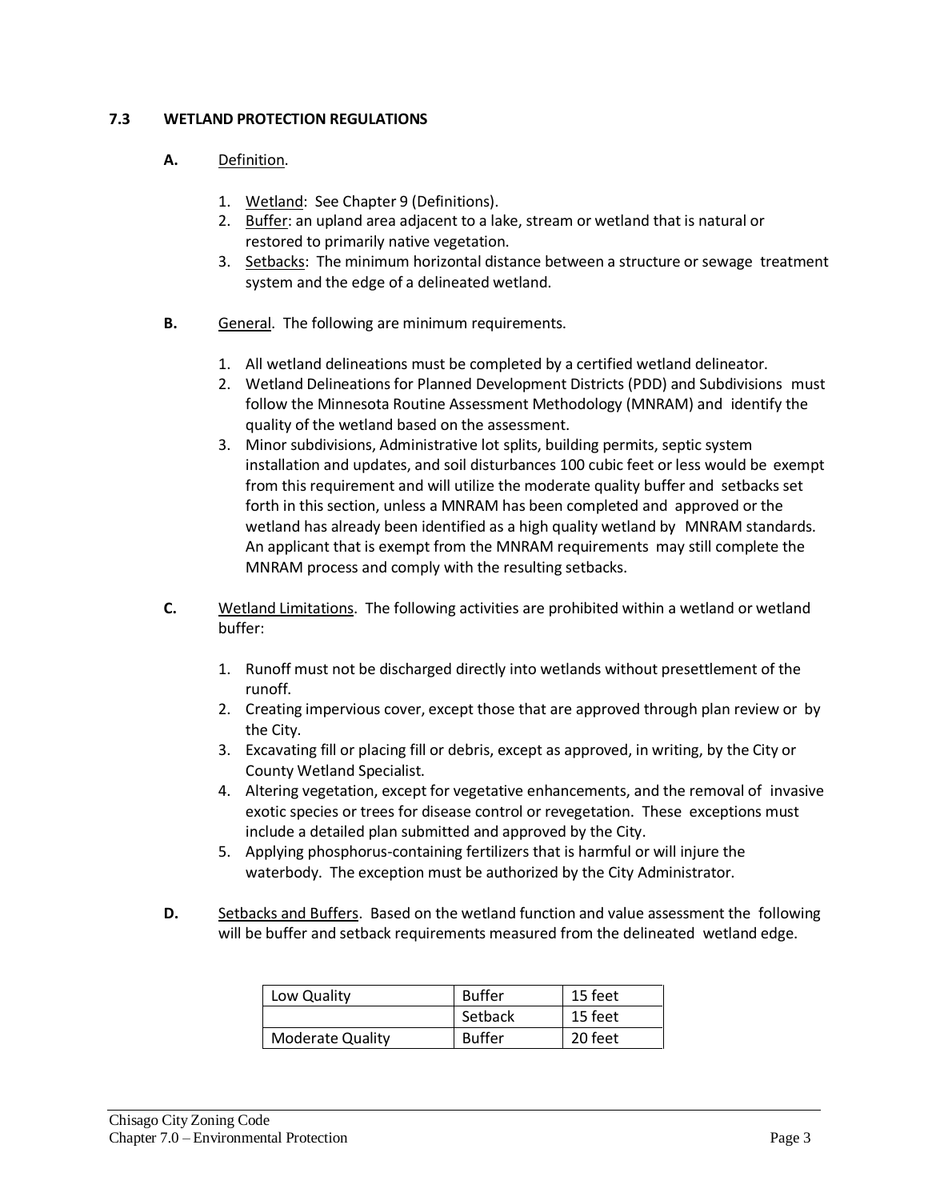## 7.3 WETLAND PROTECTION REGULATIONS

**A.** Definition.

1. Wetland: See Chapter 9 (Definitions).
2. Buffer: an upland area adjacent to a lake, stream or wetland that is natural or restored to primarily native vegetation.
3. Setbacks: The minimum horizontal distance between a structure or sewage treatment system and the edge of a delineated wetland.

**B.** General. The following are minimum requirements.

1. All wetland delineations must be completed by a certified wetland delineator.
2. Wetland Delineations for Planned Development Districts (PDD) and Subdivisions must follow the Minnesota Routine Assessment Methodology (MNRAM) and identify the quality of the wetland based on the assessment.
3. Minor subdivisions, Administrative lot splits, building permits, septic system installation and updates, and soil disturbances 100 cubic feet or less would be exempt from this requirement and will utilize the moderate quality buffer and setbacks set forth in this section, unless a MNRAM has been completed and approved or the wetland has already been identified as a high quality wetland by MNRAM standards. An applicant that is exempt from the MNRAM requirements may still complete the MNRAM process and comply with the resulting setbacks.

**C.** Wetland Limitations. The following activities are prohibited within a wetland or wetland buffer:

1. Runoff must not be discharged directly into wetlands without presettlement of the runoff.
2. Creating impervious cover, except those that are approved through plan review or by the City.
3. Excavating fill or placing fill or debris, except as approved, in writing, by the City or County Wetland Specialist.
4. Altering vegetation, except for vegetative enhancements, and the removal of invasive exotic species or trees for disease control or revegetation. These exceptions must include a detailed plan submitted and approved by the City.
5. Applying phosphorus-containing fertilizers that is harmful or will injure the waterbody. The exception must be authorized by the City Administrator.

**D.** Setbacks and Buffers. Based on the wetland function and value assessment the following will be buffer and setback requirements measured from the delineated wetland edge.

| Low Quality | Buffer | 15 feet |
|---|---|---|
| | Setback | 15 feet |
| Moderate Quality | Buffer | 20 feet |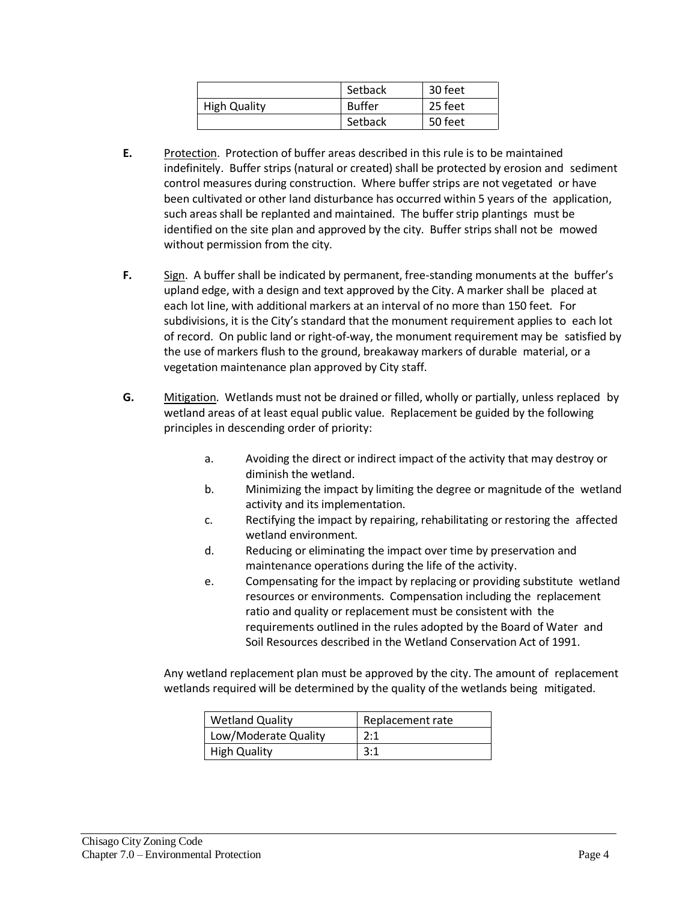| | | |
|---|---|---|
| | Setback | 30 feet |
| High Quality | Buffer | 25 feet |
| | Setback | 50 feet |

**E.** Protection. Protection of buffer areas described in this rule is to be maintained indefinitely. Buffer strips (natural or created) shall be protected by erosion and sediment control measures during construction. Where buffer strips are not vegetated or have been cultivated or other land disturbance has occurred within 5 years of the application, such areas shall be replanted and maintained. The buffer strip plantings must be identified on the site plan and approved by the city. Buffer strips shall not be mowed without permission from the city.

**F.** Sign. A buffer shall be indicated by permanent, free-standing monuments at the buffer's upland edge, with a design and text approved by the City. A marker shall be placed at each lot line, with additional markers at an interval of no more than 150 feet. For subdivisions, it is the City's standard that the monument requirement applies to each lot of record. On public land or right-of-way, the monument requirement may be satisfied by the use of markers flush to the ground, breakaway markers of durable material, or a vegetation maintenance plan approved by City staff.

**G.** Mitigation. Wetlands must not be drained or filled, wholly or partially, unless replaced by wetland areas of at least equal public value. Replacement be guided by the following principles in descending order of priority:

a. Avoiding the direct or indirect impact of the activity that may destroy or diminish the wetland.

b. Minimizing the impact by limiting the degree or magnitude of the wetland activity and its implementation.

c. Rectifying the impact by repairing, rehabilitating or restoring the affected wetland environment.

d. Reducing or eliminating the impact over time by preservation and maintenance operations during the life of the activity.

e. Compensating for the impact by replacing or providing substitute wetland resources or environments. Compensation including the replacement ratio and quality or replacement must be consistent with the requirements outlined in the rules adopted by the Board of Water and Soil Resources described in the Wetland Conservation Act of 1991.

Any wetland replacement plan must be approved by the city. The amount of replacement wetlands required will be determined by the quality of the wetlands being mitigated.

| Wetland Quality | Replacement rate |
|---|---|
| Low/Moderate Quality | 2:1 |
| High Quality | 3:1 |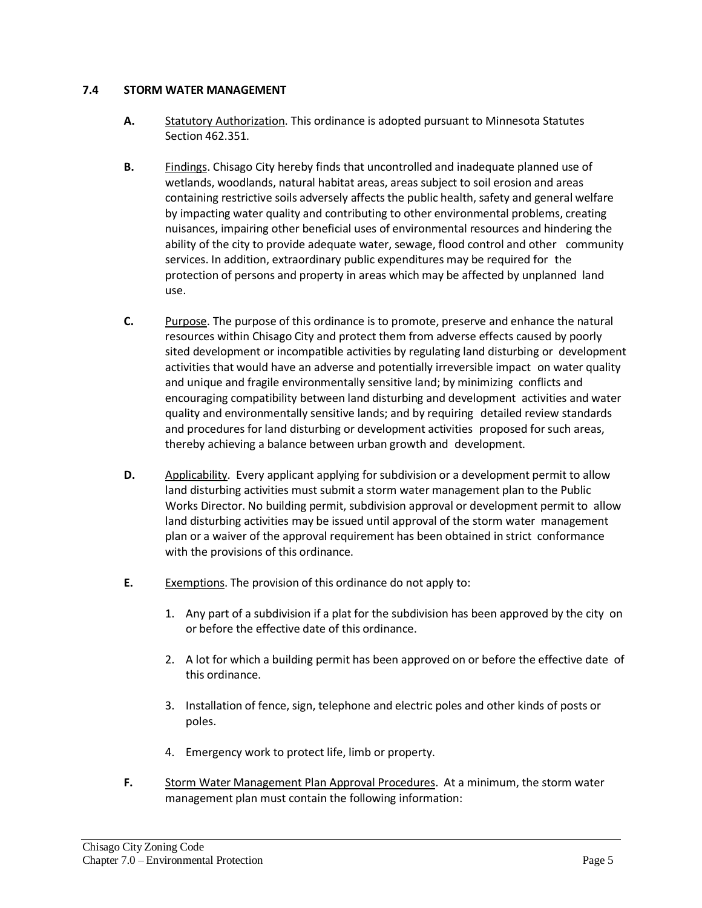## 7.4 STORM WATER MANAGEMENT

**A.** Statutory Authorization. This ordinance is adopted pursuant to Minnesota Statutes Section 462.351.

**B.** Findings. Chisago City hereby finds that uncontrolled and inadequate planned use of wetlands, woodlands, natural habitat areas, areas subject to soil erosion and areas containing restrictive soils adversely affects the public health, safety and general welfare by impacting water quality and contributing to other environmental problems, creating nuisances, impairing other beneficial uses of environmental resources and hindering the ability of the city to provide adequate water, sewage, flood control and other community services. In addition, extraordinary public expenditures may be required for the protection of persons and property in areas which may be affected by unplanned land use.

**C.** Purpose. The purpose of this ordinance is to promote, preserve and enhance the natural resources within Chisago City and protect them from adverse effects caused by poorly sited development or incompatible activities by regulating land disturbing or development activities that would have an adverse and potentially irreversible impact on water quality and unique and fragile environmentally sensitive land; by minimizing conflicts and encouraging compatibility between land disturbing and development activities and water quality and environmentally sensitive lands; and by requiring detailed review standards and procedures for land disturbing or development activities proposed for such areas, thereby achieving a balance between urban growth and development.

**D.** Applicability. Every applicant applying for subdivision or a development permit to allow land disturbing activities must submit a storm water management plan to the Public Works Director. No building permit, subdivision approval or development permit to allow land disturbing activities may be issued until approval of the storm water management plan or a waiver of the approval requirement has been obtained in strict conformance with the provisions of this ordinance.

**E.** Exemptions. The provision of this ordinance do not apply to:

1. Any part of a subdivision if a plat for the subdivision has been approved by the city on or before the effective date of this ordinance.
2. A lot for which a building permit has been approved on or before the effective date of this ordinance.
3. Installation of fence, sign, telephone and electric poles and other kinds of posts or poles.
4. Emergency work to protect life, limb or property.

**F.** Storm Water Management Plan Approval Procedures. At a minimum, the storm water management plan must contain the following information: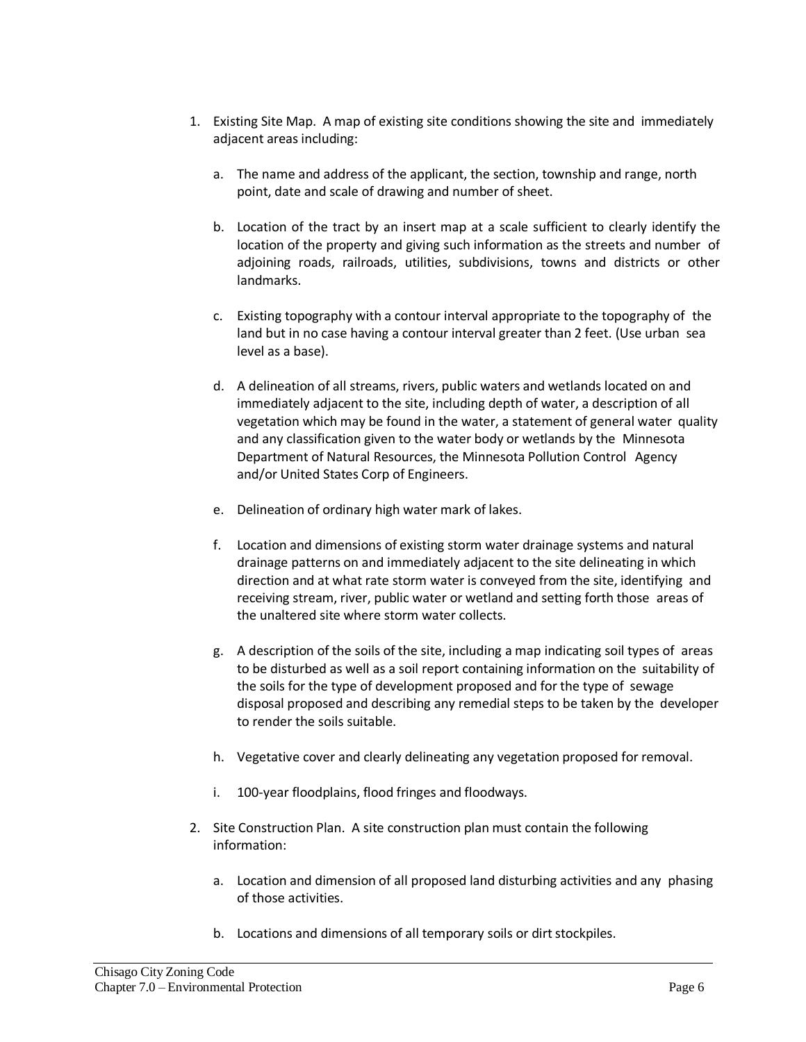1. Existing Site Map. A map of existing site conditions showing the site and immediately adjacent areas including:

    a. The name and address of the applicant, the section, township and range, north point, date and scale of drawing and number of sheet.

    b. Location of the tract by an insert map at a scale sufficient to clearly identify the location of the property and giving such information as the streets and number of adjoining roads, railroads, utilities, subdivisions, towns and districts or other landmarks.

    c. Existing topography with a contour interval appropriate to the topography of the land but in no case having a contour interval greater than 2 feet. (Use urban sea level as a base).

    d. A delineation of all streams, rivers, public waters and wetlands located on and immediately adjacent to the site, including depth of water, a description of all vegetation which may be found in the water, a statement of general water quality and any classification given to the water body or wetlands by the Minnesota Department of Natural Resources, the Minnesota Pollution Control Agency and/or United States Corp of Engineers.

    e. Delineation of ordinary high water mark of lakes.

    f. Location and dimensions of existing storm water drainage systems and natural drainage patterns on and immediately adjacent to the site delineating in which direction and at what rate storm water is conveyed from the site, identifying and receiving stream, river, public water or wetland and setting forth those areas of the unaltered site where storm water collects.

    g. A description of the soils of the site, including a map indicating soil types of areas to be disturbed as well as a soil report containing information on the suitability of the soils for the type of development proposed and for the type of sewage disposal proposed and describing any remedial steps to be taken by the developer to render the soils suitable.

    h. Vegetative cover and clearly delineating any vegetation proposed for removal.

    i. 100-year floodplains, flood fringes and floodways.

2. Site Construction Plan. A site construction plan must contain the following information:

    a. Location and dimension of all proposed land disturbing activities and any phasing of those activities.

    b. Locations and dimensions of all temporary soils or dirt stockpiles.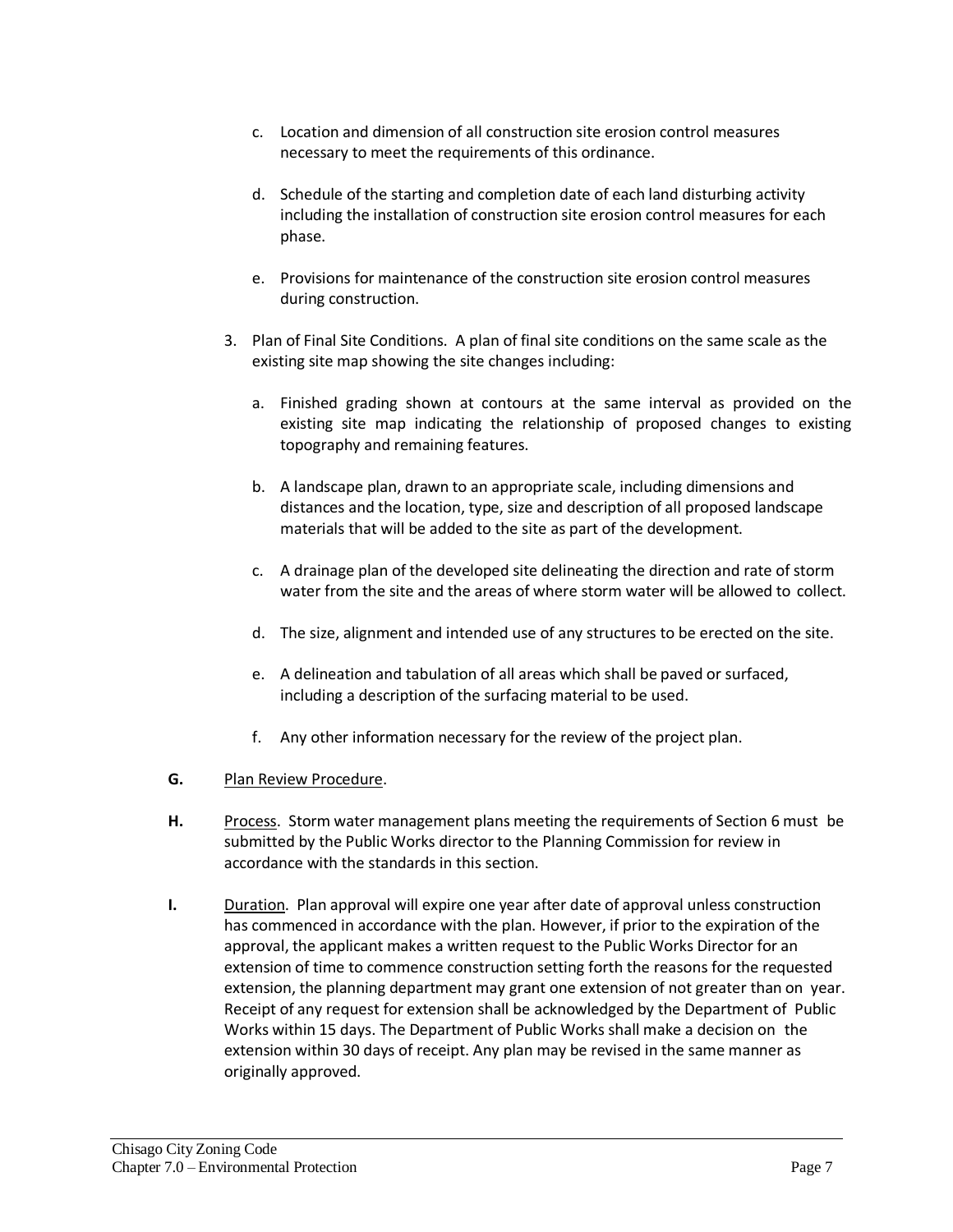c. Location and dimension of all construction site erosion control measures necessary to meet the requirements of this ordinance.

d. Schedule of the starting and completion date of each land disturbing activity including the installation of construction site erosion control measures for each phase.

e. Provisions for maintenance of the construction site erosion control measures during construction.

3. Plan of Final Site Conditions. A plan of final site conditions on the same scale as the existing site map showing the site changes including:

   a. Finished grading shown at contours at the same interval as provided on the existing site map indicating the relationship of proposed changes to existing topography and remaining features.

   b. A landscape plan, drawn to an appropriate scale, including dimensions and distances and the location, type, size and description of all proposed landscape materials that will be added to the site as part of the development.

   c. A drainage plan of the developed site delineating the direction and rate of storm water from the site and the areas of where storm water will be allowed to collect.

   d. The size, alignment and intended use of any structures to be erected on the site.

   e. A delineation and tabulation of all areas which shall be paved or surfaced, including a description of the surfacing material to be used.

   f. Any other information necessary for the review of the project plan.

**G.** Plan Review Procedure.

**H.** Process. Storm water management plans meeting the requirements of Section 6 must be submitted by the Public Works director to the Planning Commission for review in accordance with the standards in this section.

**I.** Duration. Plan approval will expire one year after date of approval unless construction has commenced in accordance with the plan. However, if prior to the expiration of the approval, the applicant makes a written request to the Public Works Director for an extension of time to commence construction setting forth the reasons for the requested extension, the planning department may grant one extension of not greater than on year. Receipt of any request for extension shall be acknowledged by the Department of Public Works within 15 days. The Department of Public Works shall make a decision on the extension within 30 days of receipt. Any plan may be revised in the same manner as originally approved.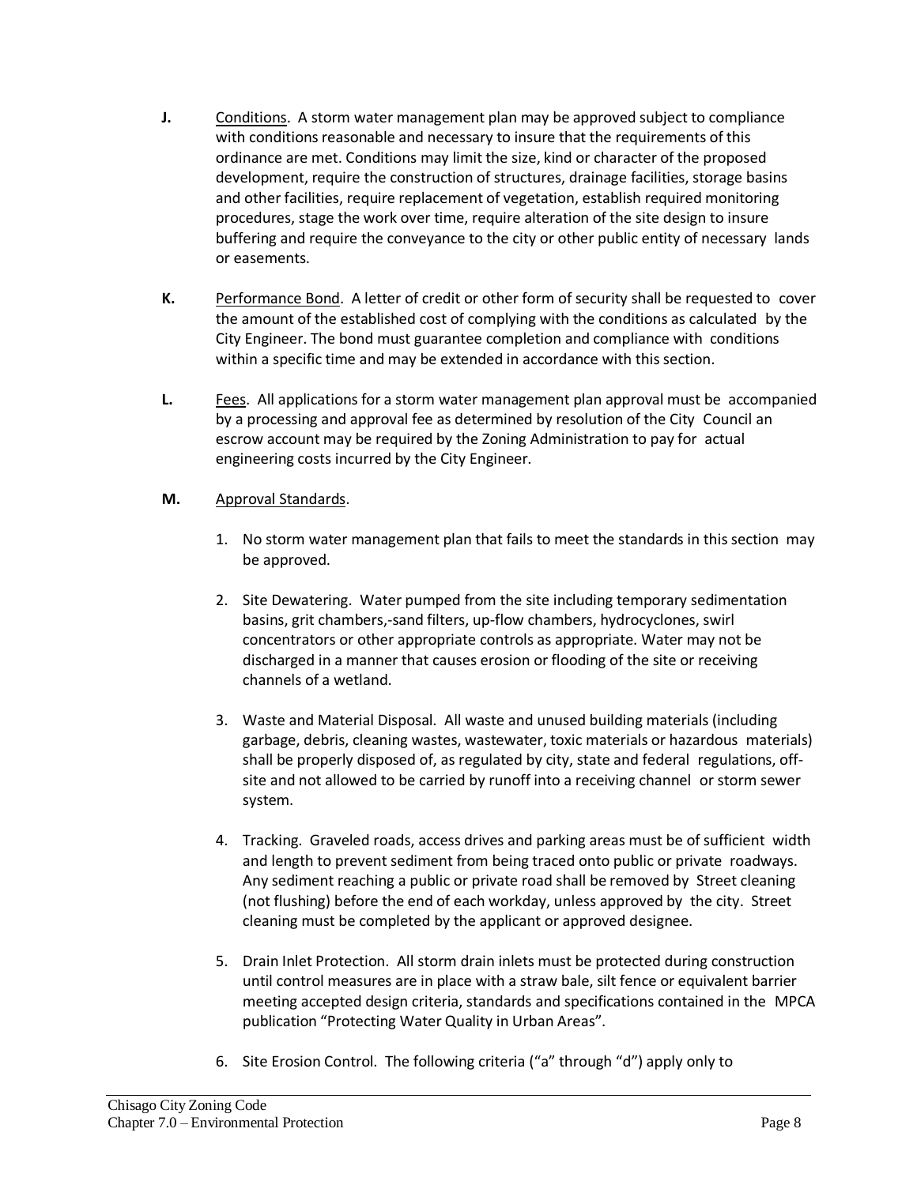**J.** Conditions. A storm water management plan may be approved subject to compliance with conditions reasonable and necessary to insure that the requirements of this ordinance are met. Conditions may limit the size, kind or character of the proposed development, require the construction of structures, drainage facilities, storage basins and other facilities, require replacement of vegetation, establish required monitoring procedures, stage the work over time, require alteration of the site design to insure buffering and require the conveyance to the city or other public entity of necessary lands or easements.

**K.** Performance Bond. A letter of credit or other form of security shall be requested to cover the amount of the established cost of complying with the conditions as calculated by the City Engineer. The bond must guarantee completion and compliance with conditions within a specific time and may be extended in accordance with this section.

**L.** Fees. All applications for a storm water management plan approval must be accompanied by a processing and approval fee as determined by resolution of the City Council an escrow account may be required by the Zoning Administration to pay for actual engineering costs incurred by the City Engineer.

**M.** Approval Standards.

1. No storm water management plan that fails to meet the standards in this section may be approved.

2. Site Dewatering. Water pumped from the site including temporary sedimentation basins, grit chambers,-sand filters, up-flow chambers, hydrocyclones, swirl concentrators or other appropriate controls as appropriate. Water may not be discharged in a manner that causes erosion or flooding of the site or receiving channels of a wetland.

3. Waste and Material Disposal. All waste and unused building materials (including garbage, debris, cleaning wastes, wastewater, toxic materials or hazardous materials) shall be properly disposed of, as regulated by city, state and federal regulations, off-site and not allowed to be carried by runoff into a receiving channel or storm sewer system.

4. Tracking. Graveled roads, access drives and parking areas must be of sufficient width and length to prevent sediment from being traced onto public or private roadways. Any sediment reaching a public or private road shall be removed by Street cleaning (not flushing) before the end of each workday, unless approved by the city. Street cleaning must be completed by the applicant or approved designee.

5. Drain Inlet Protection. All storm drain inlets must be protected during construction until control measures are in place with a straw bale, silt fence or equivalent barrier meeting accepted design criteria, standards and specifications contained in the MPCA publication "Protecting Water Quality in Urban Areas".

6. Site Erosion Control. The following criteria ("a" through "d") apply only to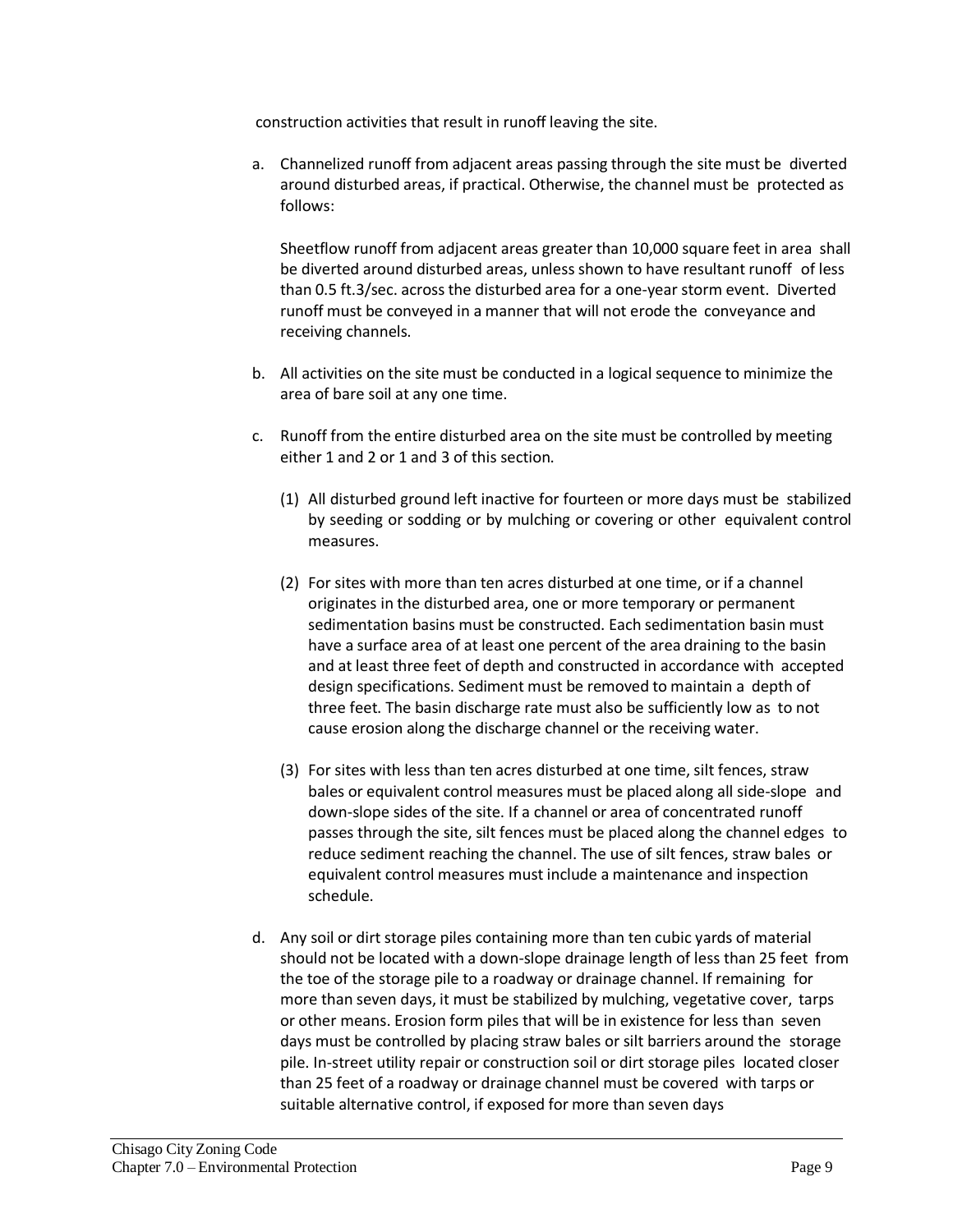construction activities that result in runoff leaving the site.

a. Channelized runoff from adjacent areas passing through the site must be diverted around disturbed areas, if practical. Otherwise, the channel must be protected as follows:

   Sheetflow runoff from adjacent areas greater than 10,000 square feet in area shall be diverted around disturbed areas, unless shown to have resultant runoff of less than 0.5 ft.3/sec. across the disturbed area for a one-year storm event. Diverted runoff must be conveyed in a manner that will not erode the conveyance and receiving channels.

b. All activities on the site must be conducted in a logical sequence to minimize the area of bare soil at any one time.

c. Runoff from the entire disturbed area on the site must be controlled by meeting either 1 and 2 or 1 and 3 of this section.

   (1) All disturbed ground left inactive for fourteen or more days must be stabilized by seeding or sodding or by mulching or covering or other equivalent control measures.

   (2) For sites with more than ten acres disturbed at one time, or if a channel originates in the disturbed area, one or more temporary or permanent sedimentation basins must be constructed. Each sedimentation basin must have a surface area of at least one percent of the area draining to the basin and at least three feet of depth and constructed in accordance with accepted design specifications. Sediment must be removed to maintain a depth of three feet. The basin discharge rate must also be sufficiently low as to not cause erosion along the discharge channel or the receiving water.

   (3) For sites with less than ten acres disturbed at one time, silt fences, straw bales or equivalent control measures must be placed along all side-slope and down-slope sides of the site. If a channel or area of concentrated runoff passes through the site, silt fences must be placed along the channel edges to reduce sediment reaching the channel. The use of silt fences, straw bales or equivalent control measures must include a maintenance and inspection schedule.

d. Any soil or dirt storage piles containing more than ten cubic yards of material should not be located with a down-slope drainage length of less than 25 feet from the toe of the storage pile to a roadway or drainage channel. If remaining for more than seven days, it must be stabilized by mulching, vegetative cover, tarps or other means. Erosion form piles that will be in existence for less than seven days must be controlled by placing straw bales or silt barriers around the storage pile. In-street utility repair or construction soil or dirt storage piles located closer than 25 feet of a roadway or drainage channel must be covered with tarps or suitable alternative control, if exposed for more than seven days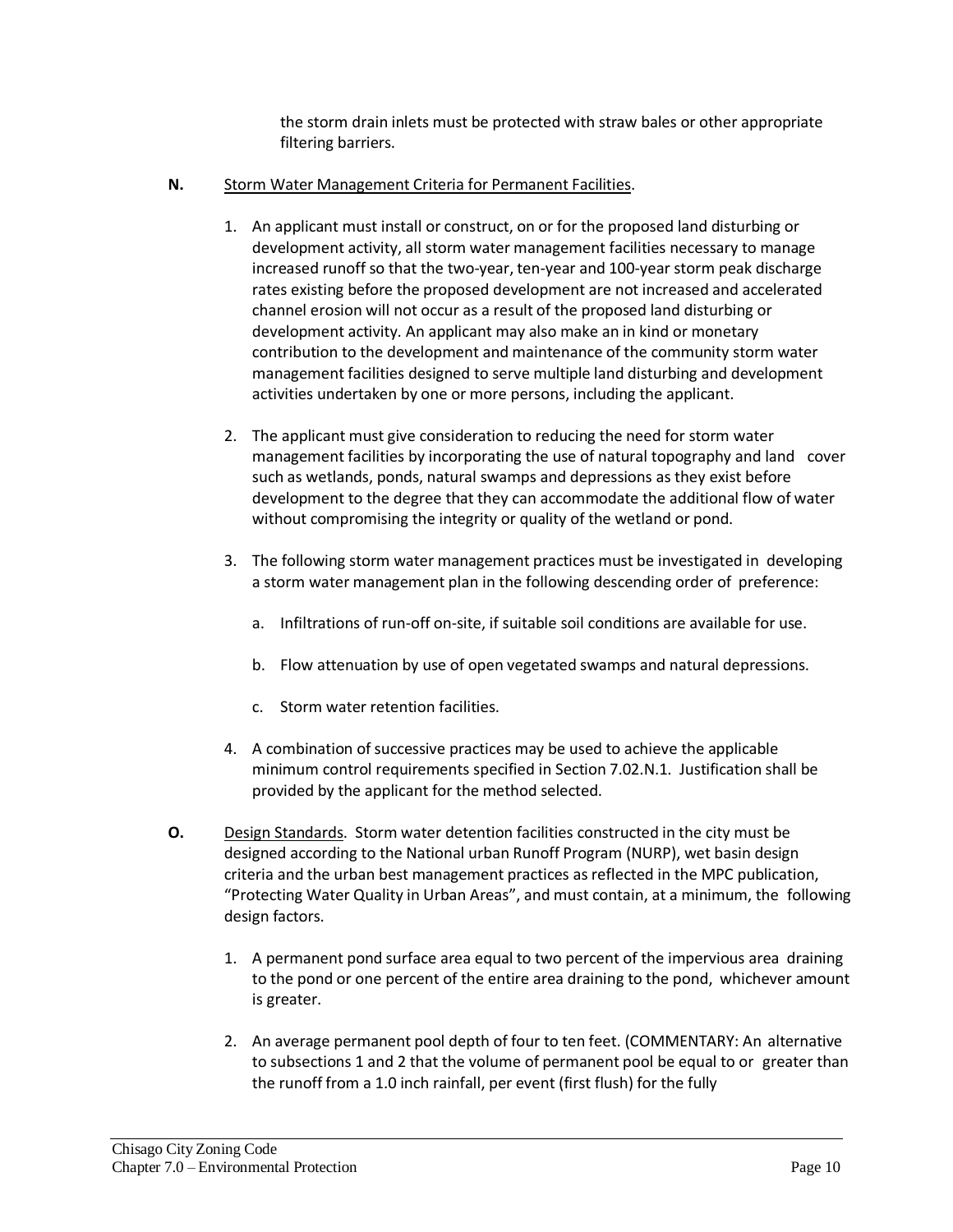the storm drain inlets must be protected with straw bales or other appropriate filtering barriers.

**N.** Storm Water Management Criteria for Permanent Facilities.

1. An applicant must install or construct, on or for the proposed land disturbing or development activity, all storm water management facilities necessary to manage increased runoff so that the two-year, ten-year and 100-year storm peak discharge rates existing before the proposed development are not increased and accelerated channel erosion will not occur as a result of the proposed land disturbing or development activity. An applicant may also make an in kind or monetary contribution to the development and maintenance of the community storm water management facilities designed to serve multiple land disturbing and development activities undertaken by one or more persons, including the applicant.

2. The applicant must give consideration to reducing the need for storm water management facilities by incorporating the use of natural topography and land cover such as wetlands, ponds, natural swamps and depressions as they exist before development to the degree that they can accommodate the additional flow of water without compromising the integrity or quality of the wetland or pond.

3. The following storm water management practices must be investigated in developing a storm water management plan in the following descending order of preference:

   a. Infiltrations of run-off on-site, if suitable soil conditions are available for use.

   b. Flow attenuation by use of open vegetated swamps and natural depressions.

   c. Storm water retention facilities.

4. A combination of successive practices may be used to achieve the applicable minimum control requirements specified in Section 7.02.N.1. Justification shall be provided by the applicant for the method selected.

**O.** Design Standards. Storm water detention facilities constructed in the city must be designed according to the National urban Runoff Program (NURP), wet basin design criteria and the urban best management practices as reflected in the MPC publication, "Protecting Water Quality in Urban Areas", and must contain, at a minimum, the following design factors.

1. A permanent pond surface area equal to two percent of the impervious area draining to the pond or one percent of the entire area draining to the pond, whichever amount is greater.

2. An average permanent pool depth of four to ten feet. (COMMENTARY: An alternative to subsections 1 and 2 that the volume of permanent pool be equal to or greater than the runoff from a 1.0 inch rainfall, per event (first flush) for the fully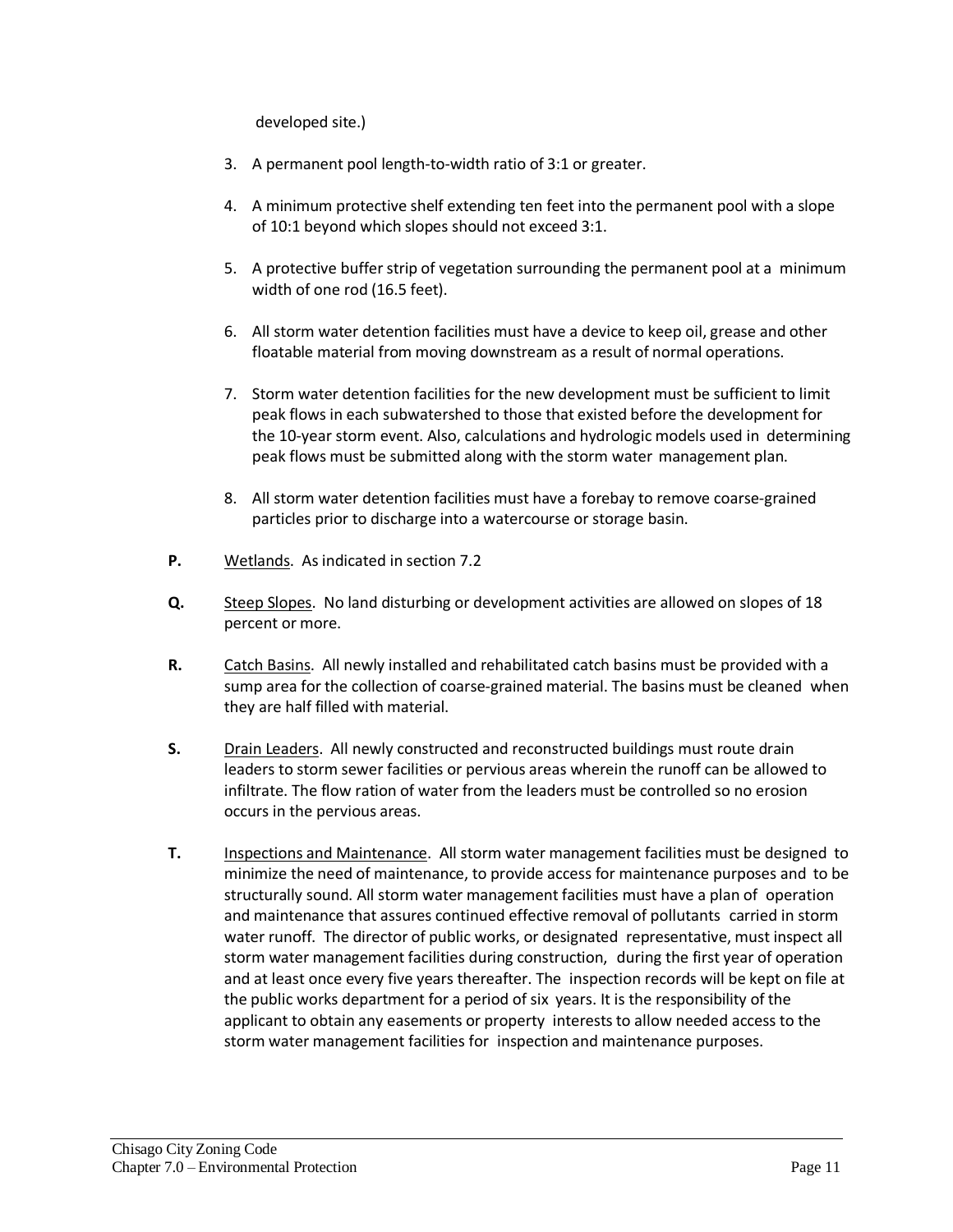developed site.)

3. A permanent pool length-to-width ratio of 3:1 or greater.

4. A minimum protective shelf extending ten feet into the permanent pool with a slope of 10:1 beyond which slopes should not exceed 3:1.

5. A protective buffer strip of vegetation surrounding the permanent pool at a minimum width of one rod (16.5 feet).

6. All storm water detention facilities must have a device to keep oil, grease and other floatable material from moving downstream as a result of normal operations.

7. Storm water detention facilities for the new development must be sufficient to limit peak flows in each subwatershed to those that existed before the development for the 10-year storm event. Also, calculations and hydrologic models used in determining peak flows must be submitted along with the storm water management plan.

8. All storm water detention facilities must have a forebay to remove coarse-grained particles prior to discharge into a watercourse or storage basin.

**P.** Wetlands. As indicated in section 7.2

**Q.** Steep Slopes. No land disturbing or development activities are allowed on slopes of 18 percent or more.

**R.** Catch Basins. All newly installed and rehabilitated catch basins must be provided with a sump area for the collection of coarse-grained material. The basins must be cleaned when they are half filled with material.

**S.** Drain Leaders. All newly constructed and reconstructed buildings must route drain leaders to storm sewer facilities or pervious areas wherein the runoff can be allowed to infiltrate. The flow ration of water from the leaders must be controlled so no erosion occurs in the pervious areas.

**T.** Inspections and Maintenance. All storm water management facilities must be designed to minimize the need of maintenance, to provide access for maintenance purposes and to be structurally sound. All storm water management facilities must have a plan of operation and maintenance that assures continued effective removal of pollutants carried in storm water runoff. The director of public works, or designated representative, must inspect all storm water management facilities during construction, during the first year of operation and at least once every five years thereafter. The inspection records will be kept on file at the public works department for a period of six years. It is the responsibility of the applicant to obtain any easements or property interests to allow needed access to the storm water management facilities for inspection and maintenance purposes.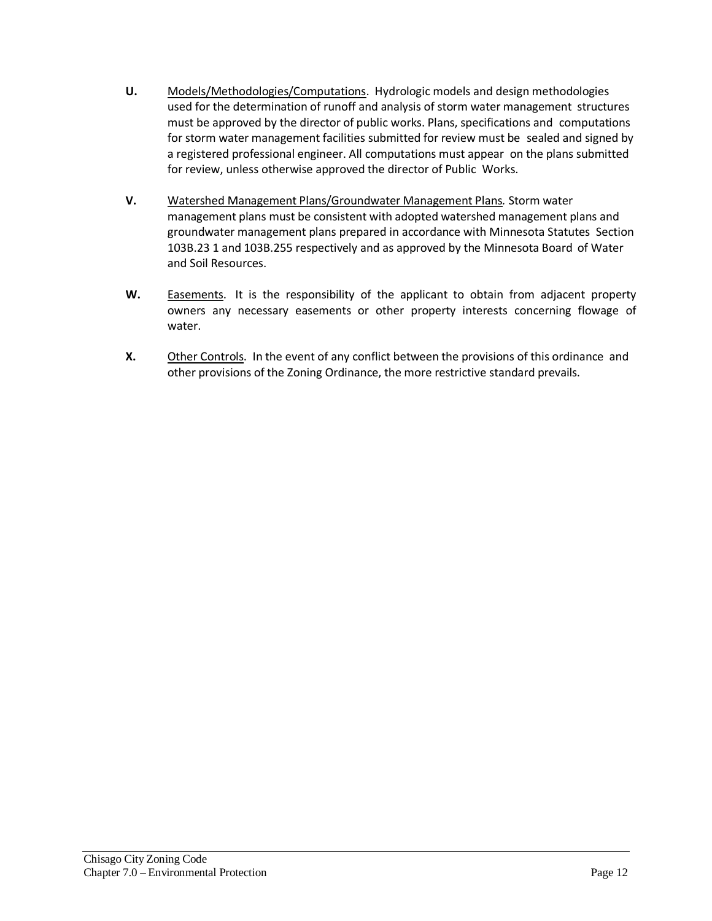**U.** Models/Methodologies/Computations. Hydrologic models and design methodologies used for the determination of runoff and analysis of storm water management structures must be approved by the director of public works. Plans, specifications and computations for storm water management facilities submitted for review must be sealed and signed by a registered professional engineer. All computations must appear on the plans submitted for review, unless otherwise approved the director of Public Works.

**V.** Watershed Management Plans/Groundwater Management Plans. Storm water management plans must be consistent with adopted watershed management plans and groundwater management plans prepared in accordance with Minnesota Statutes Section 103B.23 1 and 103B.255 respectively and as approved by the Minnesota Board of Water and Soil Resources.

**W.** Easements. It is the responsibility of the applicant to obtain from adjacent property owners any necessary easements or other property interests concerning flowage of water.

**X.** Other Controls. In the event of any conflict between the provisions of this ordinance and other provisions of the Zoning Ordinance, the more restrictive standard prevails.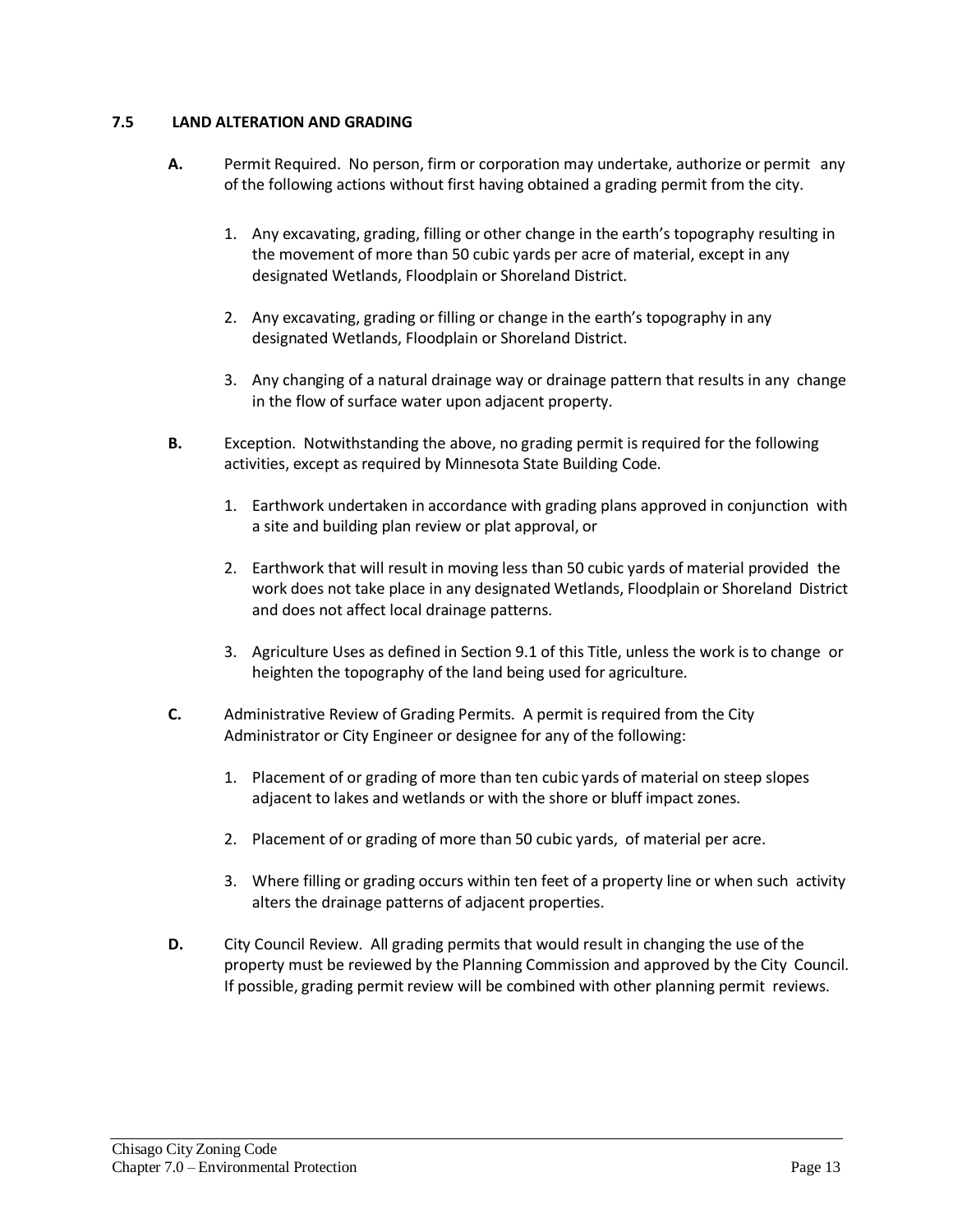### 7.5 LAND ALTERATION AND GRADING

**A.** Permit Required. No person, firm or corporation may undertake, authorize or permit any of the following actions without first having obtained a grading permit from the city.

1. Any excavating, grading, filling or other change in the earth's topography resulting in the movement of more than 50 cubic yards per acre of material, except in any designated Wetlands, Floodplain or Shoreland District.
2. Any excavating, grading or filling or change in the earth's topography in any designated Wetlands, Floodplain or Shoreland District.
3. Any changing of a natural drainage way or drainage pattern that results in any change in the flow of surface water upon adjacent property.

**B.** Exception. Notwithstanding the above, no grading permit is required for the following activities, except as required by Minnesota State Building Code.

1. Earthwork undertaken in accordance with grading plans approved in conjunction with a site and building plan review or plat approval, or
2. Earthwork that will result in moving less than 50 cubic yards of material provided the work does not take place in any designated Wetlands, Floodplain or Shoreland District and does not affect local drainage patterns.
3. Agriculture Uses as defined in Section 9.1 of this Title, unless the work is to change or heighten the topography of the land being used for agriculture.

**C.** Administrative Review of Grading Permits. A permit is required from the City Administrator or City Engineer or designee for any of the following:

1. Placement of or grading of more than ten cubic yards of material on steep slopes adjacent to lakes and wetlands or with the shore or bluff impact zones.
2. Placement of or grading of more than 50 cubic yards, of material per acre.
3. Where filling or grading occurs within ten feet of a property line or when such activity alters the drainage patterns of adjacent properties.

**D.** City Council Review. All grading permits that would result in changing the use of the property must be reviewed by the Planning Commission and approved by the City Council. If possible, grading permit review will be combined with other planning permit reviews.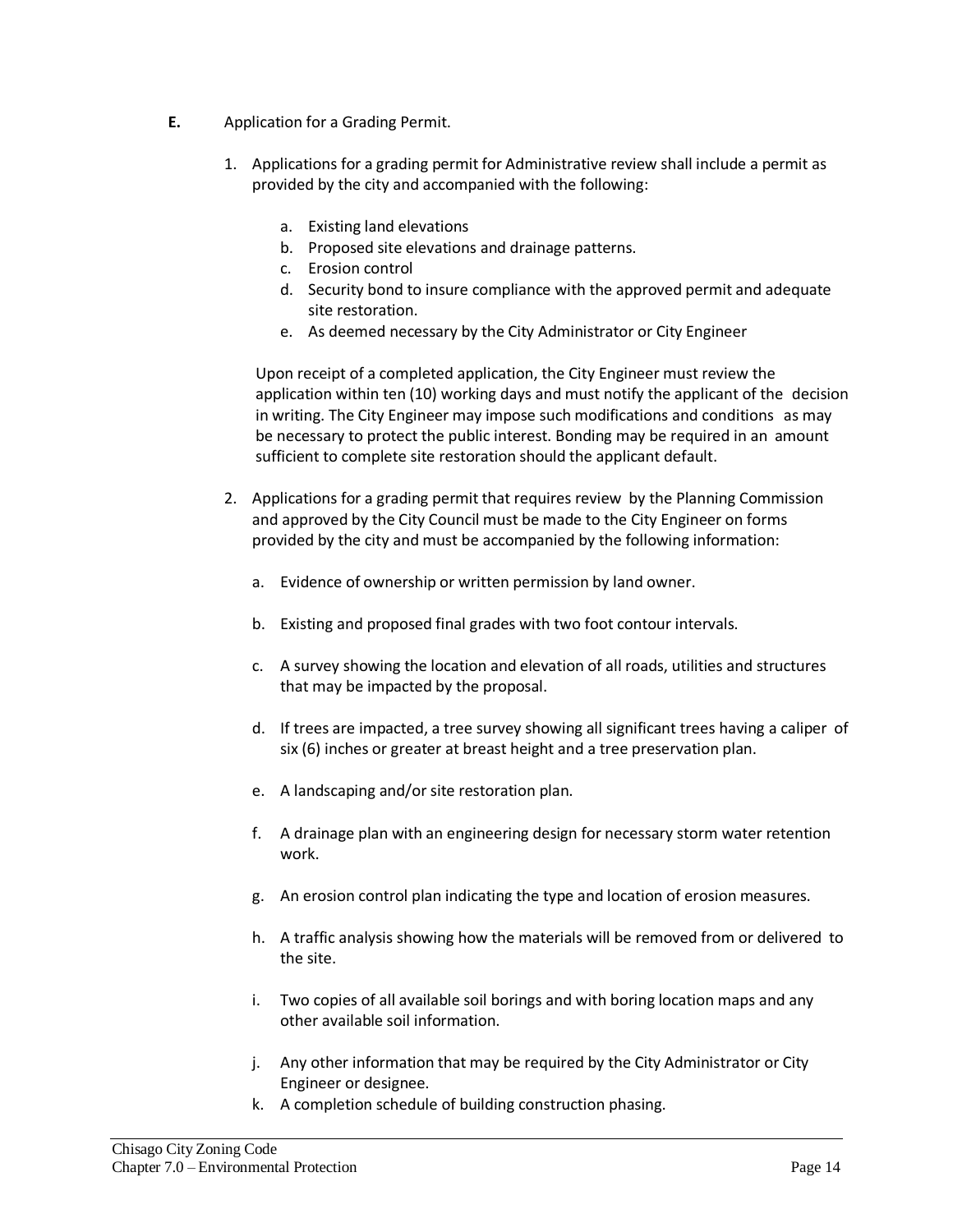**E.** Application for a Grading Permit.

1. Applications for a grading permit for Administrative review shall include a permit as provided by the city and accompanied with the following:

   a. Existing land elevations
   b. Proposed site elevations and drainage patterns.
   c. Erosion control
   d. Security bond to insure compliance with the approved permit and adequate site restoration.
   e. As deemed necessary by the City Administrator or City Engineer

   Upon receipt of a completed application, the City Engineer must review the application within ten (10) working days and must notify the applicant of the decision in writing. The City Engineer may impose such modifications and conditions as may be necessary to protect the public interest. Bonding may be required in an amount sufficient to complete site restoration should the applicant default.

2. Applications for a grading permit that requires review by the Planning Commission and approved by the City Council must be made to the City Engineer on forms provided by the city and must be accompanied by the following information:

   a. Evidence of ownership or written permission by land owner.

   b. Existing and proposed final grades with two foot contour intervals.

   c. A survey showing the location and elevation of all roads, utilities and structures that may be impacted by the proposal.

   d. If trees are impacted, a tree survey showing all significant trees having a caliper of six (6) inches or greater at breast height and a tree preservation plan.

   e. A landscaping and/or site restoration plan.

   f. A drainage plan with an engineering design for necessary storm water retention work.

   g. An erosion control plan indicating the type and location of erosion measures.

   h. A traffic analysis showing how the materials will be removed from or delivered to the site.

   i. Two copies of all available soil borings and with boring location maps and any other available soil information.

   j. Any other information that may be required by the City Administrator or City Engineer or designee.
   k. A completion schedule of building construction phasing.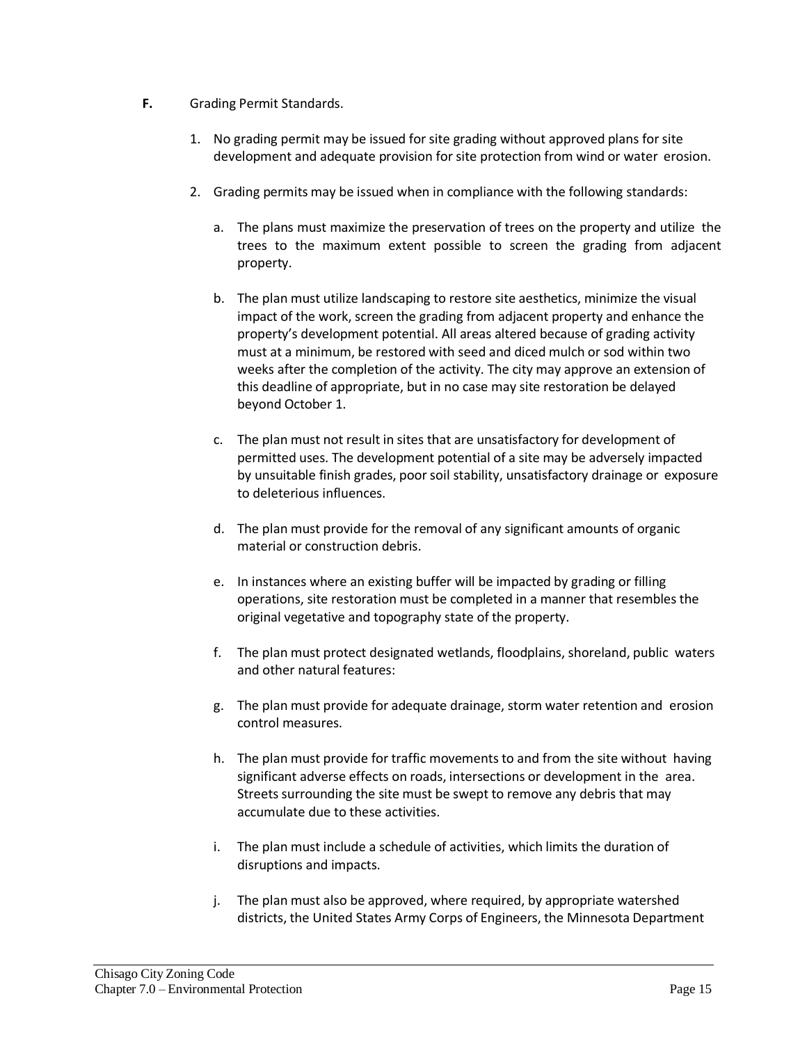**F.** Grading Permit Standards.

1. No grading permit may be issued for site grading without approved plans for site development and adequate provision for site protection from wind or water erosion.

2. Grading permits may be issued when in compliance with the following standards:

   a. The plans must maximize the preservation of trees on the property and utilize the trees to the maximum extent possible to screen the grading from adjacent property.

   b. The plan must utilize landscaping to restore site aesthetics, minimize the visual impact of the work, screen the grading from adjacent property and enhance the property's development potential. All areas altered because of grading activity must at a minimum, be restored with seed and diced mulch or sod within two weeks after the completion of the activity. The city may approve an extension of this deadline of appropriate, but in no case may site restoration be delayed beyond October 1.

   c. The plan must not result in sites that are unsatisfactory for development of permitted uses. The development potential of a site may be adversely impacted by unsuitable finish grades, poor soil stability, unsatisfactory drainage or exposure to deleterious influences.

   d. The plan must provide for the removal of any significant amounts of organic material or construction debris.

   e. In instances where an existing buffer will be impacted by grading or filling operations, site restoration must be completed in a manner that resembles the original vegetative and topography state of the property.

   f. The plan must protect designated wetlands, floodplains, shoreland, public waters and other natural features:

   g. The plan must provide for adequate drainage, storm water retention and erosion control measures.

   h. The plan must provide for traffic movements to and from the site without having significant adverse effects on roads, intersections or development in the area. Streets surrounding the site must be swept to remove any debris that may accumulate due to these activities.

   i. The plan must include a schedule of activities, which limits the duration of disruptions and impacts.

   j. The plan must also be approved, where required, by appropriate watershed districts, the United States Army Corps of Engineers, the Minnesota Department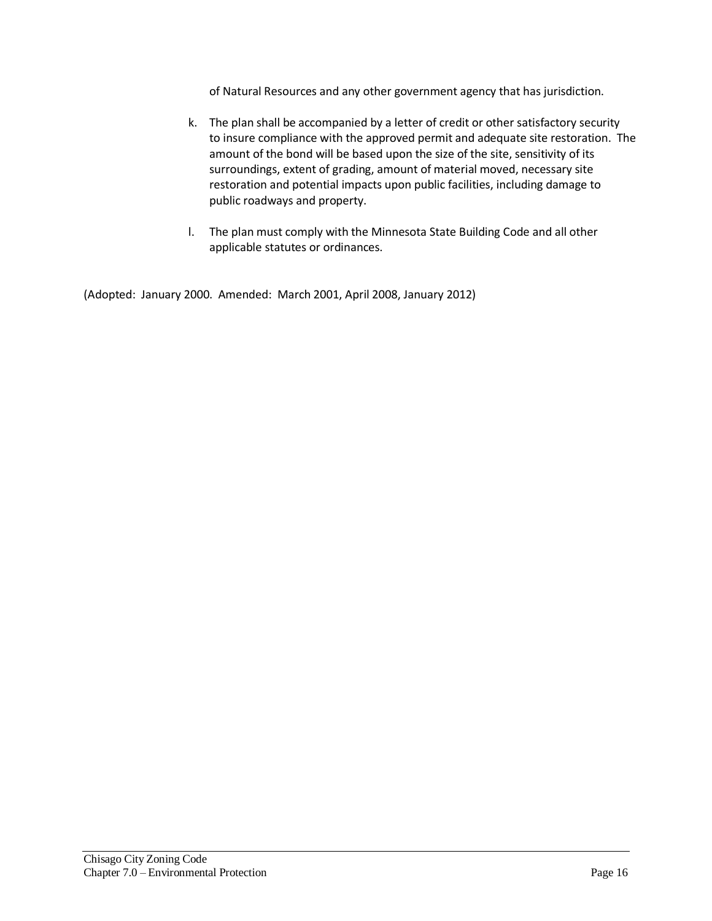of Natural Resources and any other government agency that has jurisdiction.

k. The plan shall be accompanied by a letter of credit or other satisfactory security to insure compliance with the approved permit and adequate site restoration. The amount of the bond will be based upon the size of the site, sensitivity of its surroundings, extent of grading, amount of material moved, necessary site restoration and potential impacts upon public facilities, including damage to public roadways and property.

l. The plan must comply with the Minnesota State Building Code and all other applicable statutes or ordinances.

(Adopted: January 2000. Amended: March 2001, April 2008, January 2012)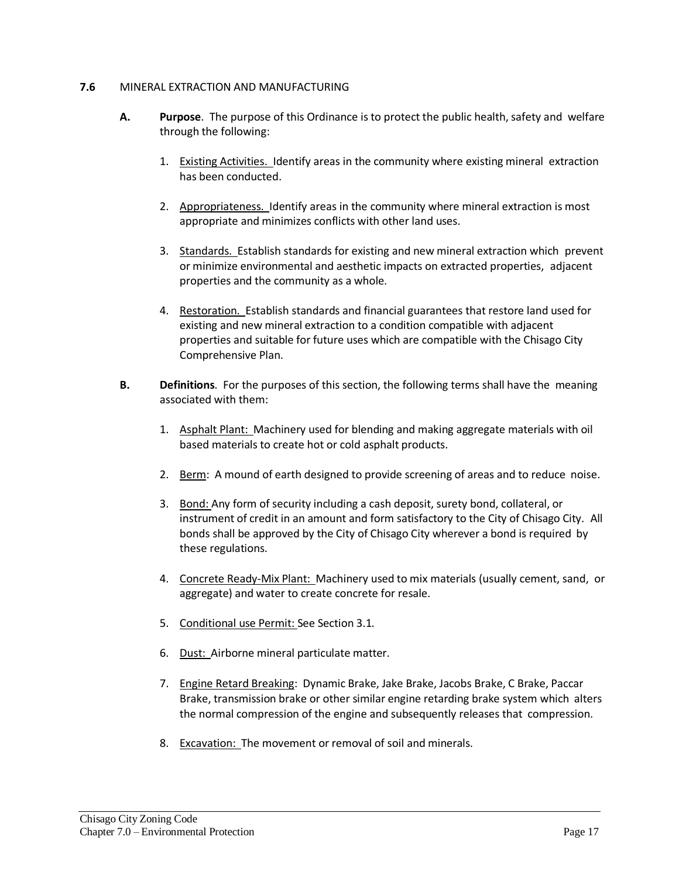**7.6** MINERAL EXTRACTION AND MANUFACTURING

**A.** **Purpose**. The purpose of this Ordinance is to protect the public health, safety and welfare through the following:

1. Existing Activities. Identify areas in the community where existing mineral extraction has been conducted.

2. Appropriateness. Identify areas in the community where mineral extraction is most appropriate and minimizes conflicts with other land uses.

3. Standards. Establish standards for existing and new mineral extraction which prevent or minimize environmental and aesthetic impacts on extracted properties, adjacent properties and the community as a whole.

4. Restoration. Establish standards and financial guarantees that restore land used for existing and new mineral extraction to a condition compatible with adjacent properties and suitable for future uses which are compatible with the Chisago City Comprehensive Plan.

**B.** **Definitions**. For the purposes of this section, the following terms shall have the meaning associated with them:

1. Asphalt Plant: Machinery used for blending and making aggregate materials with oil based materials to create hot or cold asphalt products.

2. Berm: A mound of earth designed to provide screening of areas and to reduce noise.

3. Bond: Any form of security including a cash deposit, surety bond, collateral, or instrument of credit in an amount and form satisfactory to the City of Chisago City. All bonds shall be approved by the City of Chisago City wherever a bond is required by these regulations.

4. Concrete Ready-Mix Plant: Machinery used to mix materials (usually cement, sand, or aggregate) and water to create concrete for resale.

5. Conditional use Permit: See Section 3.1.

6. Dust: Airborne mineral particulate matter.

7. Engine Retard Breaking: Dynamic Brake, Jake Brake, Jacobs Brake, C Brake, Paccar Brake, transmission brake or other similar engine retarding brake system which alters the normal compression of the engine and subsequently releases that compression.

8. Excavation: The movement or removal of soil and minerals.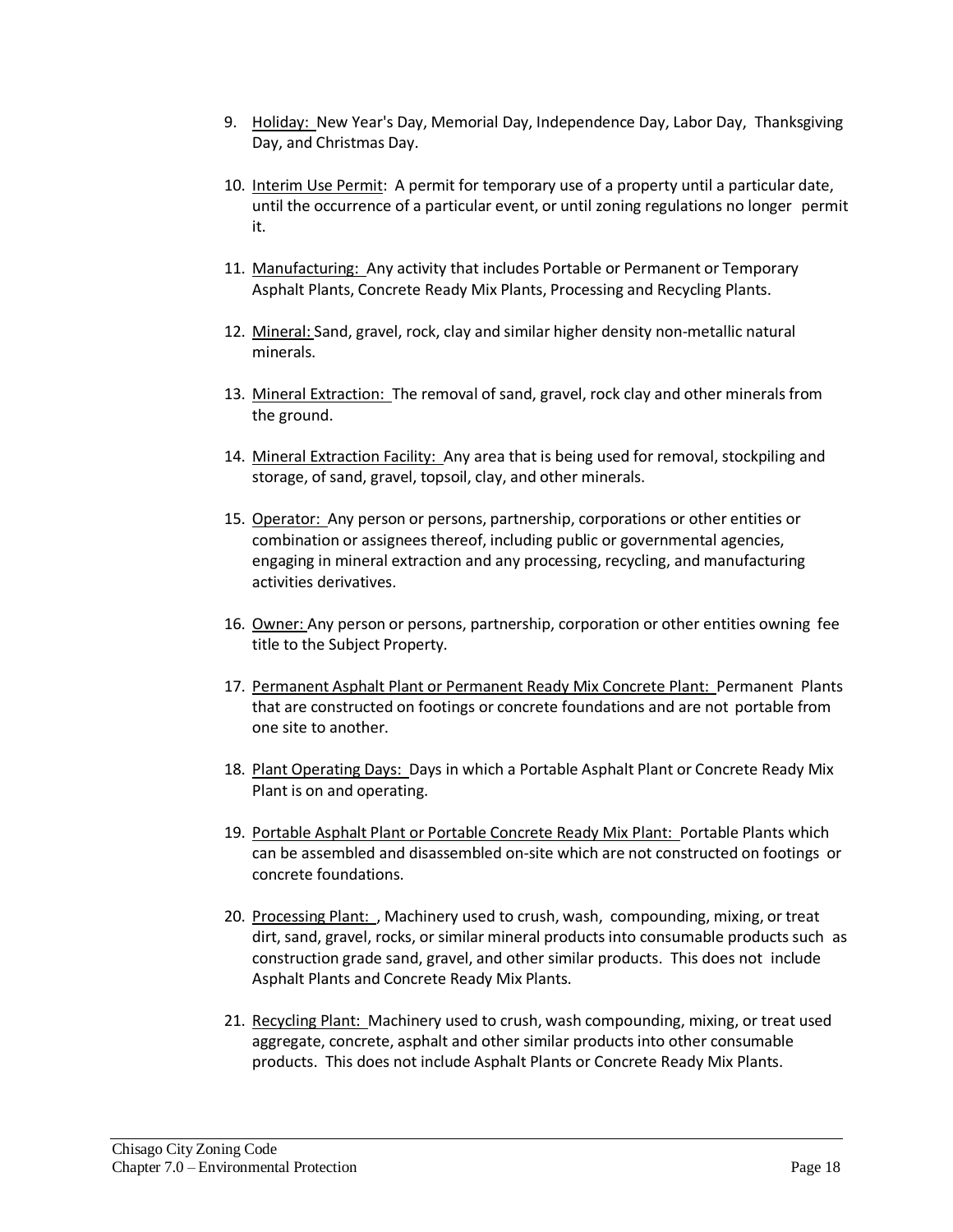9. Holiday: New Year's Day, Memorial Day, Independence Day, Labor Day, Thanksgiving Day, and Christmas Day.

10. Interim Use Permit: A permit for temporary use of a property until a particular date, until the occurrence of a particular event, or until zoning regulations no longer permit it.

11. Manufacturing: Any activity that includes Portable or Permanent or Temporary Asphalt Plants, Concrete Ready Mix Plants, Processing and Recycling Plants.

12. Mineral: Sand, gravel, rock, clay and similar higher density non-metallic natural minerals.

13. Mineral Extraction: The removal of sand, gravel, rock clay and other minerals from the ground.

14. Mineral Extraction Facility: Any area that is being used for removal, stockpiling and storage, of sand, gravel, topsoil, clay, and other minerals.

15. Operator: Any person or persons, partnership, corporations or other entities or combination or assignees thereof, including public or governmental agencies, engaging in mineral extraction and any processing, recycling, and manufacturing activities derivatives.

16. Owner: Any person or persons, partnership, corporation or other entities owning fee title to the Subject Property.

17. Permanent Asphalt Plant or Permanent Ready Mix Concrete Plant: Permanent Plants that are constructed on footings or concrete foundations and are not portable from one site to another.

18. Plant Operating Days: Days in which a Portable Asphalt Plant or Concrete Ready Mix Plant is on and operating.

19. Portable Asphalt Plant or Portable Concrete Ready Mix Plant: Portable Plants which can be assembled and disassembled on-site which are not constructed on footings or concrete foundations.

20. Processing Plant: , Machinery used to crush, wash, compounding, mixing, or treat dirt, sand, gravel, rocks, or similar mineral products into consumable products such as construction grade sand, gravel, and other similar products. This does not include Asphalt Plants and Concrete Ready Mix Plants.

21. Recycling Plant: Machinery used to crush, wash compounding, mixing, or treat used aggregate, concrete, asphalt and other similar products into other consumable products. This does not include Asphalt Plants or Concrete Ready Mix Plants.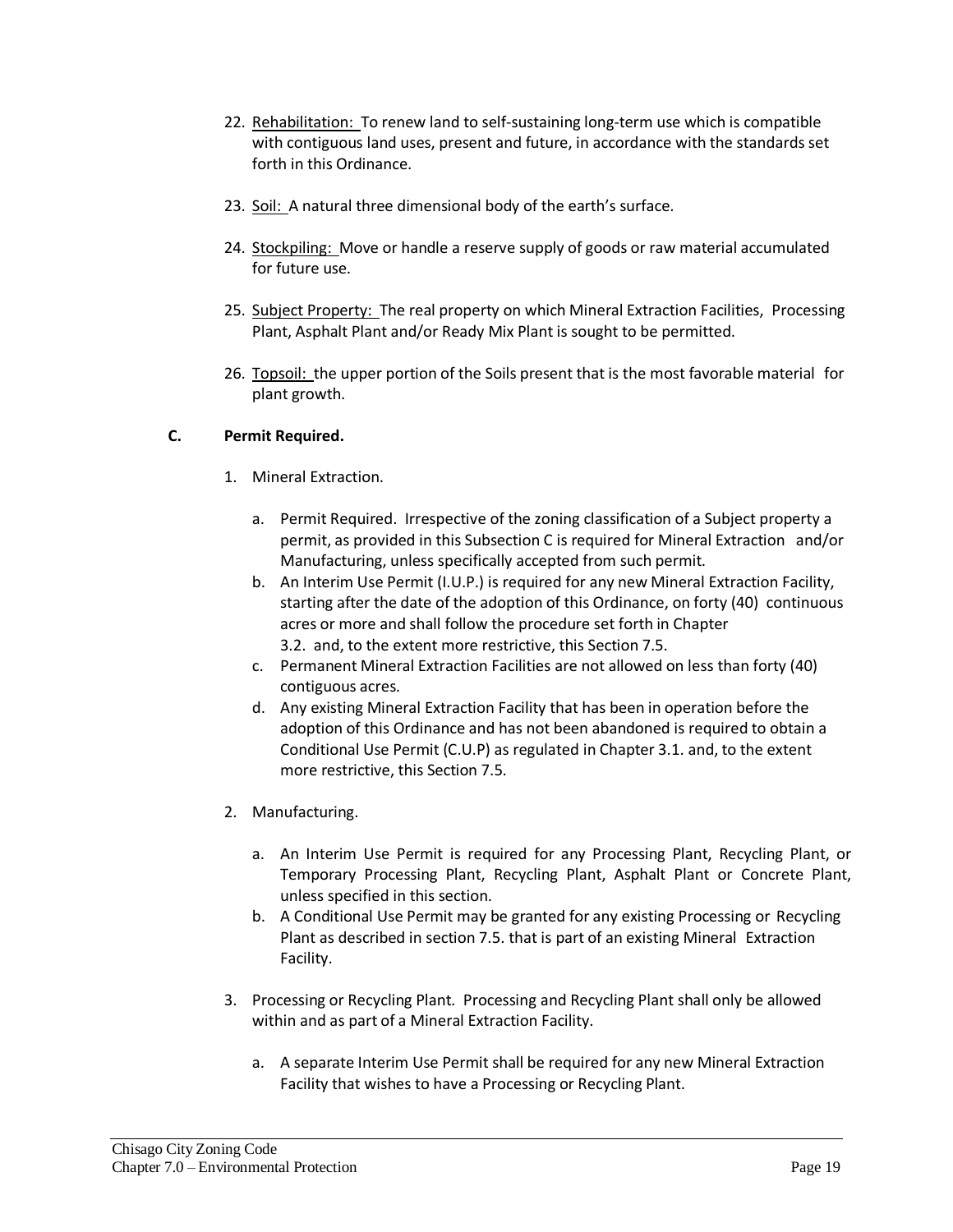22. Rehabilitation: To renew land to self-sustaining long-term use which is compatible with contiguous land uses, present and future, in accordance with the standards set forth in this Ordinance.

23. Soil: A natural three dimensional body of the earth's surface.

24. Stockpiling: Move or handle a reserve supply of goods or raw material accumulated for future use.

25. Subject Property: The real property on which Mineral Extraction Facilities, Processing Plant, Asphalt Plant and/or Ready Mix Plant is sought to be permitted.

26. Topsoil: the upper portion of the Soils present that is the most favorable material for plant growth.

**C. Permit Required.**

1. Mineral Extraction.

   a. Permit Required. Irrespective of the zoning classification of a Subject property a permit, as provided in this Subsection C is required for Mineral Extraction and/or Manufacturing, unless specifically accepted from such permit.
   b. An Interim Use Permit (I.U.P.) is required for any new Mineral Extraction Facility, starting after the date of the adoption of this Ordinance, on forty (40) continuous acres or more and shall follow the procedure set forth in Chapter 3.2. and, to the extent more restrictive, this Section 7.5.
   c. Permanent Mineral Extraction Facilities are not allowed on less than forty (40) contiguous acres.
   d. Any existing Mineral Extraction Facility that has been in operation before the adoption of this Ordinance and has not been abandoned is required to obtain a Conditional Use Permit (C.U.P) as regulated in Chapter 3.1. and, to the extent more restrictive, this Section 7.5.

2. Manufacturing.

   a. An Interim Use Permit is required for any Processing Plant, Recycling Plant, or Temporary Processing Plant, Recycling Plant, Asphalt Plant or Concrete Plant, unless specified in this section.
   b. A Conditional Use Permit may be granted for any existing Processing or Recycling Plant as described in section 7.5. that is part of an existing Mineral Extraction Facility.

3. Processing or Recycling Plant. Processing and Recycling Plant shall only be allowed within and as part of a Mineral Extraction Facility.

   a. A separate Interim Use Permit shall be required for any new Mineral Extraction Facility that wishes to have a Processing or Recycling Plant.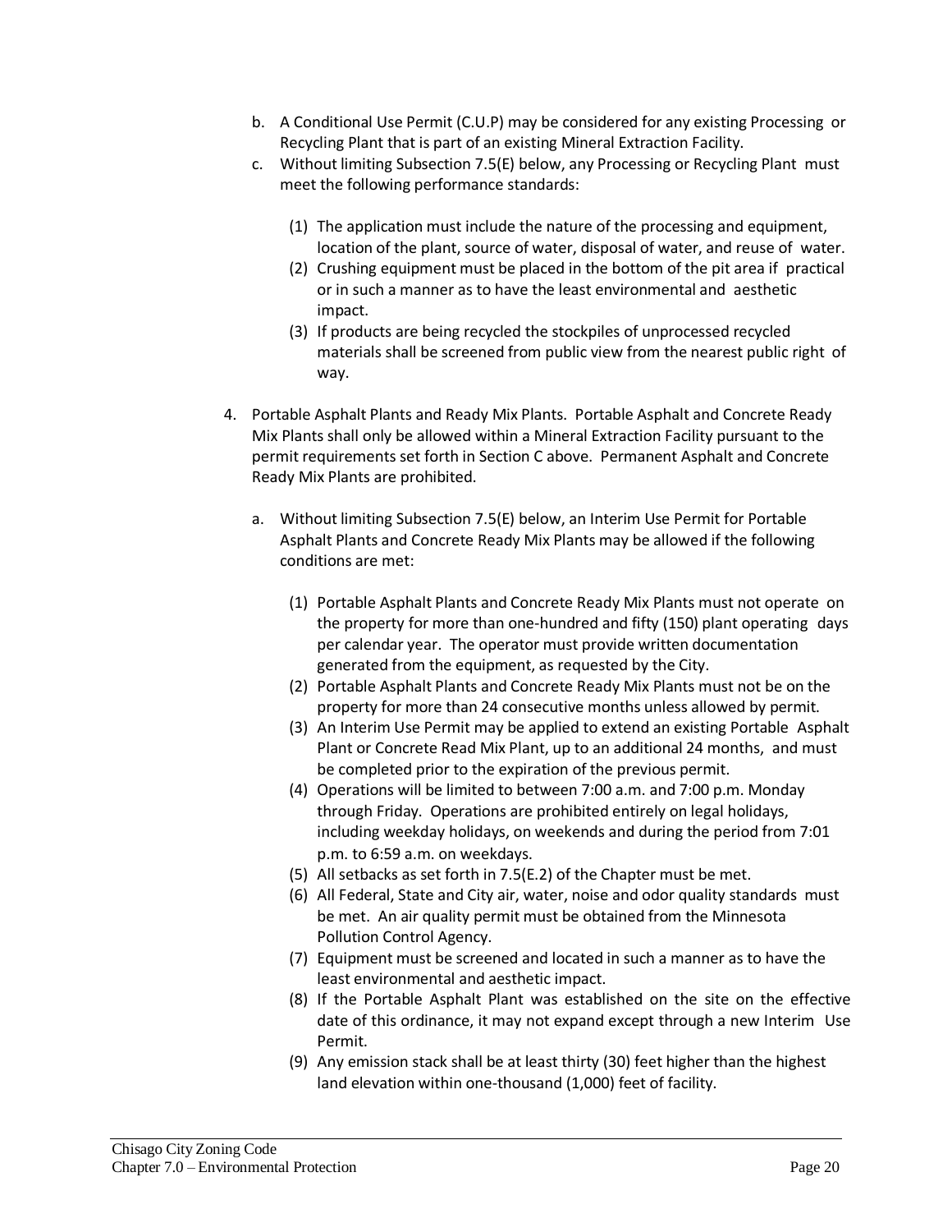b. A Conditional Use Permit (C.U.P) may be considered for any existing Processing or Recycling Plant that is part of an existing Mineral Extraction Facility.

c. Without limiting Subsection 7.5(E) below, any Processing or Recycling Plant must meet the following performance standards:

   (1) The application must include the nature of the processing and equipment, location of the plant, source of water, disposal of water, and reuse of water.
   (2) Crushing equipment must be placed in the bottom of the pit area if practical or in such a manner as to have the least environmental and aesthetic impact.
   (3) If products are being recycled the stockpiles of unprocessed recycled materials shall be screened from public view from the nearest public right of way.

4. Portable Asphalt Plants and Ready Mix Plants. Portable Asphalt and Concrete Ready Mix Plants shall only be allowed within a Mineral Extraction Facility pursuant to the permit requirements set forth in Section C above. Permanent Asphalt and Concrete Ready Mix Plants are prohibited.

   a. Without limiting Subsection 7.5(E) below, an Interim Use Permit for Portable Asphalt Plants and Concrete Ready Mix Plants may be allowed if the following conditions are met:

      (1) Portable Asphalt Plants and Concrete Ready Mix Plants must not operate on the property for more than one-hundred and fifty (150) plant operating days per calendar year. The operator must provide written documentation generated from the equipment, as requested by the City.
      (2) Portable Asphalt Plants and Concrete Ready Mix Plants must not be on the property for more than 24 consecutive months unless allowed by permit.
      (3) An Interim Use Permit may be applied to extend an existing Portable Asphalt Plant or Concrete Read Mix Plant, up to an additional 24 months, and must be completed prior to the expiration of the previous permit.
      (4) Operations will be limited to between 7:00 a.m. and 7:00 p.m. Monday through Friday. Operations are prohibited entirely on legal holidays, including weekday holidays, on weekends and during the period from 7:01 p.m. to 6:59 a.m. on weekdays.
      (5) All setbacks as set forth in 7.5(E.2) of the Chapter must be met.
      (6) All Federal, State and City air, water, noise and odor quality standards must be met. An air quality permit must be obtained from the Minnesota Pollution Control Agency.
      (7) Equipment must be screened and located in such a manner as to have the least environmental and aesthetic impact.
      (8) If the Portable Asphalt Plant was established on the site on the effective date of this ordinance, it may not expand except through a new Interim Use Permit.
      (9) Any emission stack shall be at least thirty (30) feet higher than the highest land elevation within one-thousand (1,000) feet of facility.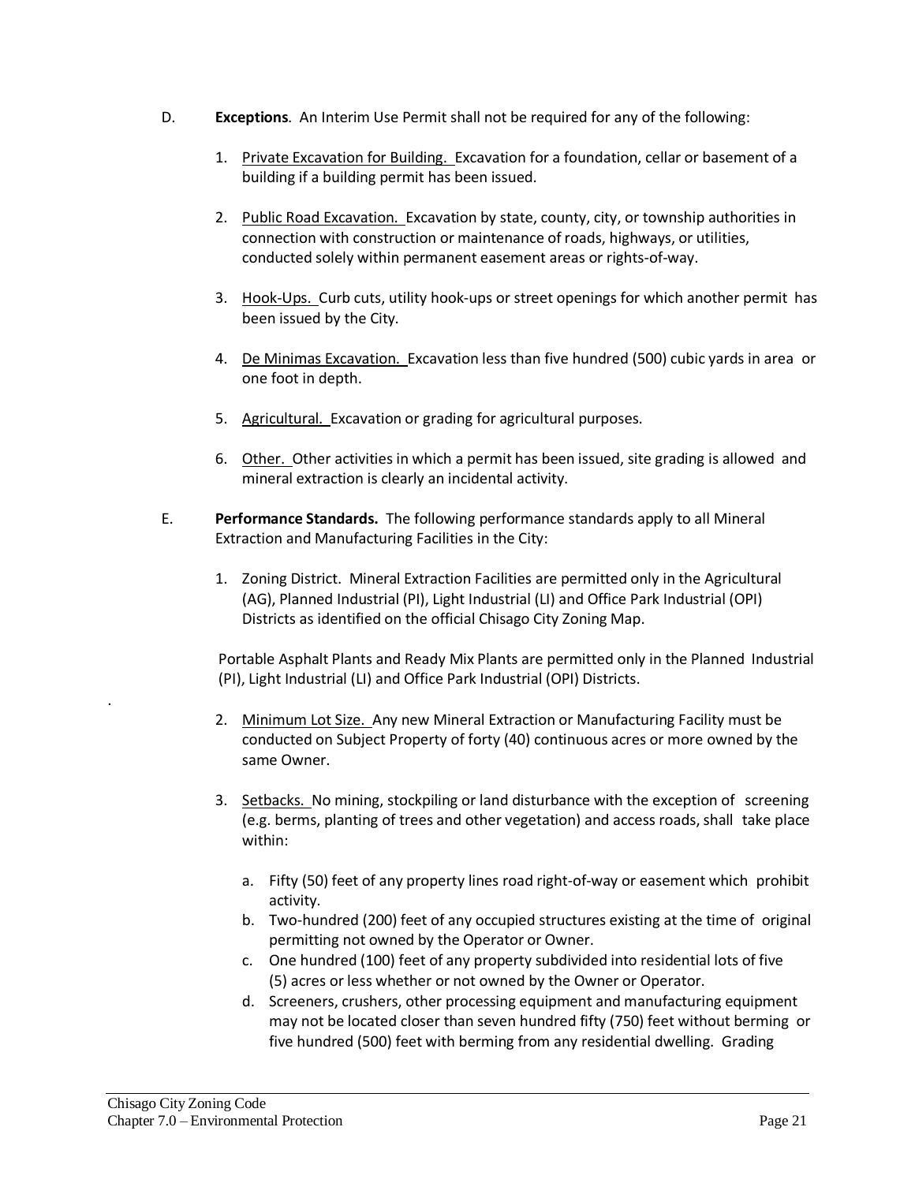D. **Exceptions**. An Interim Use Permit shall not be required for any of the following:

1. Private Excavation for Building. Excavation for a foundation, cellar or basement of a building if a building permit has been issued.

2. Public Road Excavation. Excavation by state, county, city, or township authorities in connection with construction or maintenance of roads, highways, or utilities, conducted solely within permanent easement areas or rights-of-way.

3. Hook-Ups. Curb cuts, utility hook-ups or street openings for which another permit has been issued by the City.

4. De Minimas Excavation. Excavation less than five hundred (500) cubic yards in area or one foot in depth.

5. Agricultural. Excavation or grading for agricultural purposes.

6. Other. Other activities in which a permit has been issued, site grading is allowed and mineral extraction is clearly an incidental activity.

E. **Performance Standards.** The following performance standards apply to all Mineral Extraction and Manufacturing Facilities in the City:

1. Zoning District. Mineral Extraction Facilities are permitted only in the Agricultural (AG), Planned Industrial (PI), Light Industrial (LI) and Office Park Industrial (OPI) Districts as identified on the official Chisago City Zoning Map.

   Portable Asphalt Plants and Ready Mix Plants are permitted only in the Planned Industrial (PI), Light Industrial (LI) and Office Park Industrial (OPI) Districts.

2. Minimum Lot Size. Any new Mineral Extraction or Manufacturing Facility must be conducted on Subject Property of forty (40) continuous acres or more owned by the same Owner.

3. Setbacks. No mining, stockpiling or land disturbance with the exception of screening (e.g. berms, planting of trees and other vegetation) and access roads, shall take place within:

   a. Fifty (50) feet of any property lines road right-of-way or easement which prohibit activity.
   b. Two-hundred (200) feet of any occupied structures existing at the time of original permitting not owned by the Operator or Owner.
   c. One hundred (100) feet of any property subdivided into residential lots of five (5) acres or less whether or not owned by the Owner or Operator.
   d. Screeners, crushers, other processing equipment and manufacturing equipment may not be located closer than seven hundred fifty (750) feet without berming or five hundred (500) feet with berming from any residential dwelling. Grading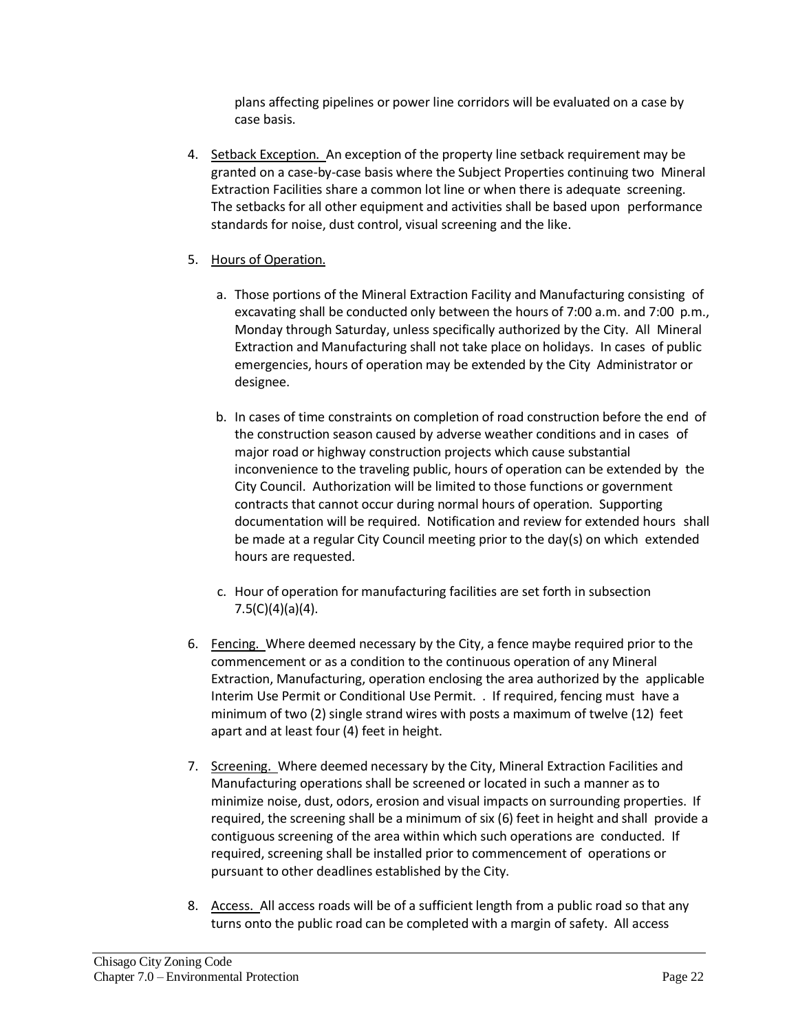plans affecting pipelines or power line corridors will be evaluated on a case by case basis.

4. Setback Exception. An exception of the property line setback requirement may be granted on a case-by-case basis where the Subject Properties continuing two Mineral Extraction Facilities share a common lot line or when there is adequate screening. The setbacks for all other equipment and activities shall be based upon performance standards for noise, dust control, visual screening and the like.

5. Hours of Operation.

   a. Those portions of the Mineral Extraction Facility and Manufacturing consisting of excavating shall be conducted only between the hours of 7:00 a.m. and 7:00 p.m., Monday through Saturday, unless specifically authorized by the City. All Mineral Extraction and Manufacturing shall not take place on holidays. In cases of public emergencies, hours of operation may be extended by the City Administrator or designee.

   b. In cases of time constraints on completion of road construction before the end of the construction season caused by adverse weather conditions and in cases of major road or highway construction projects which cause substantial inconvenience to the traveling public, hours of operation can be extended by the City Council. Authorization will be limited to those functions or government contracts that cannot occur during normal hours of operation. Supporting documentation will be required. Notification and review for extended hours shall be made at a regular City Council meeting prior to the day(s) on which extended hours are requested.

   c. Hour of operation for manufacturing facilities are set forth in subsection 7.5(C)(4)(a)(4).

6. Fencing. Where deemed necessary by the City, a fence maybe required prior to the commencement or as a condition to the continuous operation of any Mineral Extraction, Manufacturing, operation enclosing the area authorized by the applicable Interim Use Permit or Conditional Use Permit. . If required, fencing must have a minimum of two (2) single strand wires with posts a maximum of twelve (12) feet apart and at least four (4) feet in height.

7. Screening. Where deemed necessary by the City, Mineral Extraction Facilities and Manufacturing operations shall be screened or located in such a manner as to minimize noise, dust, odors, erosion and visual impacts on surrounding properties. If required, the screening shall be a minimum of six (6) feet in height and shall provide a contiguous screening of the area within which such operations are conducted. If required, screening shall be installed prior to commencement of operations or pursuant to other deadlines established by the City.

8. Access. All access roads will be of a sufficient length from a public road so that any turns onto the public road can be completed with a margin of safety. All access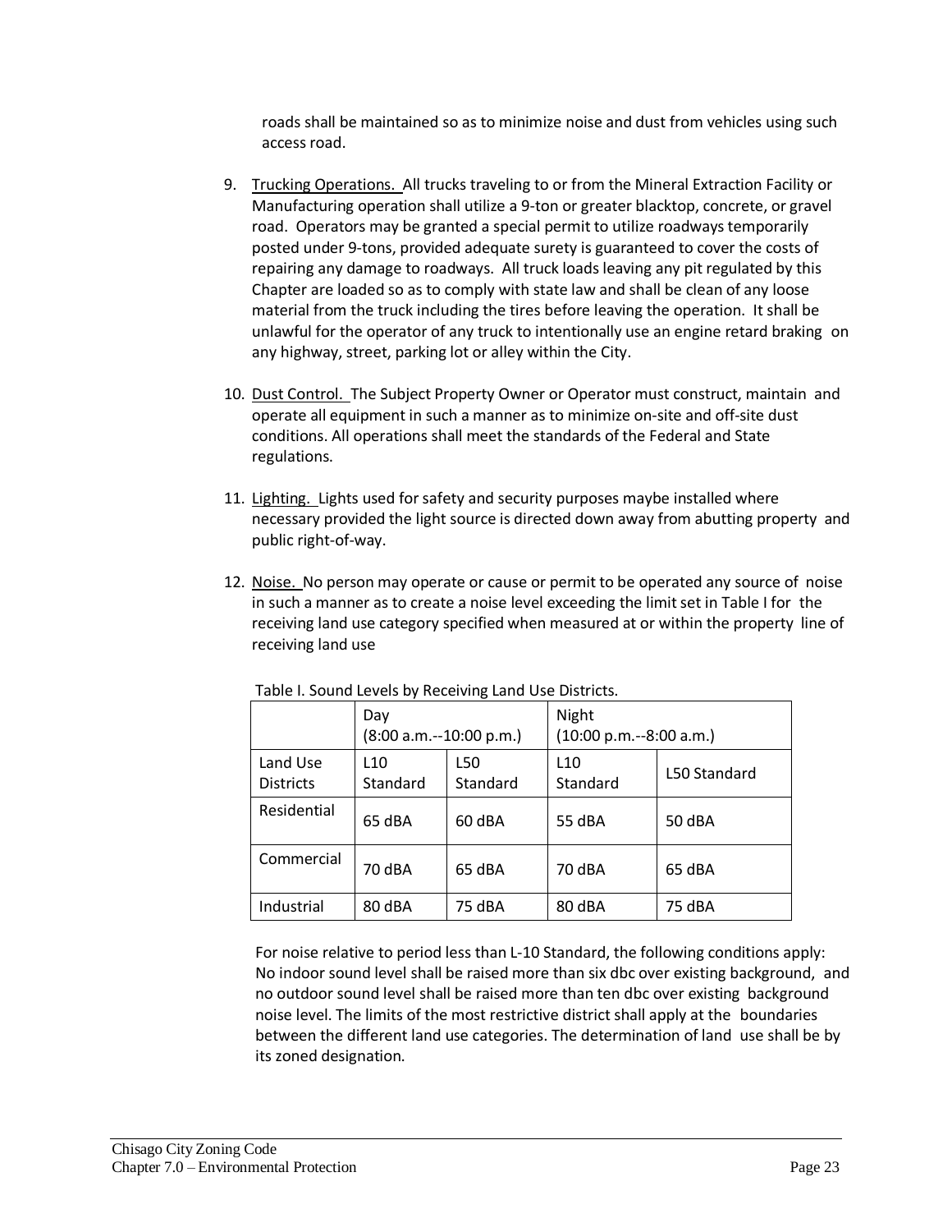roads shall be maintained so as to minimize noise and dust from vehicles using such access road.

9. Trucking Operations. All trucks traveling to or from the Mineral Extraction Facility or Manufacturing operation shall utilize a 9-ton or greater blacktop, concrete, or gravel road. Operators may be granted a special permit to utilize roadways temporarily posted under 9-tons, provided adequate surety is guaranteed to cover the costs of repairing any damage to roadways. All truck loads leaving any pit regulated by this Chapter are loaded so as to comply with state law and shall be clean of any loose material from the truck including the tires before leaving the operation. It shall be unlawful for the operator of any truck to intentionally use an engine retard braking on any highway, street, parking lot or alley within the City.

10. Dust Control. The Subject Property Owner or Operator must construct, maintain and operate all equipment in such a manner as to minimize on-site and off-site dust conditions. All operations shall meet the standards of the Federal and State regulations.

11. Lighting. Lights used for safety and security purposes maybe installed where necessary provided the light source is directed down away from abutting property and public right-of-way.

12. Noise. No person may operate or cause or permit to be operated any source of noise in such a manner as to create a noise level exceeding the limit set in Table I for the receiving land use category specified when measured at or within the property line of receiving land use

Table I. Sound Levels by Receiving Land Use Districts.

| | Day (8:00 a.m.--10:00 p.m.) | | Night (10:00 p.m.--8:00 a.m.) | |
|---|---|---|---|---|
| Land Use Districts | L10 Standard | L50 Standard | L10 Standard | L50 Standard |
| Residential | 65 dBA | 60 dBA | 55 dBA | 50 dBA |
| Commercial | 70 dBA | 65 dBA | 70 dBA | 65 dBA |
| Industrial | 80 dBA | 75 dBA | 80 dBA | 75 dBA |

For noise relative to period less than L-10 Standard, the following conditions apply: No indoor sound level shall be raised more than six dbc over existing background, and no outdoor sound level shall be raised more than ten dbc over existing background noise level. The limits of the most restrictive district shall apply at the boundaries between the different land use categories. The determination of land use shall be by its zoned designation.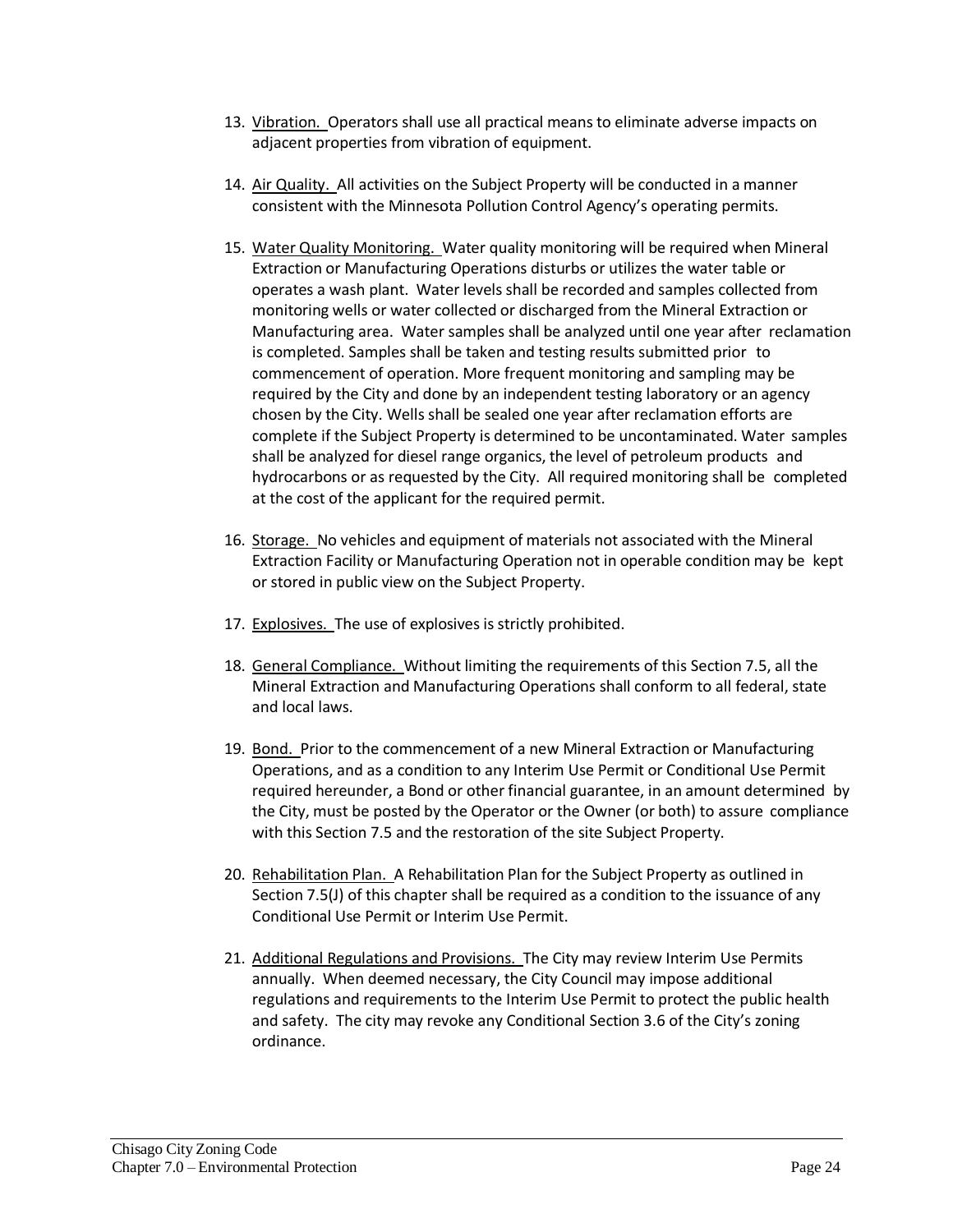13. Vibration. Operators shall use all practical means to eliminate adverse impacts on adjacent properties from vibration of equipment.

14. Air Quality. All activities on the Subject Property will be conducted in a manner consistent with the Minnesota Pollution Control Agency's operating permits.

15. Water Quality Monitoring. Water quality monitoring will be required when Mineral Extraction or Manufacturing Operations disturbs or utilizes the water table or operates a wash plant. Water levels shall be recorded and samples collected from monitoring wells or water collected or discharged from the Mineral Extraction or Manufacturing area. Water samples shall be analyzed until one year after reclamation is completed. Samples shall be taken and testing results submitted prior to commencement of operation. More frequent monitoring and sampling may be required by the City and done by an independent testing laboratory or an agency chosen by the City. Wells shall be sealed one year after reclamation efforts are complete if the Subject Property is determined to be uncontaminated. Water samples shall be analyzed for diesel range organics, the level of petroleum products and hydrocarbons or as requested by the City. All required monitoring shall be completed at the cost of the applicant for the required permit.

16. Storage. No vehicles and equipment of materials not associated with the Mineral Extraction Facility or Manufacturing Operation not in operable condition may be kept or stored in public view on the Subject Property.

17. Explosives. The use of explosives is strictly prohibited.

18. General Compliance. Without limiting the requirements of this Section 7.5, all the Mineral Extraction and Manufacturing Operations shall conform to all federal, state and local laws.

19. Bond. Prior to the commencement of a new Mineral Extraction or Manufacturing Operations, and as a condition to any Interim Use Permit or Conditional Use Permit required hereunder, a Bond or other financial guarantee, in an amount determined by the City, must be posted by the Operator or the Owner (or both) to assure compliance with this Section 7.5 and the restoration of the site Subject Property.

20. Rehabilitation Plan. A Rehabilitation Plan for the Subject Property as outlined in Section 7.5(J) of this chapter shall be required as a condition to the issuance of any Conditional Use Permit or Interim Use Permit.

21. Additional Regulations and Provisions. The City may review Interim Use Permits annually. When deemed necessary, the City Council may impose additional regulations and requirements to the Interim Use Permit to protect the public health and safety. The city may revoke any Conditional Section 3.6 of the City's zoning ordinance.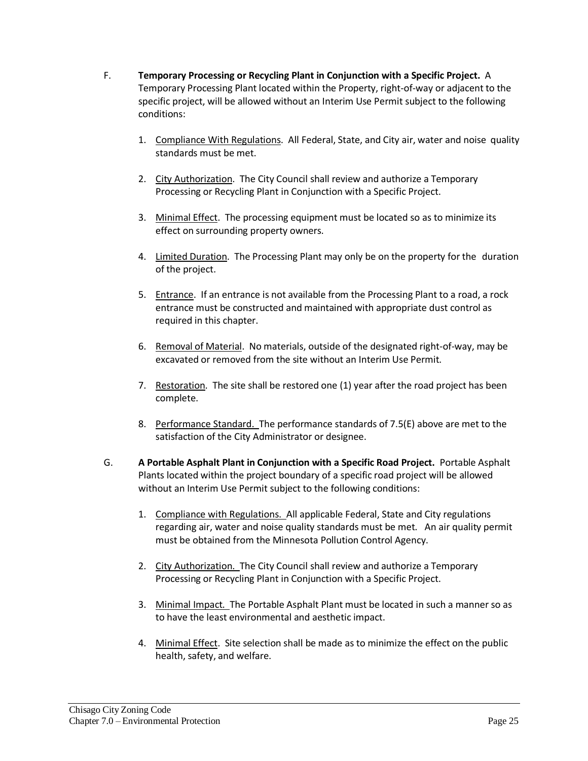F. **Temporary Processing or Recycling Plant in Conjunction with a Specific Project.** A Temporary Processing Plant located within the Property, right-of-way or adjacent to the specific project, will be allowed without an Interim Use Permit subject to the following conditions:

1. Compliance With Regulations. All Federal, State, and City air, water and noise quality standards must be met.

2. City Authorization. The City Council shall review and authorize a Temporary Processing or Recycling Plant in Conjunction with a Specific Project.

3. Minimal Effect. The processing equipment must be located so as to minimize its effect on surrounding property owners.

4. Limited Duration. The Processing Plant may only be on the property for the duration of the project.

5. Entrance. If an entrance is not available from the Processing Plant to a road, a rock entrance must be constructed and maintained with appropriate dust control as required in this chapter.

6. Removal of Material. No materials, outside of the designated right-of-way, may be excavated or removed from the site without an Interim Use Permit.

7. Restoration. The site shall be restored one (1) year after the road project has been complete.

8. Performance Standard. The performance standards of 7.5(E) above are met to the satisfaction of the City Administrator or designee.

G. **A Portable Asphalt Plant in Conjunction with a Specific Road Project.** Portable Asphalt Plants located within the project boundary of a specific road project will be allowed without an Interim Use Permit subject to the following conditions:

1. Compliance with Regulations. All applicable Federal, State and City regulations regarding air, water and noise quality standards must be met. An air quality permit must be obtained from the Minnesota Pollution Control Agency.

2. City Authorization. The City Council shall review and authorize a Temporary Processing or Recycling Plant in Conjunction with a Specific Project.

3. Minimal Impact. The Portable Asphalt Plant must be located in such a manner so as to have the least environmental and aesthetic impact.

4. Minimal Effect. Site selection shall be made as to minimize the effect on the public health, safety, and welfare.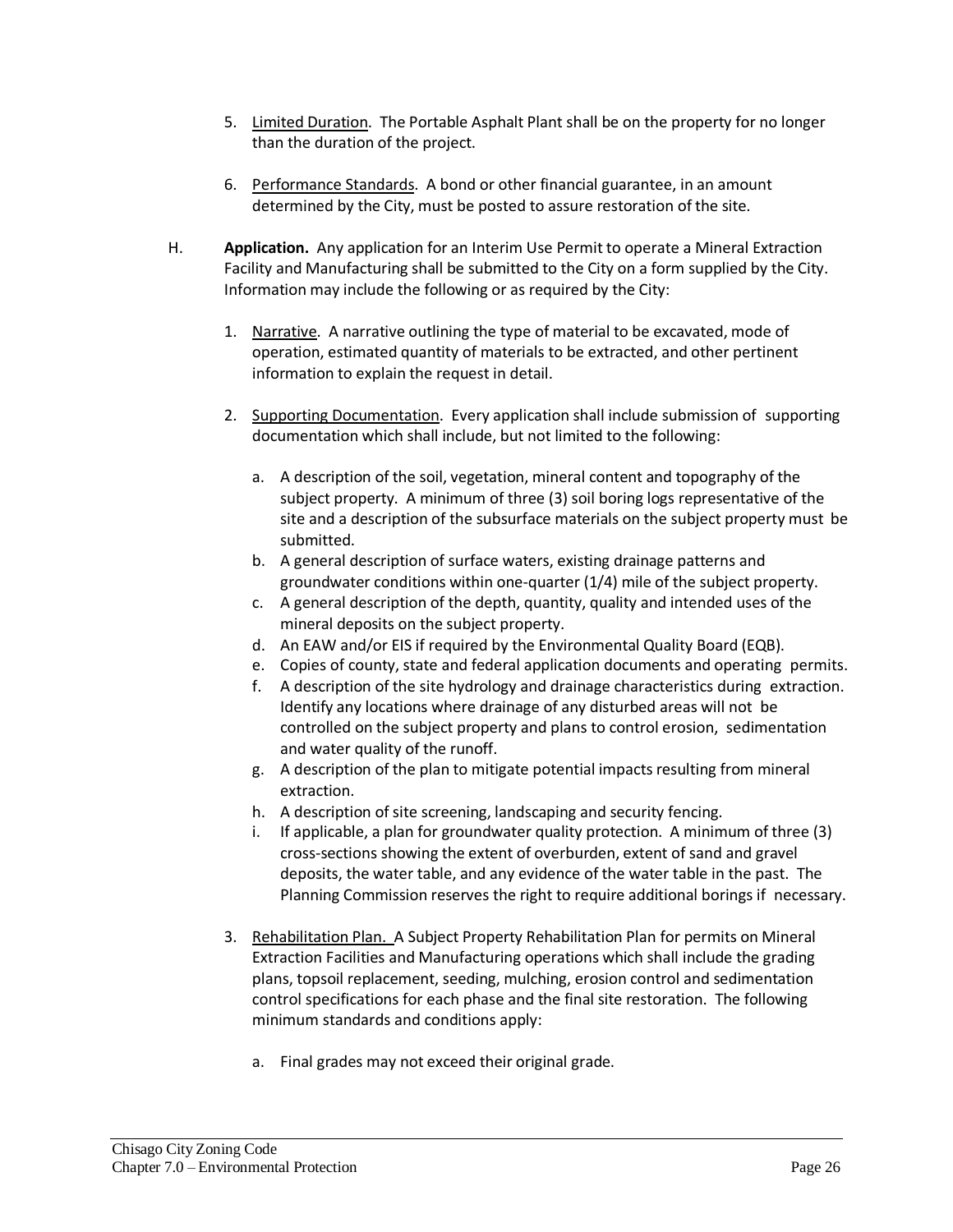5. Limited Duration. The Portable Asphalt Plant shall be on the property for no longer than the duration of the project.

6. Performance Standards. A bond or other financial guarantee, in an amount determined by the City, must be posted to assure restoration of the site.

H. **Application.** Any application for an Interim Use Permit to operate a Mineral Extraction Facility and Manufacturing shall be submitted to the City on a form supplied by the City. Information may include the following or as required by the City:

1. Narrative. A narrative outlining the type of material to be excavated, mode of operation, estimated quantity of materials to be extracted, and other pertinent information to explain the request in detail.

2. Supporting Documentation. Every application shall include submission of supporting documentation which shall include, but not limited to the following:

   a. A description of the soil, vegetation, mineral content and topography of the subject property. A minimum of three (3) soil boring logs representative of the site and a description of the subsurface materials on the subject property must be submitted.
   b. A general description of surface waters, existing drainage patterns and groundwater conditions within one-quarter (1/4) mile of the subject property.
   c. A general description of the depth, quantity, quality and intended uses of the mineral deposits on the subject property.
   d. An EAW and/or EIS if required by the Environmental Quality Board (EQB).
   e. Copies of county, state and federal application documents and operating permits.
   f. A description of the site hydrology and drainage characteristics during extraction. Identify any locations where drainage of any disturbed areas will not be controlled on the subject property and plans to control erosion, sedimentation and water quality of the runoff.
   g. A description of the plan to mitigate potential impacts resulting from mineral extraction.
   h. A description of site screening, landscaping and security fencing.
   i. If applicable, a plan for groundwater quality protection. A minimum of three (3) cross-sections showing the extent of overburden, extent of sand and gravel deposits, the water table, and any evidence of the water table in the past. The Planning Commission reserves the right to require additional borings if necessary.

3. Rehabilitation Plan. A Subject Property Rehabilitation Plan for permits on Mineral Extraction Facilities and Manufacturing operations which shall include the grading plans, topsoil replacement, seeding, mulching, erosion control and sedimentation control specifications for each phase and the final site restoration. The following minimum standards and conditions apply:

   a. Final grades may not exceed their original grade.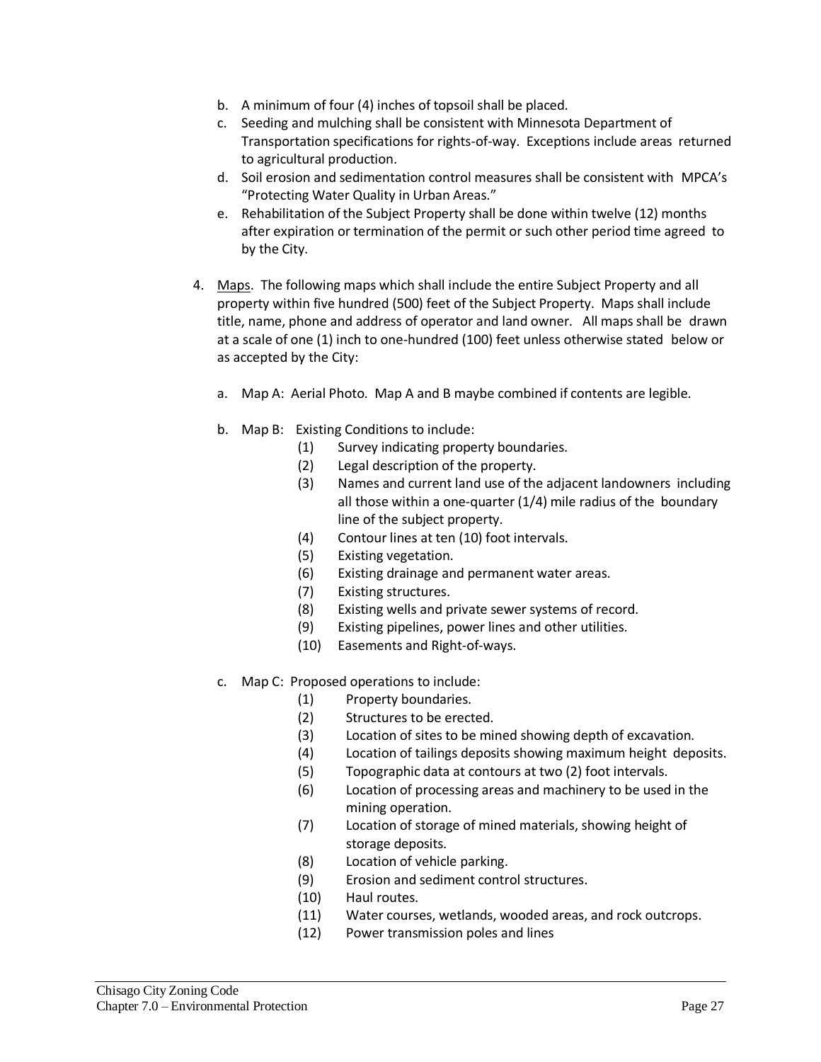b. A minimum of four (4) inches of topsoil shall be placed.
   c. Seeding and mulching shall be consistent with Minnesota Department of Transportation specifications for rights-of-way. Exceptions include areas returned to agricultural production.
   d. Soil erosion and sedimentation control measures shall be consistent with MPCA's "Protecting Water Quality in Urban Areas."
   e. Rehabilitation of the Subject Property shall be done within twelve (12) months after expiration or termination of the permit or such other period time agreed to by the City.

4. <u>Maps</u>. The following maps which shall include the entire Subject Property and all property within five hundred (500) feet of the Subject Property. Maps shall include title, name, phone and address of operator and land owner. All maps shall be drawn at a scale of one (1) inch to one-hundred (100) feet unless otherwise stated below or as accepted by the City:

   a. Map A: Aerial Photo. Map A and B maybe combined if contents are legible.

   b. Map B: Existing Conditions to include:
      (1) Survey indicating property boundaries.
      (2) Legal description of the property.
      (3) Names and current land use of the adjacent landowners including all those within a one-quarter (1/4) mile radius of the boundary line of the subject property.
      (4) Contour lines at ten (10) foot intervals.
      (5) Existing vegetation.
      (6) Existing drainage and permanent water areas.
      (7) Existing structures.
      (8) Existing wells and private sewer systems of record.
      (9) Existing pipelines, power lines and other utilities.
      (10) Easements and Right-of-ways.

   c. Map C: Proposed operations to include:
      (1) Property boundaries.
      (2) Structures to be erected.
      (3) Location of sites to be mined showing depth of excavation.
      (4) Location of tailings deposits showing maximum height deposits.
      (5) Topographic data at contours at two (2) foot intervals.
      (6) Location of processing areas and machinery to be used in the mining operation.
      (7) Location of storage of mined materials, showing height of storage deposits.
      (8) Location of vehicle parking.
      (9) Erosion and sediment control structures.
      (10) Haul routes.
      (11) Water courses, wetlands, wooded areas, and rock outcrops.
      (12) Power transmission poles and lines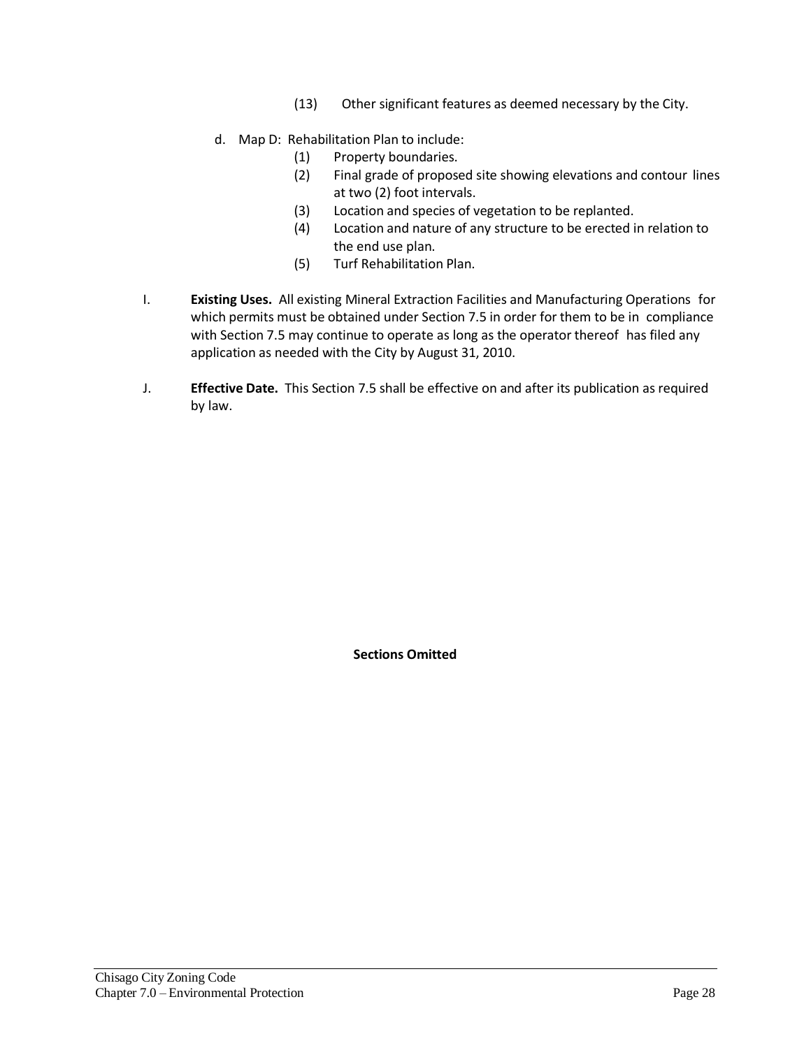(13) Other significant features as deemed necessary by the City.

d. Map D: Rehabilitation Plan to include:
   (1) Property boundaries.
   (2) Final grade of proposed site showing elevations and contour lines at two (2) foot intervals.
   (3) Location and species of vegetation to be replanted.
   (4) Location and nature of any structure to be erected in relation to the end use plan.
   (5) Turf Rehabilitation Plan.

I. **Existing Uses.** All existing Mineral Extraction Facilities and Manufacturing Operations for which permits must be obtained under Section 7.5 in order for them to be in compliance with Section 7.5 may continue to operate as long as the operator thereof has filed any application as needed with the City by August 31, 2010.

J. **Effective Date.** This Section 7.5 shall be effective on and after its publication as required by law.

**Sections Omitted**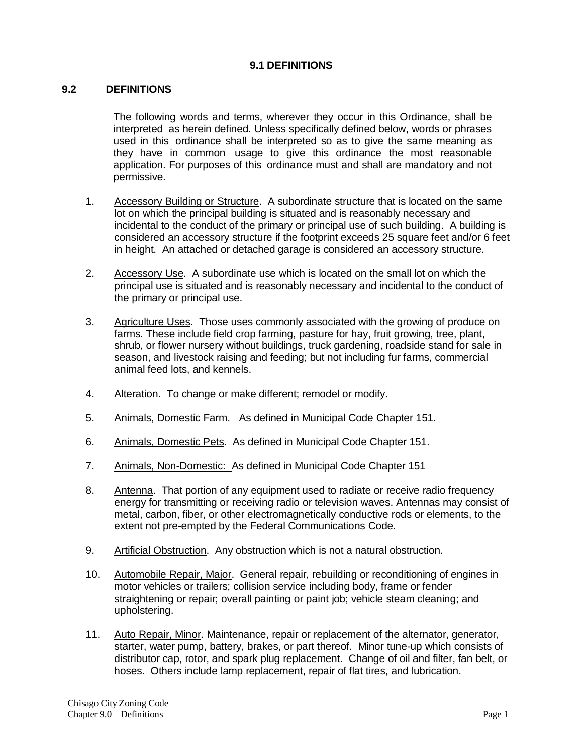# 9.1 DEFINITIONS

## 9.2 DEFINITIONS

The following words and terms, wherever they occur in this Ordinance, shall be interpreted as herein defined. Unless specifically defined below, words or phrases used in this ordinance shall be interpreted so as to give the same meaning as they have in common usage to give this ordinance the most reasonable application. For purposes of this ordinance must and shall are mandatory and not permissive.

1. Accessory Building or Structure. A subordinate structure that is located on the same lot on which the principal building is situated and is reasonably necessary and incidental to the conduct of the primary or principal use of such building. A building is considered an accessory structure if the footprint exceeds 25 square feet and/or 6 feet in height. An attached or detached garage is considered an accessory structure.

2. Accessory Use. A subordinate use which is located on the small lot on which the principal use is situated and is reasonably necessary and incidental to the conduct of the primary or principal use.

3. Agriculture Uses. Those uses commonly associated with the growing of produce on farms. These include field crop farming, pasture for hay, fruit growing, tree, plant, shrub, or flower nursery without buildings, truck gardening, roadside stand for sale in season, and livestock raising and feeding; but not including fur farms, commercial animal feed lots, and kennels.

4. Alteration. To change or make different; remodel or modify.

5. Animals, Domestic Farm. As defined in Municipal Code Chapter 151.

6. Animals, Domestic Pets. As defined in Municipal Code Chapter 151.

7. Animals, Non-Domestic: As defined in Municipal Code Chapter 151

8. Antenna. That portion of any equipment used to radiate or receive radio frequency energy for transmitting or receiving radio or television waves. Antennas may consist of metal, carbon, fiber, or other electromagnetically conductive rods or elements, to the extent not pre-empted by the Federal Communications Code.

9. Artificial Obstruction. Any obstruction which is not a natural obstruction.

10. Automobile Repair, Major. General repair, rebuilding or reconditioning of engines in motor vehicles or trailers; collision service including body, frame or fender straightening or repair; overall painting or paint job; vehicle steam cleaning; and upholstering.

11. Auto Repair, Minor. Maintenance, repair or replacement of the alternator, generator, starter, water pump, battery, brakes, or part thereof. Minor tune-up which consists of distributor cap, rotor, and spark plug replacement. Change of oil and filter, fan belt, or hoses. Others include lamp replacement, repair of flat tires, and lubrication.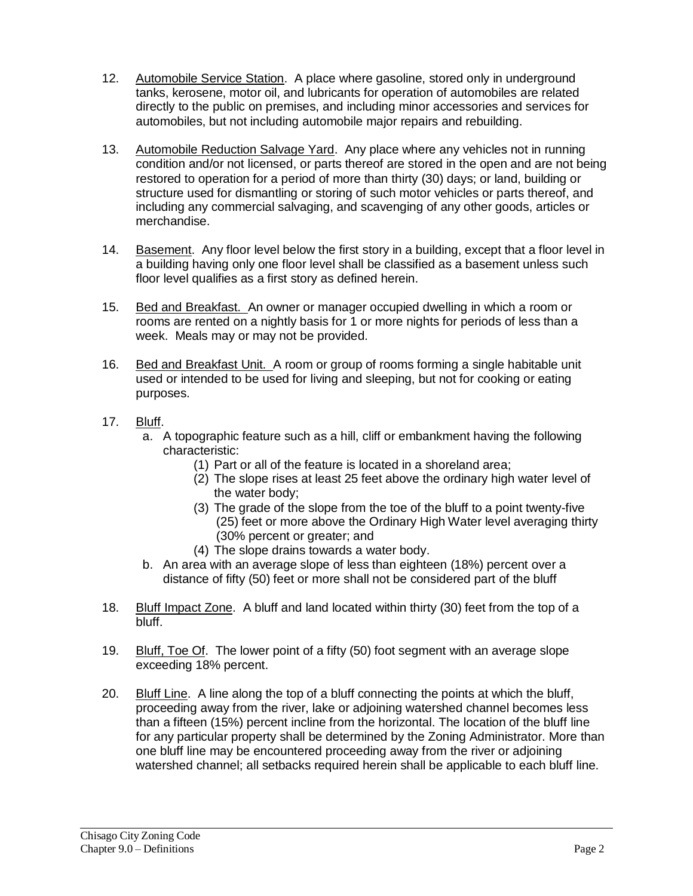12. Automobile Service Station. A place where gasoline, stored only in underground tanks, kerosene, motor oil, and lubricants for operation of automobiles are related directly to the public on premises, and including minor accessories and services for automobiles, but not including automobile major repairs and rebuilding.

13. Automobile Reduction Salvage Yard. Any place where any vehicles not in running condition and/or not licensed, or parts thereof are stored in the open and are not being restored to operation for a period of more than thirty (30) days; or land, building or structure used for dismantling or storing of such motor vehicles or parts thereof, and including any commercial salvaging, and scavenging of any other goods, articles or merchandise.

14. Basement. Any floor level below the first story in a building, except that a floor level in a building having only one floor level shall be classified as a basement unless such floor level qualifies as a first story as defined herein.

15. Bed and Breakfast. An owner or manager occupied dwelling in which a room or rooms are rented on a nightly basis for 1 or more nights for periods of less than a week. Meals may or may not be provided.

16. Bed and Breakfast Unit. A room or group of rooms forming a single habitable unit used or intended to be used for living and sleeping, but not for cooking or eating purposes.

17. Bluff.
    a. A topographic feature such as a hill, cliff or embankment having the following characteristic:
        (1) Part or all of the feature is located in a shoreland area;
        (2) The slope rises at least 25 feet above the ordinary high water level of the water body;
        (3) The grade of the slope from the toe of the bluff to a point twenty-five (25) feet or more above the Ordinary High Water level averaging thirty (30% percent or greater; and
        (4) The slope drains towards a water body.
    b. An area with an average slope of less than eighteen (18%) percent over a distance of fifty (50) feet or more shall not be considered part of the bluff

18. Bluff Impact Zone. A bluff and land located within thirty (30) feet from the top of a bluff.

19. Bluff, Toe Of. The lower point of a fifty (50) foot segment with an average slope exceeding 18% percent.

20. Bluff Line. A line along the top of a bluff connecting the points at which the bluff, proceeding away from the river, lake or adjoining watershed channel becomes less than a fifteen (15%) percent incline from the horizontal. The location of the bluff line for any particular property shall be determined by the Zoning Administrator. More than one bluff line may be encountered proceeding away from the river or adjoining watershed channel; all setbacks required herein shall be applicable to each bluff line.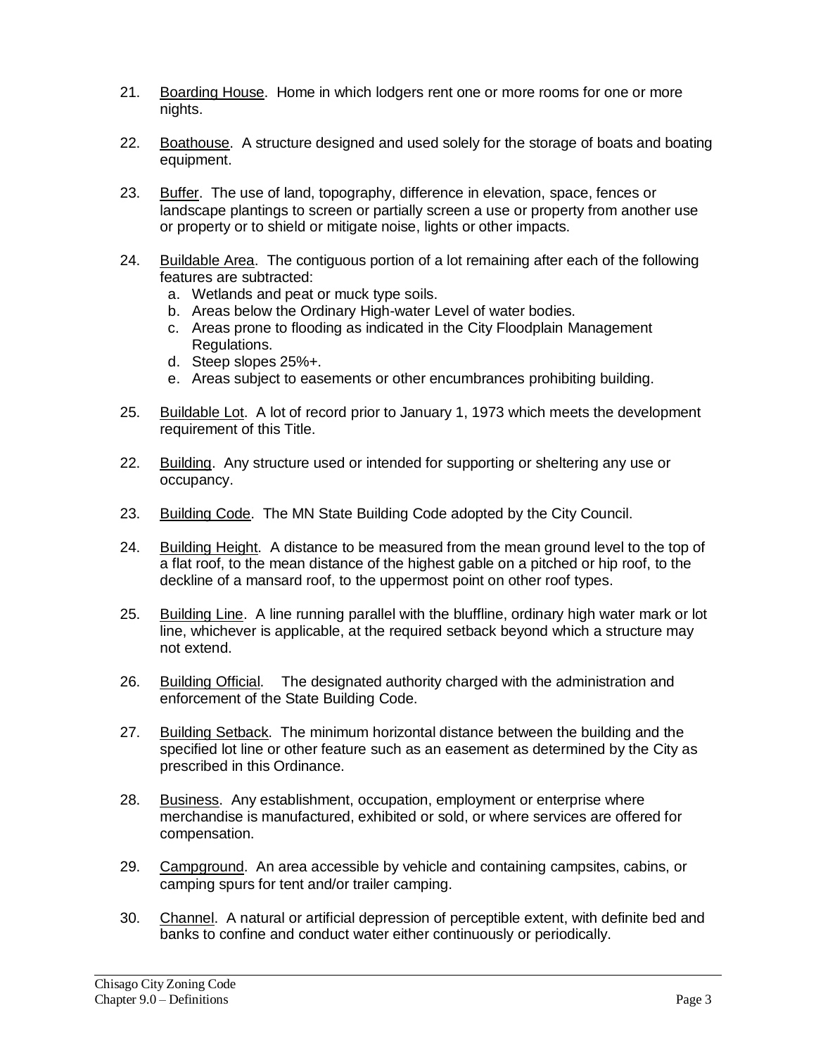21. Boarding House. Home in which lodgers rent one or more rooms for one or more nights.

22. Boathouse. A structure designed and used solely for the storage of boats and boating equipment.

23. Buffer. The use of land, topography, difference in elevation, space, fences or landscape plantings to screen or partially screen a use or property from another use or property or to shield or mitigate noise, lights or other impacts.

24. Buildable Area. The contiguous portion of a lot remaining after each of the following features are subtracted:
    a. Wetlands and peat or muck type soils.
    b. Areas below the Ordinary High-water Level of water bodies.
    c. Areas prone to flooding as indicated in the City Floodplain Management Regulations.
    d. Steep slopes 25%+.
    e. Areas subject to easements or other encumbrances prohibiting building.

25. Buildable Lot. A lot of record prior to January 1, 1973 which meets the development requirement of this Title.

22. Building. Any structure used or intended for supporting or sheltering any use or occupancy.

23. Building Code. The MN State Building Code adopted by the City Council.

24. Building Height. A distance to be measured from the mean ground level to the top of a flat roof, to the mean distance of the highest gable on a pitched or hip roof, to the deckline of a mansard roof, to the uppermost point on other roof types.

25. Building Line. A line running parallel with the bluffline, ordinary high water mark or lot line, whichever is applicable, at the required setback beyond which a structure may not extend.

26. Building Official. The designated authority charged with the administration and enforcement of the State Building Code.

27. Building Setback. The minimum horizontal distance between the building and the specified lot line or other feature such as an easement as determined by the City as prescribed in this Ordinance.

28. Business. Any establishment, occupation, employment or enterprise where merchandise is manufactured, exhibited or sold, or where services are offered for compensation.

29. Campground. An area accessible by vehicle and containing campsites, cabins, or camping spurs for tent and/or trailer camping.

30. Channel. A natural or artificial depression of perceptible extent, with definite bed and banks to confine and conduct water either continuously or periodically.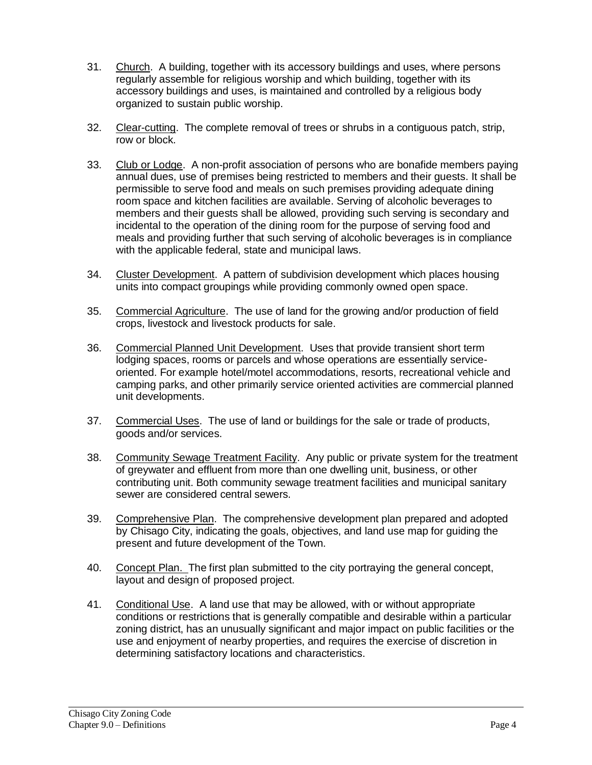31. Church. A building, together with its accessory buildings and uses, where persons regularly assemble for religious worship and which building, together with its accessory buildings and uses, is maintained and controlled by a religious body organized to sustain public worship.

32. Clear-cutting. The complete removal of trees or shrubs in a contiguous patch, strip, row or block.

33. Club or Lodge. A non-profit association of persons who are bonafide members paying annual dues, use of premises being restricted to members and their guests. It shall be permissible to serve food and meals on such premises providing adequate dining room space and kitchen facilities are available. Serving of alcoholic beverages to members and their guests shall be allowed, providing such serving is secondary and incidental to the operation of the dining room for the purpose of serving food and meals and providing further that such serving of alcoholic beverages is in compliance with the applicable federal, state and municipal laws.

34. Cluster Development. A pattern of subdivision development which places housing units into compact groupings while providing commonly owned open space.

35. Commercial Agriculture. The use of land for the growing and/or production of field crops, livestock and livestock products for sale.

36. Commercial Planned Unit Development. Uses that provide transient short term lodging spaces, rooms or parcels and whose operations are essentially service-oriented. For example hotel/motel accommodations, resorts, recreational vehicle and camping parks, and other primarily service oriented activities are commercial planned unit developments.

37. Commercial Uses. The use of land or buildings for the sale or trade of products, goods and/or services.

38. Community Sewage Treatment Facility. Any public or private system for the treatment of greywater and effluent from more than one dwelling unit, business, or other contributing unit. Both community sewage treatment facilities and municipal sanitary sewer are considered central sewers.

39. Comprehensive Plan. The comprehensive development plan prepared and adopted by Chisago City, indicating the goals, objectives, and land use map for guiding the present and future development of the Town.

40. Concept Plan. The first plan submitted to the city portraying the general concept, layout and design of proposed project.

41. Conditional Use. A land use that may be allowed, with or without appropriate conditions or restrictions that is generally compatible and desirable within a particular zoning district, has an unusually significant and major impact on public facilities or the use and enjoyment of nearby properties, and requires the exercise of discretion in determining satisfactory locations and characteristics.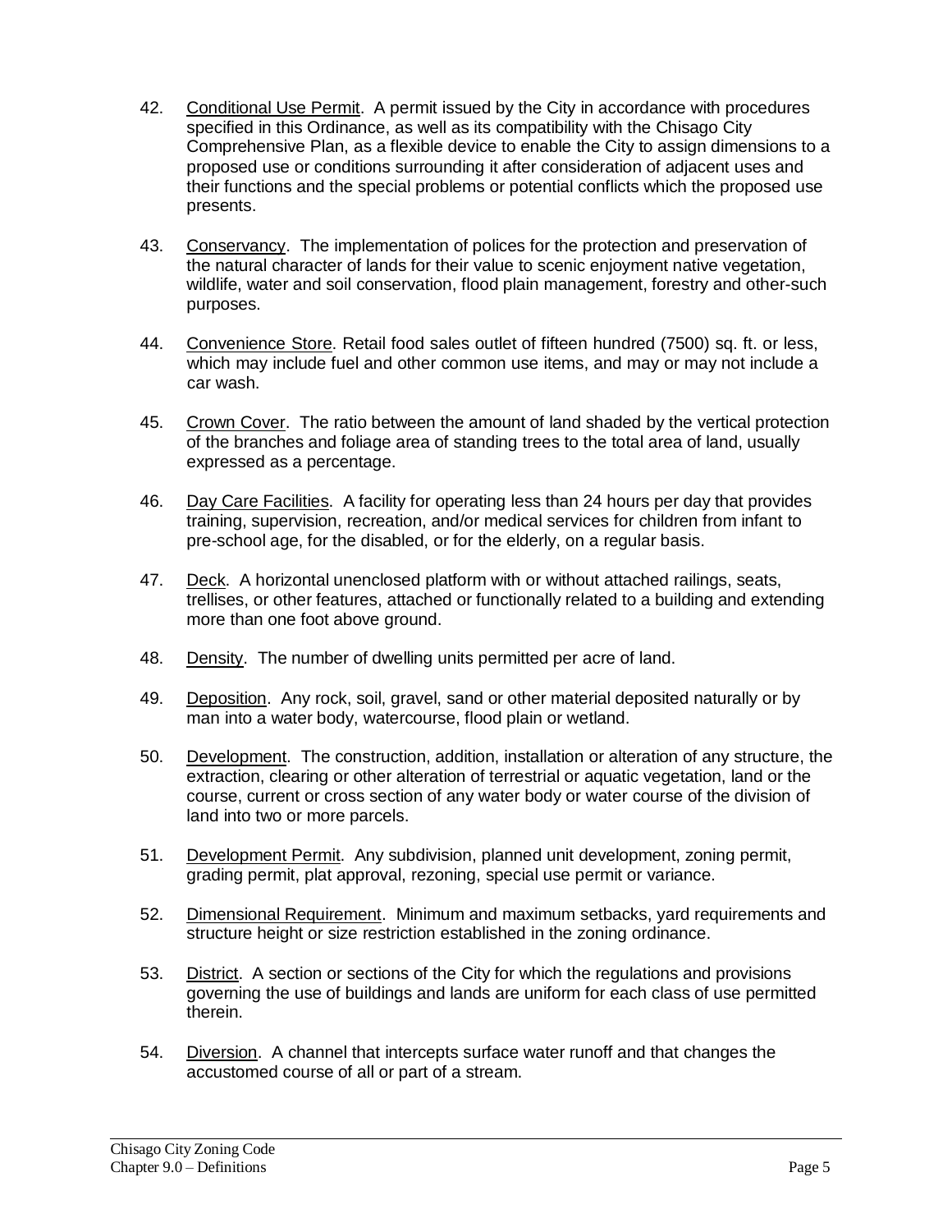42. Conditional Use Permit. A permit issued by the City in accordance with procedures specified in this Ordinance, as well as its compatibility with the Chisago City Comprehensive Plan, as a flexible device to enable the City to assign dimensions to a proposed use or conditions surrounding it after consideration of adjacent uses and their functions and the special problems or potential conflicts which the proposed use presents.

43. Conservancy. The implementation of polices for the protection and preservation of the natural character of lands for their value to scenic enjoyment native vegetation, wildlife, water and soil conservation, flood plain management, forestry and other-such purposes.

44. Convenience Store. Retail food sales outlet of fifteen hundred (7500) sq. ft. or less, which may include fuel and other common use items, and may or may not include a car wash.

45. Crown Cover. The ratio between the amount of land shaded by the vertical protection of the branches and foliage area of standing trees to the total area of land, usually expressed as a percentage.

46. Day Care Facilities. A facility for operating less than 24 hours per day that provides training, supervision, recreation, and/or medical services for children from infant to pre-school age, for the disabled, or for the elderly, on a regular basis.

47. Deck. A horizontal unenclosed platform with or without attached railings, seats, trellises, or other features, attached or functionally related to a building and extending more than one foot above ground.

48. Density. The number of dwelling units permitted per acre of land.

49. Deposition. Any rock, soil, gravel, sand or other material deposited naturally or by man into a water body, watercourse, flood plain or wetland.

50. Development. The construction, addition, installation or alteration of any structure, the extraction, clearing or other alteration of terrestrial or aquatic vegetation, land or the course, current or cross section of any water body or water course of the division of land into two or more parcels.

51. Development Permit. Any subdivision, planned unit development, zoning permit, grading permit, plat approval, rezoning, special use permit or variance.

52. Dimensional Requirement. Minimum and maximum setbacks, yard requirements and structure height or size restriction established in the zoning ordinance.

53. District. A section or sections of the City for which the regulations and provisions governing the use of buildings and lands are uniform for each class of use permitted therein.

54. Diversion. A channel that intercepts surface water runoff and that changes the accustomed course of all or part of a stream.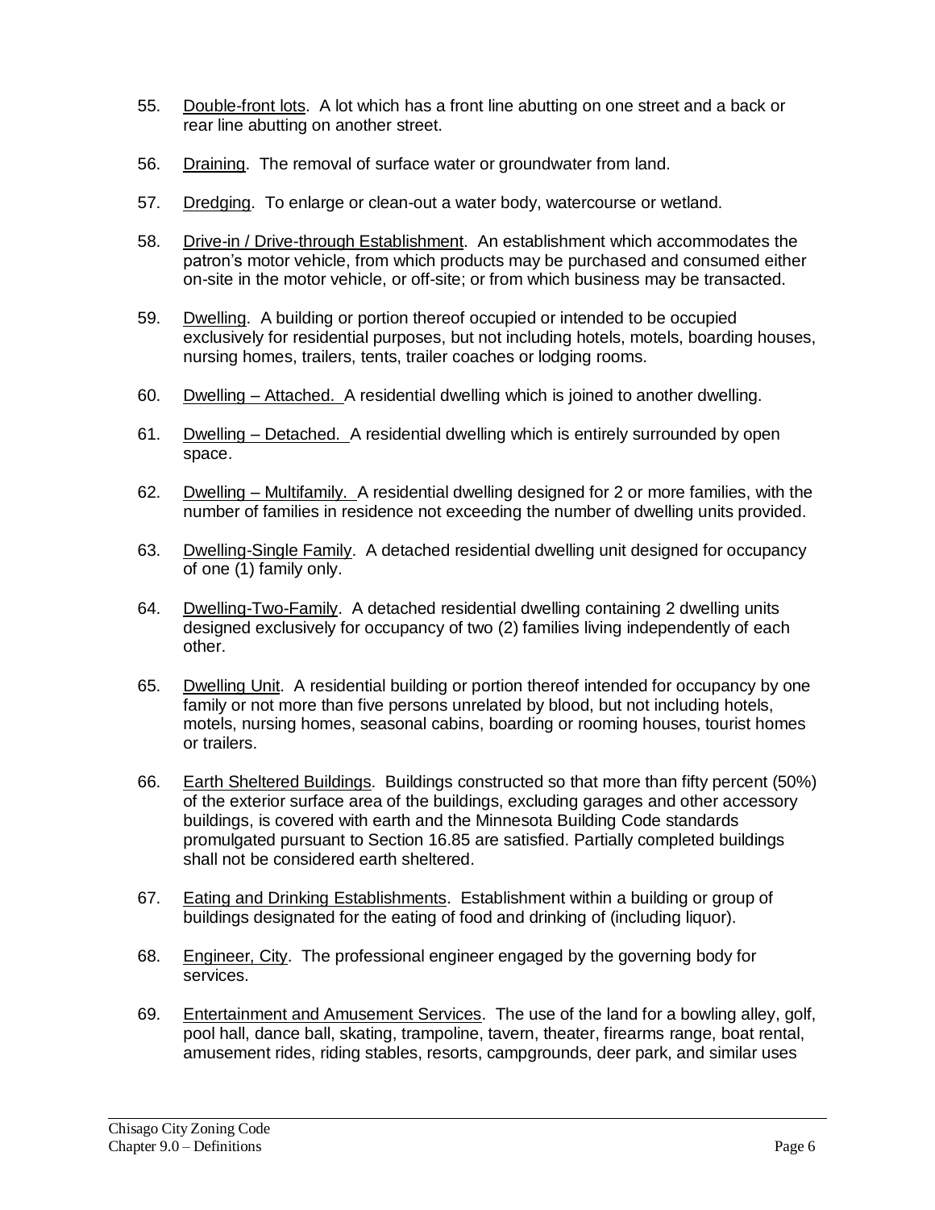55. Double-front lots. A lot which has a front line abutting on one street and a back or rear line abutting on another street.

56. Draining. The removal of surface water or groundwater from land.

57. Dredging. To enlarge or clean-out a water body, watercourse or wetland.

58. Drive-in / Drive-through Establishment. An establishment which accommodates the patron's motor vehicle, from which products may be purchased and consumed either on-site in the motor vehicle, or off-site; or from which business may be transacted.

59. Dwelling. A building or portion thereof occupied or intended to be occupied exclusively for residential purposes, but not including hotels, motels, boarding houses, nursing homes, trailers, tents, trailer coaches or lodging rooms.

60. Dwelling – Attached. A residential dwelling which is joined to another dwelling.

61. Dwelling – Detached. A residential dwelling which is entirely surrounded by open space.

62. Dwelling – Multifamily. A residential dwelling designed for 2 or more families, with the number of families in residence not exceeding the number of dwelling units provided.

63. Dwelling-Single Family. A detached residential dwelling unit designed for occupancy of one (1) family only.

64. Dwelling-Two-Family. A detached residential dwelling containing 2 dwelling units designed exclusively for occupancy of two (2) families living independently of each other.

65. Dwelling Unit. A residential building or portion thereof intended for occupancy by one family or not more than five persons unrelated by blood, but not including hotels, motels, nursing homes, seasonal cabins, boarding or rooming houses, tourist homes or trailers.

66. Earth Sheltered Buildings. Buildings constructed so that more than fifty percent (50%) of the exterior surface area of the buildings, excluding garages and other accessory buildings, is covered with earth and the Minnesota Building Code standards promulgated pursuant to Section 16.85 are satisfied. Partially completed buildings shall not be considered earth sheltered.

67. Eating and Drinking Establishments. Establishment within a building or group of buildings designated for the eating of food and drinking of (including liquor).

68. Engineer, City. The professional engineer engaged by the governing body for services.

69. Entertainment and Amusement Services. The use of the land for a bowling alley, golf, pool hall, dance ball, skating, trampoline, tavern, theater, firearms range, boat rental, amusement rides, riding stables, resorts, campgrounds, deer park, and similar uses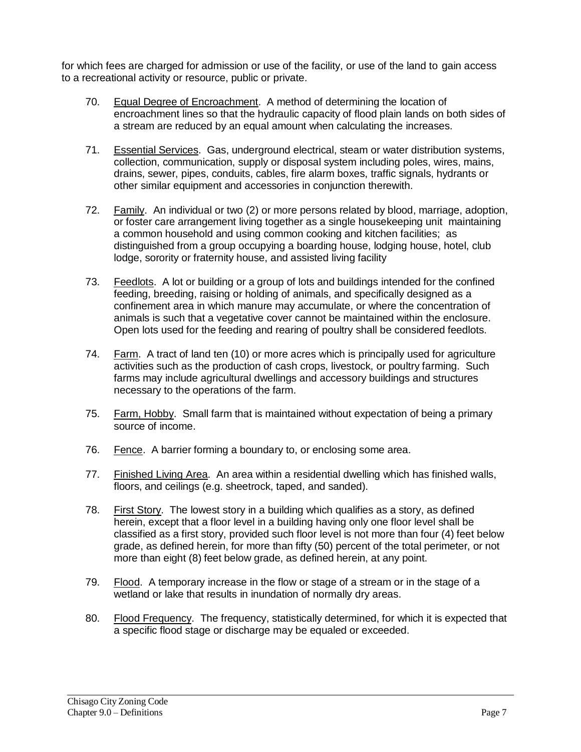for which fees are charged for admission or use of the facility, or use of the land to gain access to a recreational activity or resource, public or private.

70. <u>Equal Degree of Encroachment</u>. A method of determining the location of encroachment lines so that the hydraulic capacity of flood plain lands on both sides of a stream are reduced by an equal amount when calculating the increases.

71. <u>Essential Services</u>. Gas, underground electrical, steam or water distribution systems, collection, communication, supply or disposal system including poles, wires, mains, drains, sewer, pipes, conduits, cables, fire alarm boxes, traffic signals, hydrants or other similar equipment and accessories in conjunction therewith.

72. <u>Family</u>. An individual or two (2) or more persons related by blood, marriage, adoption, or foster care arrangement living together as a single housekeeping unit maintaining a common household and using common cooking and kitchen facilities; as distinguished from a group occupying a boarding house, lodging house, hotel, club lodge, sorority or fraternity house, and assisted living facility

73. <u>Feedlots</u>. A lot or building or a group of lots and buildings intended for the confined feeding, breeding, raising or holding of animals, and specifically designed as a confinement area in which manure may accumulate, or where the concentration of animals is such that a vegetative cover cannot be maintained within the enclosure. Open lots used for the feeding and rearing of poultry shall be considered feedlots.

74. <u>Farm</u>. A tract of land ten (10) or more acres which is principally used for agriculture activities such as the production of cash crops, livestock, or poultry farming. Such farms may include agricultural dwellings and accessory buildings and structures necessary to the operations of the farm.

75. <u>Farm, Hobby</u>. Small farm that is maintained without expectation of being a primary source of income.

76. <u>Fence</u>. A barrier forming a boundary to, or enclosing some area.

77. <u>Finished Living Area</u>. An area within a residential dwelling which has finished walls, floors, and ceilings (e.g. sheetrock, taped, and sanded).

78. <u>First Story</u>. The lowest story in a building which qualifies as a story, as defined herein, except that a floor level in a building having only one floor level shall be classified as a first story, provided such floor level is not more than four (4) feet below grade, as defined herein, for more than fifty (50) percent of the total perimeter, or not more than eight (8) feet below grade, as defined herein, at any point.

79. <u>Flood</u>. A temporary increase in the flow or stage of a stream or in the stage of a wetland or lake that results in inundation of normally dry areas.

80. <u>Flood Frequency</u>. The frequency, statistically determined, for which it is expected that a specific flood stage or discharge may be equaled or exceeded.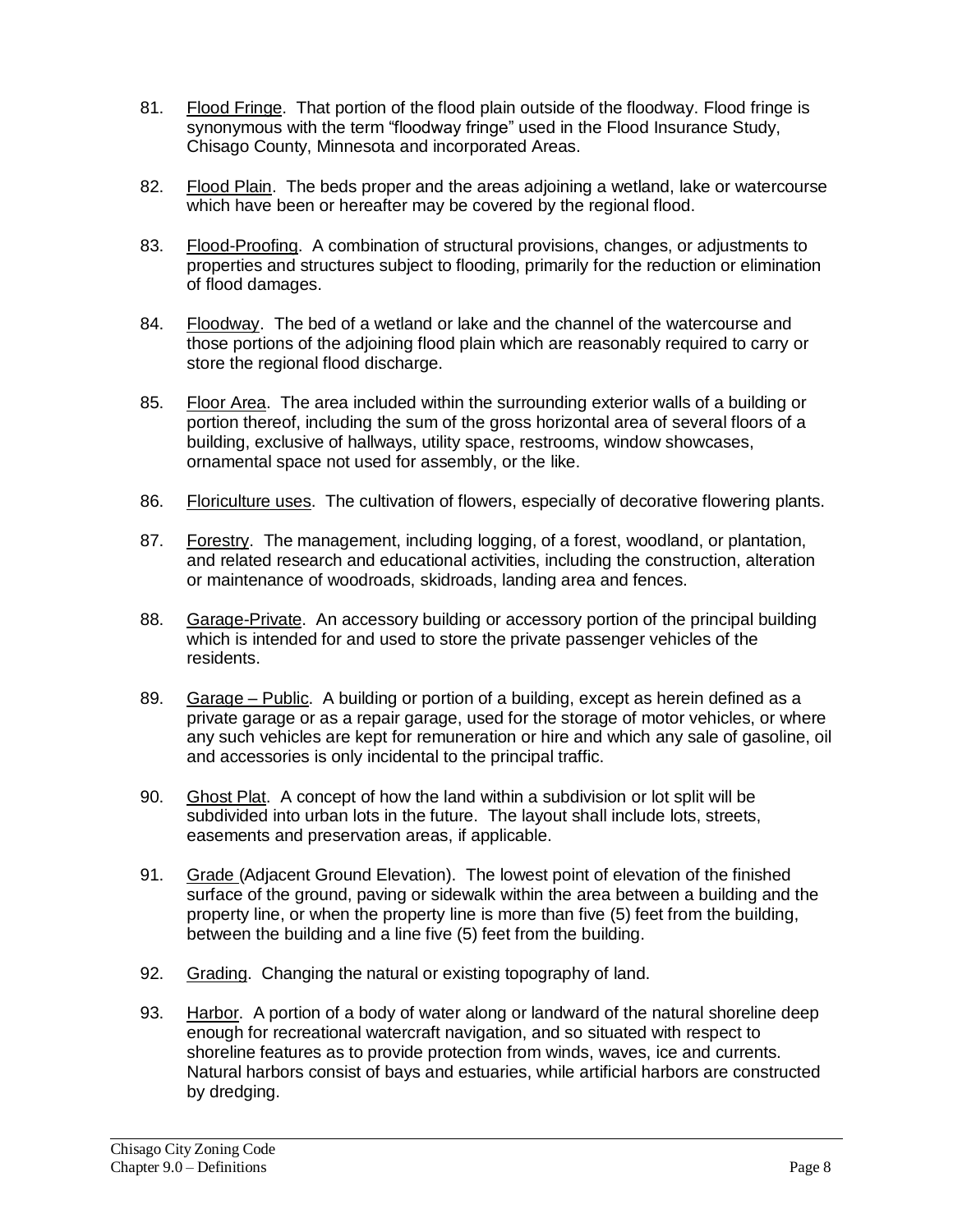81. Flood Fringe. That portion of the flood plain outside of the floodway. Flood fringe is synonymous with the term "floodway fringe" used in the Flood Insurance Study, Chisago County, Minnesota and incorporated Areas.

82. Flood Plain. The beds proper and the areas adjoining a wetland, lake or watercourse which have been or hereafter may be covered by the regional flood.

83. Flood-Proofing. A combination of structural provisions, changes, or adjustments to properties and structures subject to flooding, primarily for the reduction or elimination of flood damages.

84. Floodway. The bed of a wetland or lake and the channel of the watercourse and those portions of the adjoining flood plain which are reasonably required to carry or store the regional flood discharge.

85. Floor Area. The area included within the surrounding exterior walls of a building or portion thereof, including the sum of the gross horizontal area of several floors of a building, exclusive of hallways, utility space, restrooms, window showcases, ornamental space not used for assembly, or the like.

86. Floriculture uses. The cultivation of flowers, especially of decorative flowering plants.

87. Forestry. The management, including logging, of a forest, woodland, or plantation, and related research and educational activities, including the construction, alteration or maintenance of woodroads, skidroads, landing area and fences.

88. Garage-Private. An accessory building or accessory portion of the principal building which is intended for and used to store the private passenger vehicles of the residents.

89. Garage – Public. A building or portion of a building, except as herein defined as a private garage or as a repair garage, used for the storage of motor vehicles, or where any such vehicles are kept for remuneration or hire and which any sale of gasoline, oil and accessories is only incidental to the principal traffic.

90. Ghost Plat. A concept of how the land within a subdivision or lot split will be subdivided into urban lots in the future. The layout shall include lots, streets, easements and preservation areas, if applicable.

91. Grade (Adjacent Ground Elevation). The lowest point of elevation of the finished surface of the ground, paving or sidewalk within the area between a building and the property line, or when the property line is more than five (5) feet from the building, between the building and a line five (5) feet from the building.

92. Grading. Changing the natural or existing topography of land.

93. Harbor. A portion of a body of water along or landward of the natural shoreline deep enough for recreational watercraft navigation, and so situated with respect to shoreline features as to provide protection from winds, waves, ice and currents. Natural harbors consist of bays and estuaries, while artificial harbors are constructed by dredging.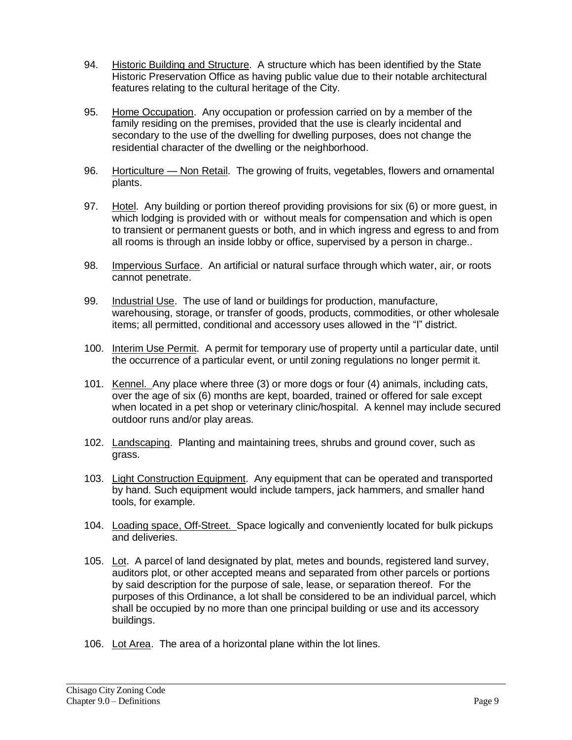94. Historic Building and Structure. A structure which has been identified by the State Historic Preservation Office as having public value due to their notable architectural features relating to the cultural heritage of the City.

95. Home Occupation. Any occupation or profession carried on by a member of the family residing on the premises, provided that the use is clearly incidental and secondary to the use of the dwelling for dwelling purposes, does not change the residential character of the dwelling or the neighborhood.

96. Horticulture — Non Retail. The growing of fruits, vegetables, flowers and ornamental plants.

97. Hotel. Any building or portion thereof providing provisions for six (6) or more guest, in which lodging is provided with or without meals for compensation and which is open to transient or permanent guests or both, and in which ingress and egress to and from all rooms is through an inside lobby or office, supervised by a person in charge..

98. Impervious Surface. An artificial or natural surface through which water, air, or roots cannot penetrate.

99. Industrial Use. The use of land or buildings for production, manufacture, warehousing, storage, or transfer of goods, products, commodities, or other wholesale items; all permitted, conditional and accessory uses allowed in the "I" district.

100. Interim Use Permit. A permit for temporary use of property until a particular date, until the occurrence of a particular event, or until zoning regulations no longer permit it.

101. Kennel. Any place where three (3) or more dogs or four (4) animals, including cats, over the age of six (6) months are kept, boarded, trained or offered for sale except when located in a pet shop or veterinary clinic/hospital. A kennel may include secured outdoor runs and/or play areas.

102. Landscaping. Planting and maintaining trees, shrubs and ground cover, such as grass.

103. Light Construction Equipment. Any equipment that can be operated and transported by hand. Such equipment would include tampers, jack hammers, and smaller hand tools, for example.

104. Loading space, Off-Street. Space logically and conveniently located for bulk pickups and deliveries.

105. Lot. A parcel of land designated by plat, metes and bounds, registered land survey, auditors plot, or other accepted means and separated from other parcels or portions by said description for the purpose of sale, lease, or separation thereof. For the purposes of this Ordinance, a lot shall be considered to be an individual parcel, which shall be occupied by no more than one principal building or use and its accessory buildings.

106. Lot Area. The area of a horizontal plane within the lot lines.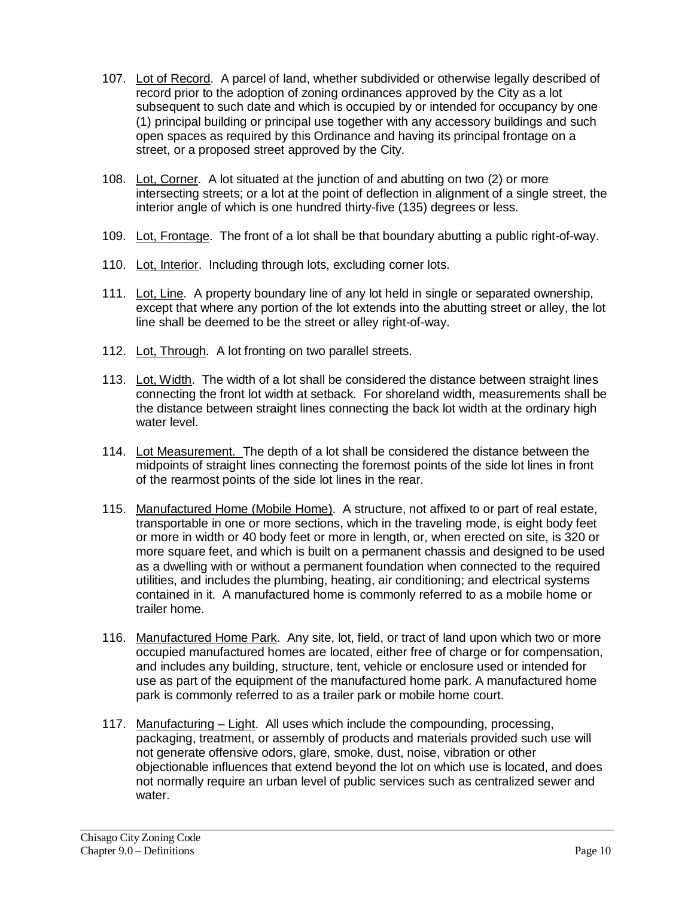107. Lot of Record. A parcel of land, whether subdivided or otherwise legally described of record prior to the adoption of zoning ordinances approved by the City as a lot subsequent to such date and which is occupied by or intended for occupancy by one (1) principal building or principal use together with any accessory buildings and such open spaces as required by this Ordinance and having its principal frontage on a street, or a proposed street approved by the City.

108. Lot, Corner. A lot situated at the junction of and abutting on two (2) or more intersecting streets; or a lot at the point of deflection in alignment of a single street, the interior angle of which is one hundred thirty-five (135) degrees or less.

109. Lot, Frontage. The front of a lot shall be that boundary abutting a public right-of-way.

110. Lot, Interior. Including through lots, excluding corner lots.

111. Lot, Line. A property boundary line of any lot held in single or separated ownership, except that where any portion of the lot extends into the abutting street or alley, the lot line shall be deemed to be the street or alley right-of-way.

112. Lot, Through. A lot fronting on two parallel streets.

113. Lot, Width. The width of a lot shall be considered the distance between straight lines connecting the front lot width at setback. For shoreland width, measurements shall be the distance between straight lines connecting the back lot width at the ordinary high water level.

114. Lot Measurement. The depth of a lot shall be considered the distance between the midpoints of straight lines connecting the foremost points of the side lot lines in front of the rearmost points of the side lot lines in the rear.

115. Manufactured Home (Mobile Home). A structure, not affixed to or part of real estate, transportable in one or more sections, which in the traveling mode, is eight body feet or more in width or 40 body feet or more in length, or, when erected on site, is 320 or more square feet, and which is built on a permanent chassis and designed to be used as a dwelling with or without a permanent foundation when connected to the required utilities, and includes the plumbing, heating, air conditioning; and electrical systems contained in it. A manufactured home is commonly referred to as a mobile home or trailer home.

116. Manufactured Home Park. Any site, lot, field, or tract of land upon which two or more occupied manufactured homes are located, either free of charge or for compensation, and includes any building, structure, tent, vehicle or enclosure used or intended for use as part of the equipment of the manufactured home park. A manufactured home park is commonly referred to as a trailer park or mobile home court.

117. Manufacturing – Light. All uses which include the compounding, processing, packaging, treatment, or assembly of products and materials provided such use will not generate offensive odors, glare, smoke, dust, noise, vibration or other objectionable influences that extend beyond the lot on which use is located, and does not normally require an urban level of public services such as centralized sewer and water.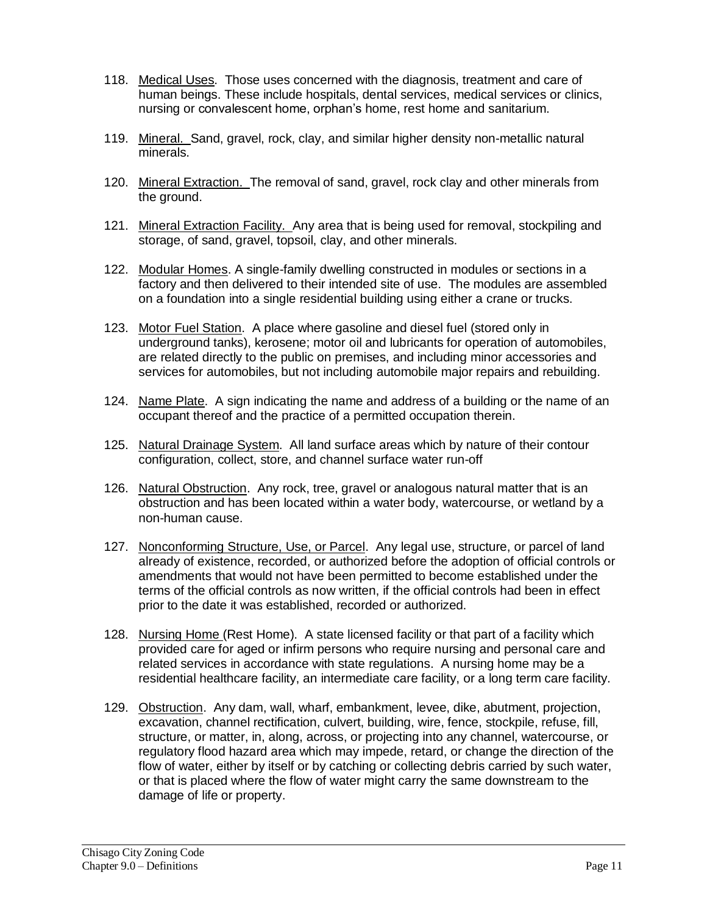118. Medical Uses. Those uses concerned with the diagnosis, treatment and care of human beings. These include hospitals, dental services, medical services or clinics, nursing or convalescent home, orphan's home, rest home and sanitarium.

119. Mineral. Sand, gravel, rock, clay, and similar higher density non-metallic natural minerals.

120. Mineral Extraction. The removal of sand, gravel, rock clay and other minerals from the ground.

121. Mineral Extraction Facility. Any area that is being used for removal, stockpiling and storage, of sand, gravel, topsoil, clay, and other minerals.

122. Modular Homes. A single-family dwelling constructed in modules or sections in a factory and then delivered to their intended site of use. The modules are assembled on a foundation into a single residential building using either a crane or trucks.

123. Motor Fuel Station. A place where gasoline and diesel fuel (stored only in underground tanks), kerosene; motor oil and lubricants for operation of automobiles, are related directly to the public on premises, and including minor accessories and services for automobiles, but not including automobile major repairs and rebuilding.

124. Name Plate. A sign indicating the name and address of a building or the name of an occupant thereof and the practice of a permitted occupation therein.

125. Natural Drainage System. All land surface areas which by nature of their contour configuration, collect, store, and channel surface water run-off

126. Natural Obstruction. Any rock, tree, gravel or analogous natural matter that is an obstruction and has been located within a water body, watercourse, or wetland by a non-human cause.

127. Nonconforming Structure, Use, or Parcel. Any legal use, structure, or parcel of land already of existence, recorded, or authorized before the adoption of official controls or amendments that would not have been permitted to become established under the terms of the official controls as now written, if the official controls had been in effect prior to the date it was established, recorded or authorized.

128. Nursing Home (Rest Home). A state licensed facility or that part of a facility which provided care for aged or infirm persons who require nursing and personal care and related services in accordance with state regulations. A nursing home may be a residential healthcare facility, an intermediate care facility, or a long term care facility.

129. Obstruction. Any dam, wall, wharf, embankment, levee, dike, abutment, projection, excavation, channel rectification, culvert, building, wire, fence, stockpile, refuse, fill, structure, or matter, in, along, across, or projecting into any channel, watercourse, or regulatory flood hazard area which may impede, retard, or change the direction of the flow of water, either by itself or by catching or collecting debris carried by such water, or that is placed where the flow of water might carry the same downstream to the damage of life or property.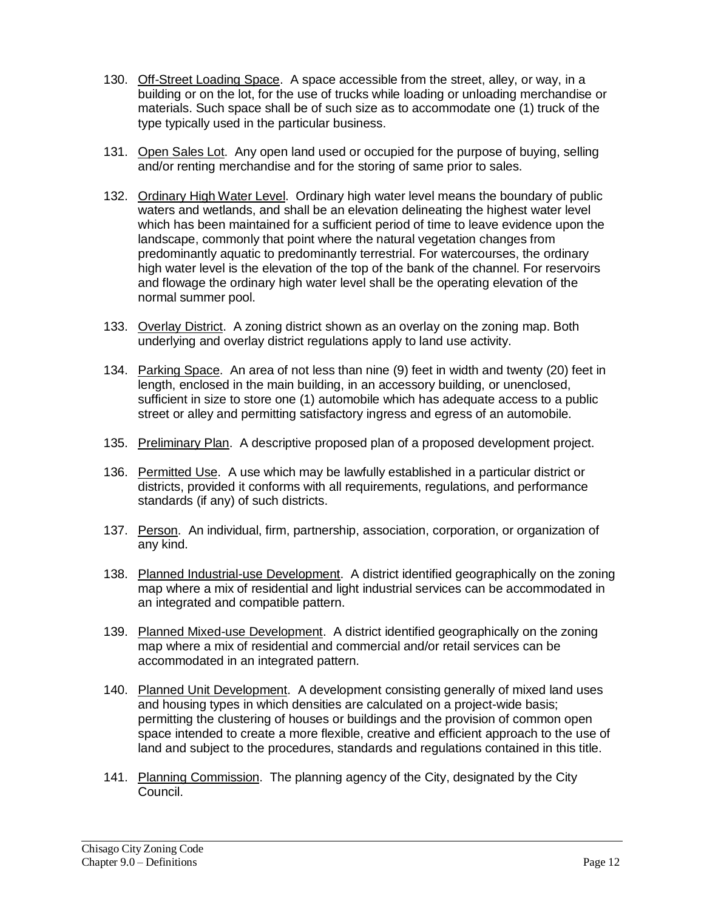130. Off-Street Loading Space. A space accessible from the street, alley, or way, in a building or on the lot, for the use of trucks while loading or unloading merchandise or materials. Such space shall be of such size as to accommodate one (1) truck of the type typically used in the particular business.

131. Open Sales Lot. Any open land used or occupied for the purpose of buying, selling and/or renting merchandise and for the storing of same prior to sales.

132. Ordinary High Water Level. Ordinary high water level means the boundary of public waters and wetlands, and shall be an elevation delineating the highest water level which has been maintained for a sufficient period of time to leave evidence upon the landscape, commonly that point where the natural vegetation changes from predominantly aquatic to predominantly terrestrial. For watercourses, the ordinary high water level is the elevation of the top of the bank of the channel. For reservoirs and flowage the ordinary high water level shall be the operating elevation of the normal summer pool.

133. Overlay District. A zoning district shown as an overlay on the zoning map. Both underlying and overlay district regulations apply to land use activity.

134. Parking Space. An area of not less than nine (9) feet in width and twenty (20) feet in length, enclosed in the main building, in an accessory building, or unenclosed, sufficient in size to store one (1) automobile which has adequate access to a public street or alley and permitting satisfactory ingress and egress of an automobile.

135. Preliminary Plan. A descriptive proposed plan of a proposed development project.

136. Permitted Use. A use which may be lawfully established in a particular district or districts, provided it conforms with all requirements, regulations, and performance standards (if any) of such districts.

137. Person. An individual, firm, partnership, association, corporation, or organization of any kind.

138. Planned Industrial-use Development. A district identified geographically on the zoning map where a mix of residential and light industrial services can be accommodated in an integrated and compatible pattern.

139. Planned Mixed-use Development. A district identified geographically on the zoning map where a mix of residential and commercial and/or retail services can be accommodated in an integrated pattern.

140. Planned Unit Development. A development consisting generally of mixed land uses and housing types in which densities are calculated on a project-wide basis; permitting the clustering of houses or buildings and the provision of common open space intended to create a more flexible, creative and efficient approach to the use of land and subject to the procedures, standards and regulations contained in this title.

141. Planning Commission. The planning agency of the City, designated by the City Council.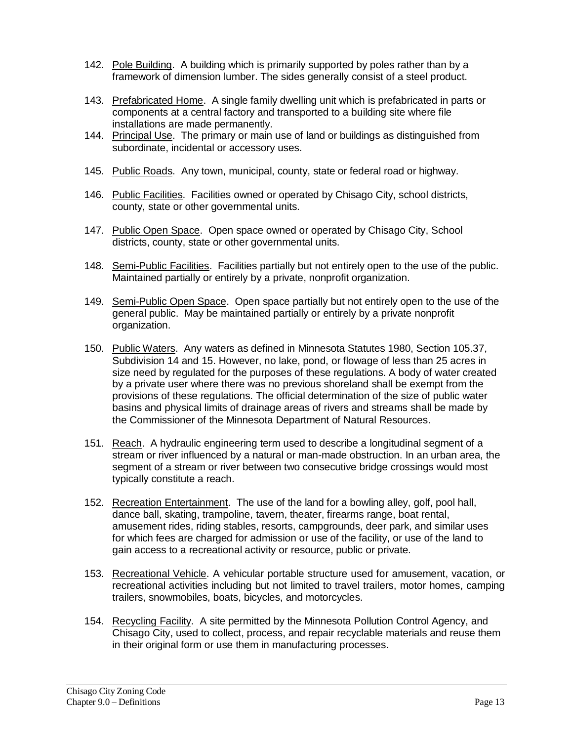142. Pole Building. A building which is primarily supported by poles rather than by a framework of dimension lumber. The sides generally consist of a steel product.

143. Prefabricated Home. A single family dwelling unit which is prefabricated in parts or components at a central factory and transported to a building site where file installations are made permanently.

144. Principal Use. The primary or main use of land or buildings as distinguished from subordinate, incidental or accessory uses.

145. Public Roads. Any town, municipal, county, state or federal road or highway.

146. Public Facilities. Facilities owned or operated by Chisago City, school districts, county, state or other governmental units.

147. Public Open Space. Open space owned or operated by Chisago City, School districts, county, state or other governmental units.

148. Semi-Public Facilities. Facilities partially but not entirely open to the use of the public. Maintained partially or entirely by a private, nonprofit organization.

149. Semi-Public Open Space. Open space partially but not entirely open to the use of the general public. May be maintained partially or entirely by a private nonprofit organization.

150. Public Waters. Any waters as defined in Minnesota Statutes 1980, Section 105.37, Subdivision 14 and 15. However, no lake, pond, or flowage of less than 25 acres in size need by regulated for the purposes of these regulations. A body of water created by a private user where there was no previous shoreland shall be exempt from the provisions of these regulations. The official determination of the size of public water basins and physical limits of drainage areas of rivers and streams shall be made by the Commissioner of the Minnesota Department of Natural Resources.

151. Reach. A hydraulic engineering term used to describe a longitudinal segment of a stream or river influenced by a natural or man-made obstruction. In an urban area, the segment of a stream or river between two consecutive bridge crossings would most typically constitute a reach.

152. Recreation Entertainment. The use of the land for a bowling alley, golf, pool hall, dance ball, skating, trampoline, tavern, theater, firearms range, boat rental, amusement rides, riding stables, resorts, campgrounds, deer park, and similar uses for which fees are charged for admission or use of the facility, or use of the land to gain access to a recreational activity or resource, public or private.

153. Recreational Vehicle. A vehicular portable structure used for amusement, vacation, or recreational activities including but not limited to travel trailers, motor homes, camping trailers, snowmobiles, boats, bicycles, and motorcycles.

154. Recycling Facility. A site permitted by the Minnesota Pollution Control Agency, and Chisago City, used to collect, process, and repair recyclable materials and reuse them in their original form or use them in manufacturing processes.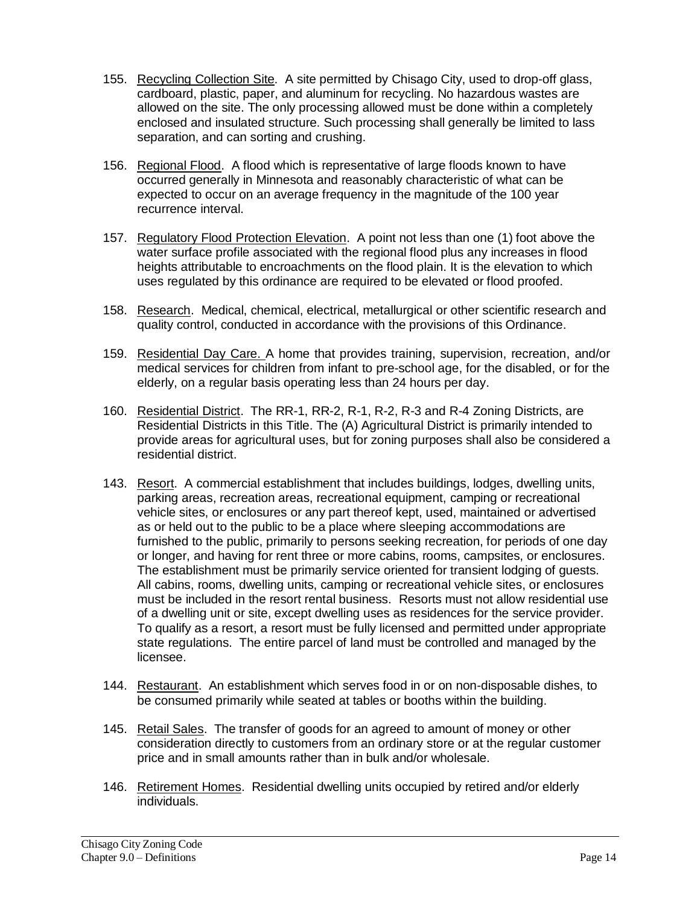155. Recycling Collection Site. A site permitted by Chisago City, used to drop-off glass, cardboard, plastic, paper, and aluminum for recycling. No hazardous wastes are allowed on the site. The only processing allowed must be done within a completely enclosed and insulated structure. Such processing shall generally be limited to lass separation, and can sorting and crushing.

156. Regional Flood. A flood which is representative of large floods known to have occurred generally in Minnesota and reasonably characteristic of what can be expected to occur on an average frequency in the magnitude of the 100 year recurrence interval.

157. Regulatory Flood Protection Elevation. A point not less than one (1) foot above the water surface profile associated with the regional flood plus any increases in flood heights attributable to encroachments on the flood plain. It is the elevation to which uses regulated by this ordinance are required to be elevated or flood proofed.

158. Research. Medical, chemical, electrical, metallurgical or other scientific research and quality control, conducted in accordance with the provisions of this Ordinance.

159. Residential Day Care. A home that provides training, supervision, recreation, and/or medical services for children from infant to pre-school age, for the disabled, or for the elderly, on a regular basis operating less than 24 hours per day.

160. Residential District. The RR-1, RR-2, R-1, R-2, R-3 and R-4 Zoning Districts, are Residential Districts in this Title. The (A) Agricultural District is primarily intended to provide areas for agricultural uses, but for zoning purposes shall also be considered a residential district.

143. Resort. A commercial establishment that includes buildings, lodges, dwelling units, parking areas, recreation areas, recreational equipment, camping or recreational vehicle sites, or enclosures or any part thereof kept, used, maintained or advertised as or held out to the public to be a place where sleeping accommodations are furnished to the public, primarily to persons seeking recreation, for periods of one day or longer, and having for rent three or more cabins, rooms, campsites, or enclosures. The establishment must be primarily service oriented for transient lodging of guests. All cabins, rooms, dwelling units, camping or recreational vehicle sites, or enclosures must be included in the resort rental business. Resorts must not allow residential use of a dwelling unit or site, except dwelling uses as residences for the service provider. To qualify as a resort, a resort must be fully licensed and permitted under appropriate state regulations. The entire parcel of land must be controlled and managed by the licensee.

144. Restaurant. An establishment which serves food in or on non-disposable dishes, to be consumed primarily while seated at tables or booths within the building.

145. Retail Sales. The transfer of goods for an agreed to amount of money or other consideration directly to customers from an ordinary store or at the regular customer price and in small amounts rather than in bulk and/or wholesale.

146. Retirement Homes. Residential dwelling units occupied by retired and/or elderly individuals.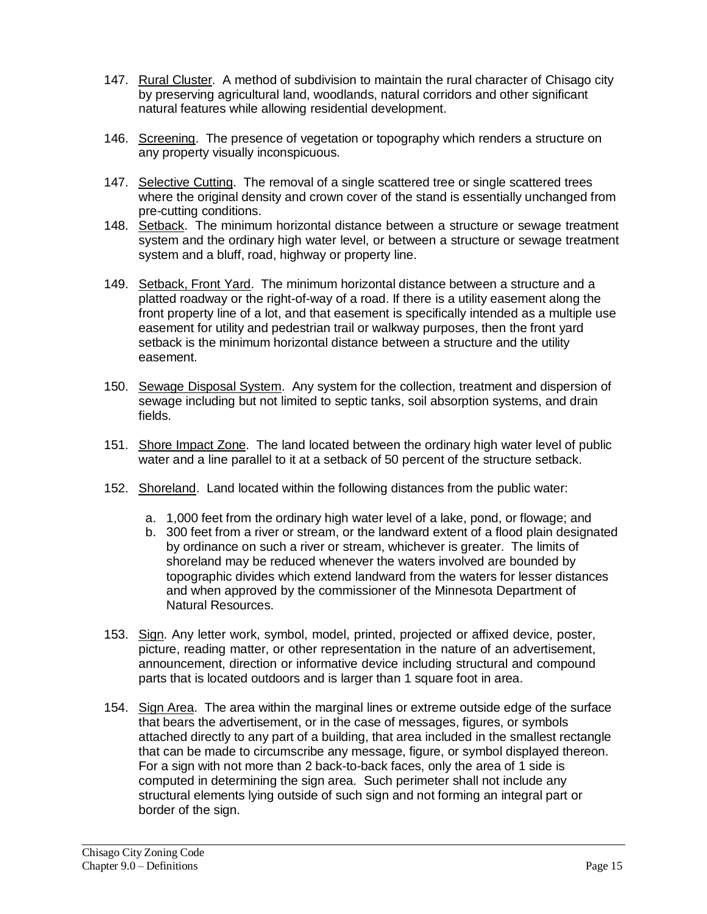147. Rural Cluster. A method of subdivision to maintain the rural character of Chisago city by preserving agricultural land, woodlands, natural corridors and other significant natural features while allowing residential development.

146. Screening. The presence of vegetation or topography which renders a structure on any property visually inconspicuous.

147. Selective Cutting. The removal of a single scattered tree or single scattered trees where the original density and crown cover of the stand is essentially unchanged from pre-cutting conditions.

148. Setback. The minimum horizontal distance between a structure or sewage treatment system and the ordinary high water level, or between a structure or sewage treatment system and a bluff, road, highway or property line.

149. Setback, Front Yard. The minimum horizontal distance between a structure and a platted roadway or the right-of-way of a road. If there is a utility easement along the front property line of a lot, and that easement is specifically intended as a multiple use easement for utility and pedestrian trail or walkway purposes, then the front yard setback is the minimum horizontal distance between a structure and the utility easement.

150. Sewage Disposal System. Any system for the collection, treatment and dispersion of sewage including but not limited to septic tanks, soil absorption systems, and drain fields.

151. Shore Impact Zone. The land located between the ordinary high water level of public water and a line parallel to it at a setback of 50 percent of the structure setback.

152. Shoreland. Land located within the following distances from the public water:

    a. 1,000 feet from the ordinary high water level of a lake, pond, or flowage; and
    b. 300 feet from a river or stream, or the landward extent of a flood plain designated by ordinance on such a river or stream, whichever is greater. The limits of shoreland may be reduced whenever the waters involved are bounded by topographic divides which extend landward from the waters for lesser distances and when approved by the commissioner of the Minnesota Department of Natural Resources.

153. Sign. Any letter work, symbol, model, printed, projected or affixed device, poster, picture, reading matter, or other representation in the nature of an advertisement, announcement, direction or informative device including structural and compound parts that is located outdoors and is larger than 1 square foot in area.

154. Sign Area. The area within the marginal lines or extreme outside edge of the surface that bears the advertisement, or in the case of messages, figures, or symbols attached directly to any part of a building, that area included in the smallest rectangle that can be made to circumscribe any message, figure, or symbol displayed thereon. For a sign with not more than 2 back-to-back faces, only the area of 1 side is computed in determining the sign area. Such perimeter shall not include any structural elements lying outside of such sign and not forming an integral part or border of the sign.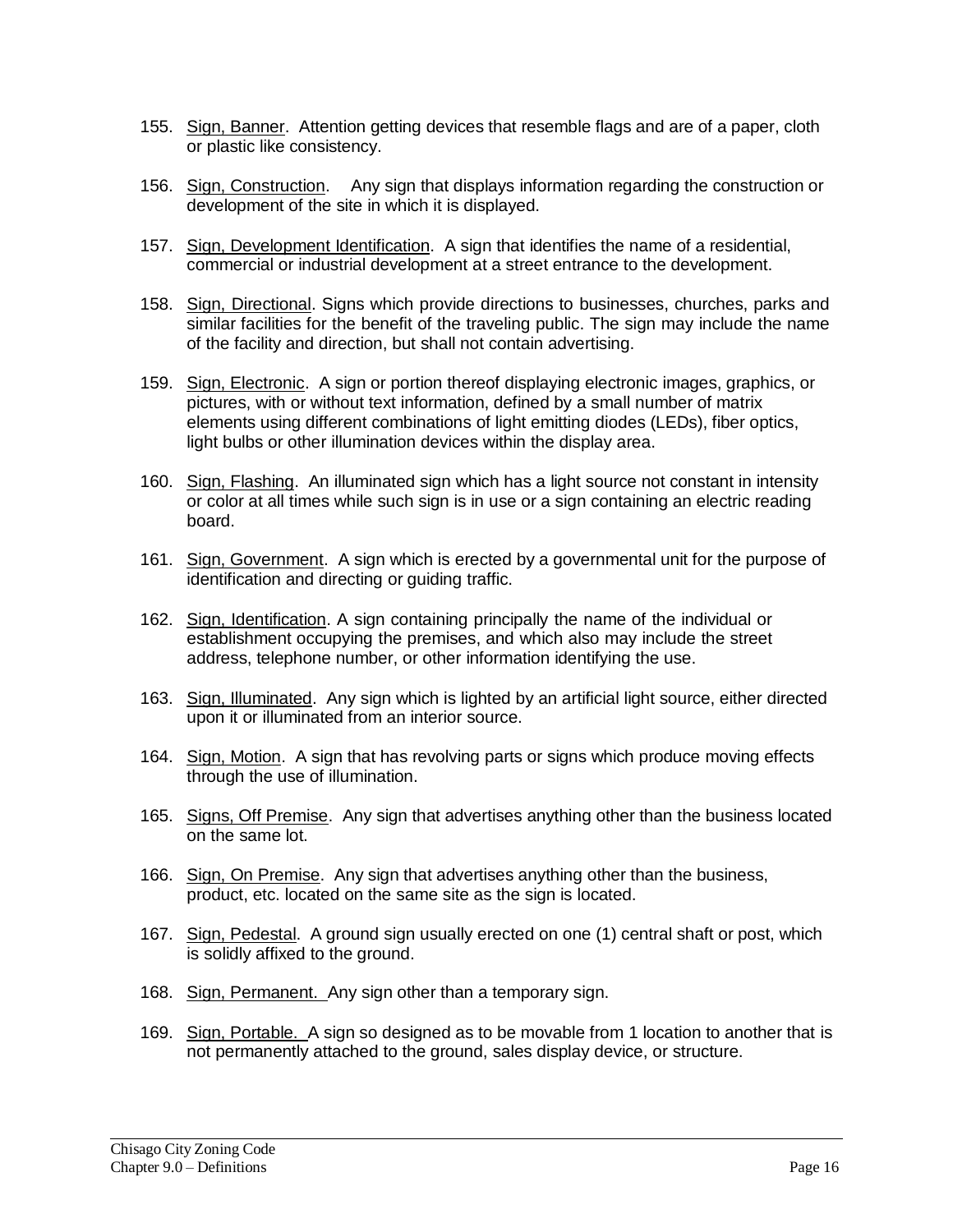155. Sign, Banner. Attention getting devices that resemble flags and are of a paper, cloth or plastic like consistency.

156. Sign, Construction. Any sign that displays information regarding the construction or development of the site in which it is displayed.

157. Sign, Development Identification. A sign that identifies the name of a residential, commercial or industrial development at a street entrance to the development.

158. Sign, Directional. Signs which provide directions to businesses, churches, parks and similar facilities for the benefit of the traveling public. The sign may include the name of the facility and direction, but shall not contain advertising.

159. Sign, Electronic. A sign or portion thereof displaying electronic images, graphics, or pictures, with or without text information, defined by a small number of matrix elements using different combinations of light emitting diodes (LEDs), fiber optics, light bulbs or other illumination devices within the display area.

160. Sign, Flashing. An illuminated sign which has a light source not constant in intensity or color at all times while such sign is in use or a sign containing an electric reading board.

161. Sign, Government. A sign which is erected by a governmental unit for the purpose of identification and directing or guiding traffic.

162. Sign, Identification. A sign containing principally the name of the individual or establishment occupying the premises, and which also may include the street address, telephone number, or other information identifying the use.

163. Sign, Illuminated. Any sign which is lighted by an artificial light source, either directed upon it or illuminated from an interior source.

164. Sign, Motion. A sign that has revolving parts or signs which produce moving effects through the use of illumination.

165. Signs, Off Premise. Any sign that advertises anything other than the business located on the same lot.

166. Sign, On Premise. Any sign that advertises anything other than the business, product, etc. located on the same site as the sign is located.

167. Sign, Pedestal. A ground sign usually erected on one (1) central shaft or post, which is solidly affixed to the ground.

168. Sign, Permanent. Any sign other than a temporary sign.

169. Sign, Portable. A sign so designed as to be movable from 1 location to another that is not permanently attached to the ground, sales display device, or structure.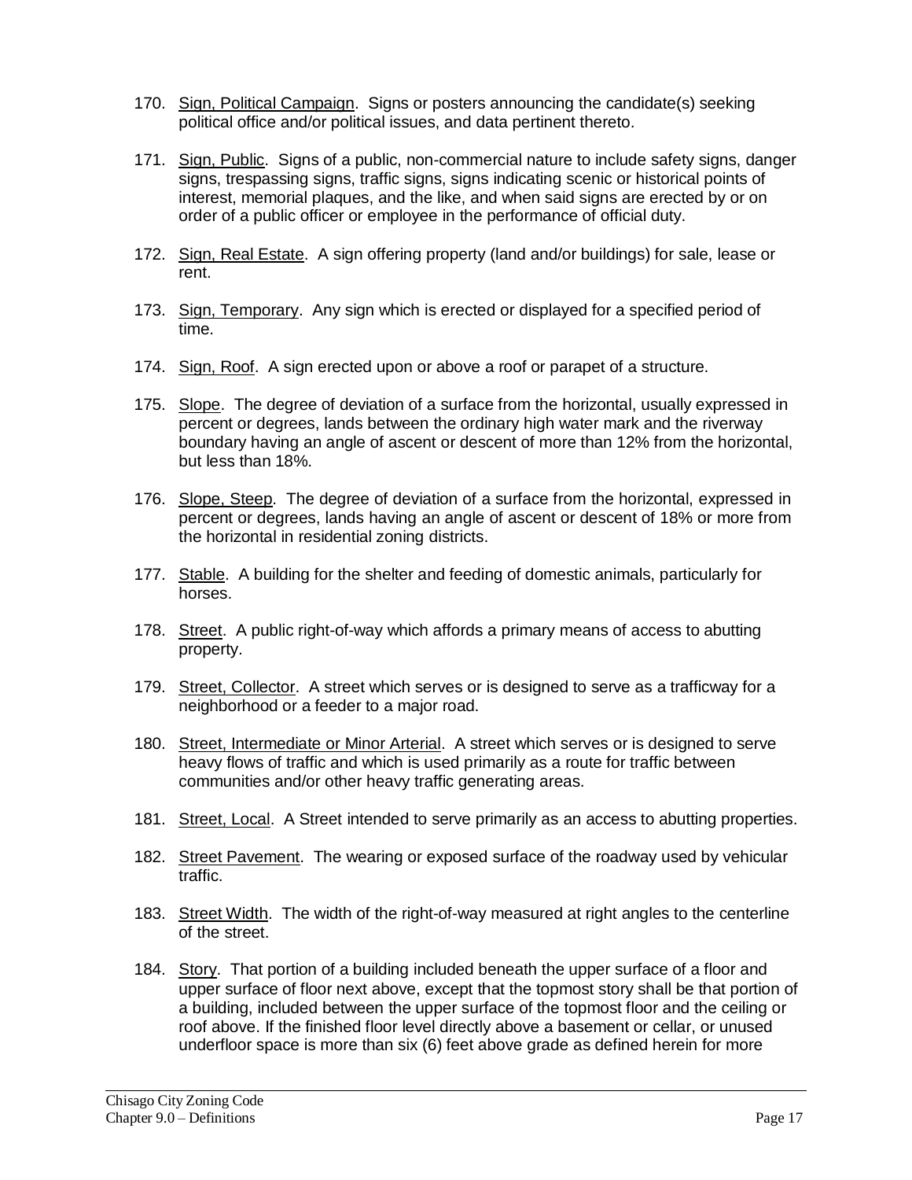170. Sign, Political Campaign. Signs or posters announcing the candidate(s) seeking political office and/or political issues, and data pertinent thereto.

171. Sign, Public. Signs of a public, non-commercial nature to include safety signs, danger signs, trespassing signs, traffic signs, signs indicating scenic or historical points of interest, memorial plaques, and the like, and when said signs are erected by or on order of a public officer or employee in the performance of official duty.

172. Sign, Real Estate. A sign offering property (land and/or buildings) for sale, lease or rent.

173. Sign, Temporary. Any sign which is erected or displayed for a specified period of time.

174. Sign, Roof. A sign erected upon or above a roof or parapet of a structure.

175. Slope. The degree of deviation of a surface from the horizontal, usually expressed in percent or degrees, lands between the ordinary high water mark and the riverway boundary having an angle of ascent or descent of more than 12% from the horizontal, but less than 18%.

176. Slope, Steep. The degree of deviation of a surface from the horizontal, expressed in percent or degrees, lands having an angle of ascent or descent of 18% or more from the horizontal in residential zoning districts.

177. Stable. A building for the shelter and feeding of domestic animals, particularly for horses.

178. Street. A public right-of-way which affords a primary means of access to abutting property.

179. Street, Collector. A street which serves or is designed to serve as a trafficway for a neighborhood or a feeder to a major road.

180. Street, Intermediate or Minor Arterial. A street which serves or is designed to serve heavy flows of traffic and which is used primarily as a route for traffic between communities and/or other heavy traffic generating areas.

181. Street, Local. A Street intended to serve primarily as an access to abutting properties.

182. Street Pavement. The wearing or exposed surface of the roadway used by vehicular traffic.

183. Street Width. The width of the right-of-way measured at right angles to the centerline of the street.

184. Story. That portion of a building included beneath the upper surface of a floor and upper surface of floor next above, except that the topmost story shall be that portion of a building, included between the upper surface of the topmost floor and the ceiling or roof above. If the finished floor level directly above a basement or cellar, or unused underfloor space is more than six (6) feet above grade as defined herein for more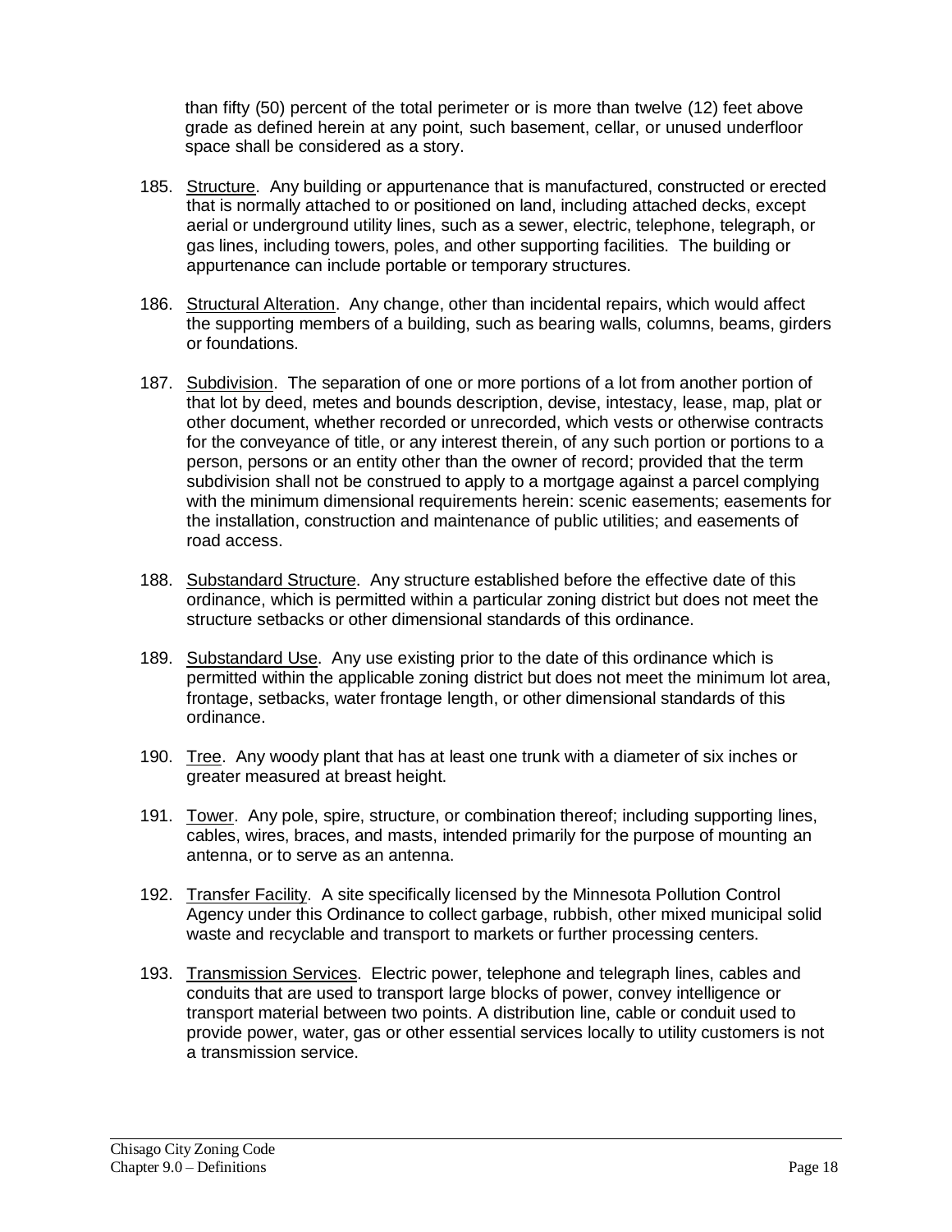than fifty (50) percent of the total perimeter or is more than twelve (12) feet above grade as defined herein at any point, such basement, cellar, or unused underfloor space shall be considered as a story.

185. Structure. Any building or appurtenance that is manufactured, constructed or erected that is normally attached to or positioned on land, including attached decks, except aerial or underground utility lines, such as a sewer, electric, telephone, telegraph, or gas lines, including towers, poles, and other supporting facilities. The building or appurtenance can include portable or temporary structures.

186. Structural Alteration. Any change, other than incidental repairs, which would affect the supporting members of a building, such as bearing walls, columns, beams, girders or foundations.

187. Subdivision. The separation of one or more portions of a lot from another portion of that lot by deed, metes and bounds description, devise, intestacy, lease, map, plat or other document, whether recorded or unrecorded, which vests or otherwise contracts for the conveyance of title, or any interest therein, of any such portion or portions to a person, persons or an entity other than the owner of record; provided that the term subdivision shall not be construed to apply to a mortgage against a parcel complying with the minimum dimensional requirements herein: scenic easements; easements for the installation, construction and maintenance of public utilities; and easements of road access.

188. Substandard Structure. Any structure established before the effective date of this ordinance, which is permitted within a particular zoning district but does not meet the structure setbacks or other dimensional standards of this ordinance.

189. Substandard Use. Any use existing prior to the date of this ordinance which is permitted within the applicable zoning district but does not meet the minimum lot area, frontage, setbacks, water frontage length, or other dimensional standards of this ordinance.

190. Tree. Any woody plant that has at least one trunk with a diameter of six inches or greater measured at breast height.

191. Tower. Any pole, spire, structure, or combination thereof; including supporting lines, cables, wires, braces, and masts, intended primarily for the purpose of mounting an antenna, or to serve as an antenna.

192. Transfer Facility. A site specifically licensed by the Minnesota Pollution Control Agency under this Ordinance to collect garbage, rubbish, other mixed municipal solid waste and recyclable and transport to markets or further processing centers.

193. Transmission Services. Electric power, telephone and telegraph lines, cables and conduits that are used to transport large blocks of power, convey intelligence or transport material between two points. A distribution line, cable or conduit used to provide power, water, gas or other essential services locally to utility customers is not a transmission service.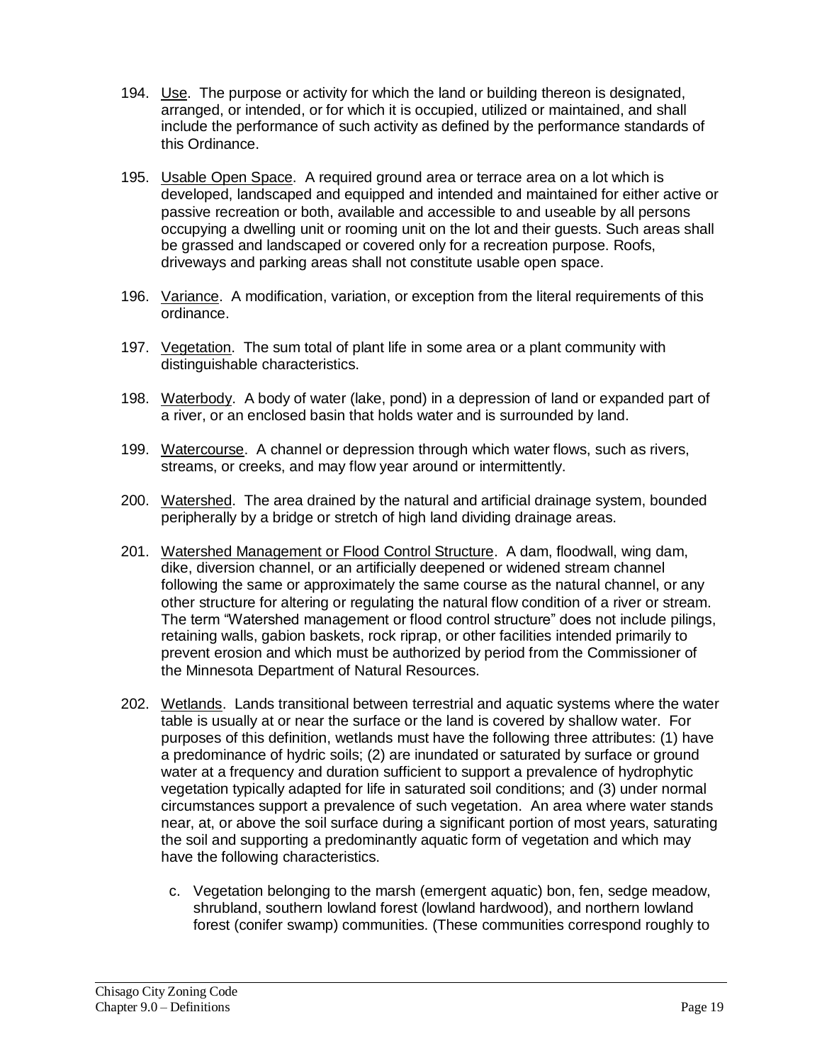194. <u>Use</u>. The purpose or activity for which the land or building thereon is designated, arranged, or intended, or for which it is occupied, utilized or maintained, and shall include the performance of such activity as defined by the performance standards of this Ordinance.

195. <u>Usable Open Space</u>. A required ground area or terrace area on a lot which is developed, landscaped and equipped and intended and maintained for either active or passive recreation or both, available and accessible to and useable by all persons occupying a dwelling unit or rooming unit on the lot and their guests. Such areas shall be grassed and landscaped or covered only for a recreation purpose. Roofs, driveways and parking areas shall not constitute usable open space.

196. <u>Variance</u>. A modification, variation, or exception from the literal requirements of this ordinance.

197. <u>Vegetation</u>. The sum total of plant life in some area or a plant community with distinguishable characteristics.

198. <u>Waterbody</u>. A body of water (lake, pond) in a depression of land or expanded part of a river, or an enclosed basin that holds water and is surrounded by land.

199. <u>Watercourse</u>. A channel or depression through which water flows, such as rivers, streams, or creeks, and may flow year around or intermittently.

200. <u>Watershed</u>. The area drained by the natural and artificial drainage system, bounded peripherally by a bridge or stretch of high land dividing drainage areas.

201. <u>Watershed Management or Flood Control Structure</u>. A dam, floodwall, wing dam, dike, diversion channel, or an artificially deepened or widened stream channel following the same or approximately the same course as the natural channel, or any other structure for altering or regulating the natural flow condition of a river or stream. The term "Watershed management or flood control structure" does not include pilings, retaining walls, gabion baskets, rock riprap, or other facilities intended primarily to prevent erosion and which must be authorized by period from the Commissioner of the Minnesota Department of Natural Resources.

202. <u>Wetlands</u>. Lands transitional between terrestrial and aquatic systems where the water table is usually at or near the surface or the land is covered by shallow water. For purposes of this definition, wetlands must have the following three attributes: (1) have a predominance of hydric soils; (2) are inundated or saturated by surface or ground water at a frequency and duration sufficient to support a prevalence of hydrophytic vegetation typically adapted for life in saturated soil conditions; and (3) under normal circumstances support a prevalence of such vegetation. An area where water stands near, at, or above the soil surface during a significant portion of most years, saturating the soil and supporting a predominantly aquatic form of vegetation and which may have the following characteristics.

    c. Vegetation belonging to the marsh (emergent aquatic) bon, fen, sedge meadow, shrubland, southern lowland forest (lowland hardwood), and northern lowland forest (conifer swamp) communities. (These communities correspond roughly to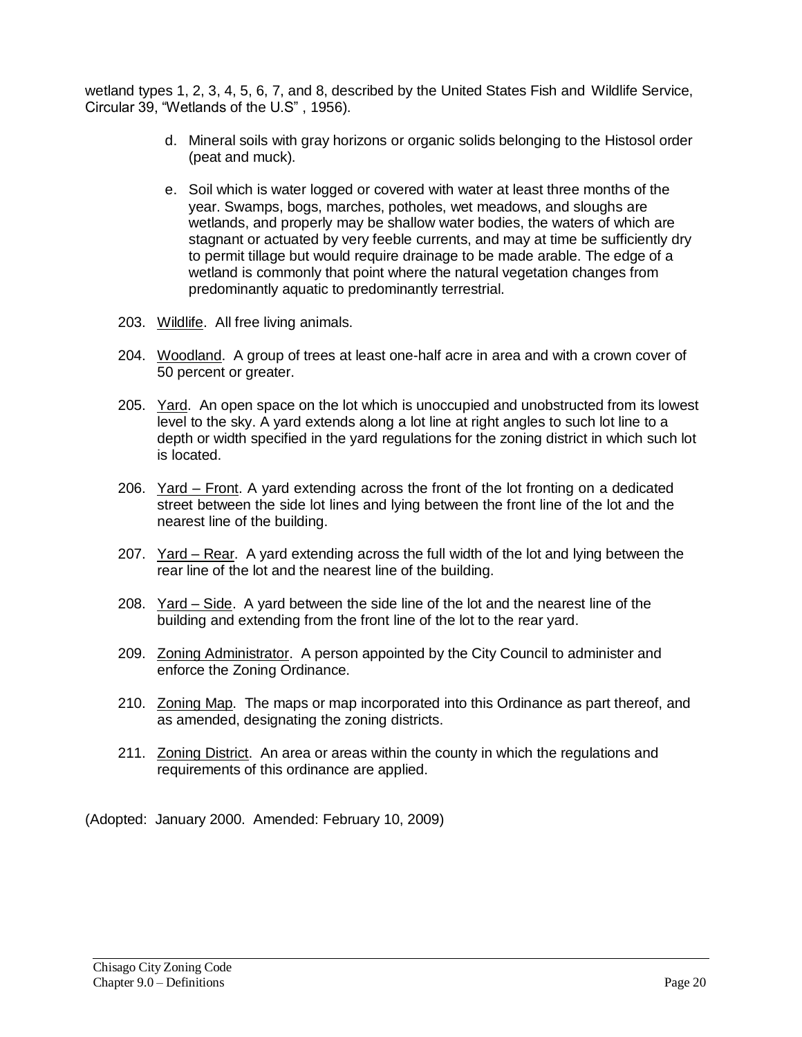wetland types 1, 2, 3, 4, 5, 6, 7, and 8, described by the United States Fish and Wildlife Service, Circular 39, "Wetlands of the U.S" , 1956).

d. Mineral soils with gray horizons or organic solids belonging to the Histosol order (peat and muck).

e. Soil which is water logged or covered with water at least three months of the year. Swamps, bogs, marches, potholes, wet meadows, and sloughs are wetlands, and properly may be shallow water bodies, the waters of which are stagnant or actuated by very feeble currents, and may at time be sufficiently dry to permit tillage but would require drainage to be made arable. The edge of a wetland is commonly that point where the natural vegetation changes from predominantly aquatic to predominantly terrestrial.

203. Wildlife. All free living animals.

204. Woodland. A group of trees at least one-half acre in area and with a crown cover of 50 percent or greater.

205. Yard. An open space on the lot which is unoccupied and unobstructed from its lowest level to the sky. A yard extends along a lot line at right angles to such lot line to a depth or width specified in the yard regulations for the zoning district in which such lot is located.

206. Yard – Front. A yard extending across the front of the lot fronting on a dedicated street between the side lot lines and lying between the front line of the lot and the nearest line of the building.

207. Yard – Rear. A yard extending across the full width of the lot and lying between the rear line of the lot and the nearest line of the building.

208. Yard – Side. A yard between the side line of the lot and the nearest line of the building and extending from the front line of the lot to the rear yard.

209. Zoning Administrator. A person appointed by the City Council to administer and enforce the Zoning Ordinance.

210. Zoning Map. The maps or map incorporated into this Ordinance as part thereof, and as amended, designating the zoning districts.

211. Zoning District. An area or areas within the county in which the regulations and requirements of this ordinance are applied.

(Adopted: January 2000. Amended: February 10, 2009)